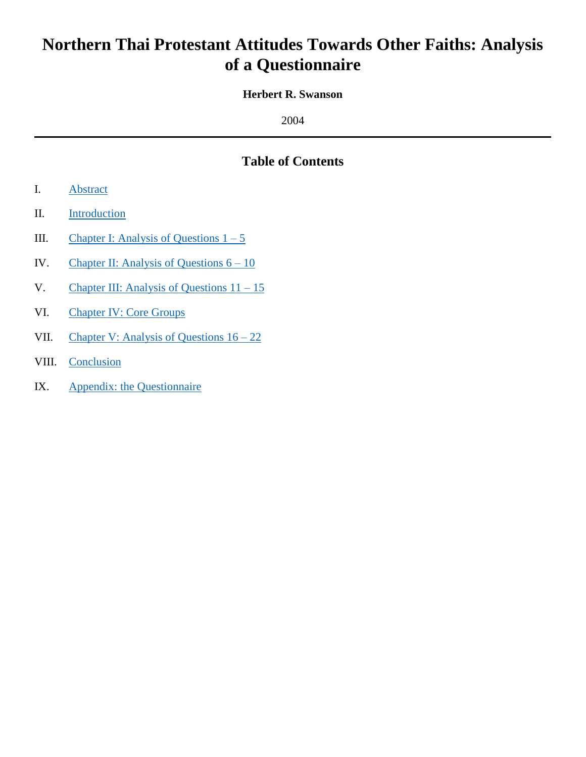# Northern Thai Protestant Attitudes Towards Other Faiths: Analysis of a Questionnaire

**Herbert R. Swanson**

2004

---

## Table of Contents

I. Abstract

II. Introduction

III. Chapter I: Analysis of Questions 1 – 5

IV. Chapter II: Analysis of Questions 6 – 10

V. Chapter III: Analysis of Questions 11 – 15

VI. Chapter IV: Core Groups

VII. Chapter V: Analysis of Questions 16 – 22

VIII. Conclusion

IX. Appendix: the Questionnaire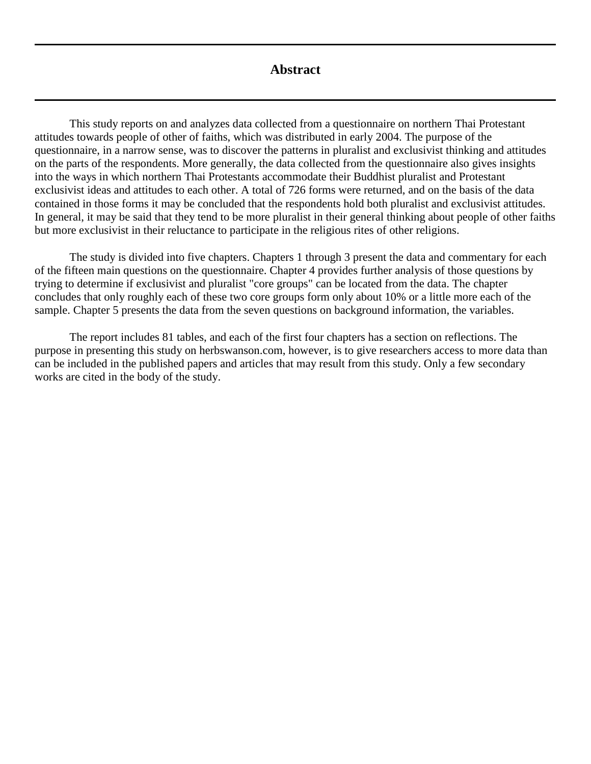# Abstract

This study reports on and analyzes data collected from a questionnaire on northern Thai Protestant attitudes towards people of other of faiths, which was distributed in early 2004. The purpose of the questionnaire, in a narrow sense, was to discover the patterns in pluralist and exclusivist thinking and attitudes on the parts of the respondents. More generally, the data collected from the questionnaire also gives insights into the ways in which northern Thai Protestants accommodate their Buddhist pluralist and Protestant exclusivist ideas and attitudes to each other. A total of 726 forms were returned, and on the basis of the data contained in those forms it may be concluded that the respondents hold both pluralist and exclusivist attitudes. In general, it may be said that they tend to be more pluralist in their general thinking about people of other faiths but more exclusivist in their reluctance to participate in the religious rites of other religions.

The study is divided into five chapters. Chapters 1 through 3 present the data and commentary for each of the fifteen main questions on the questionnaire. Chapter 4 provides further analysis of those questions by trying to determine if exclusivist and pluralist "core groups" can be located from the data. The chapter concludes that only roughly each of these two core groups form only about 10% or a little more each of the sample. Chapter 5 presents the data from the seven questions on background information, the variables.

The report includes 81 tables, and each of the first four chapters has a section on reflections. The purpose in presenting this study on herbswanson.com, however, is to give researchers access to more data than can be included in the published papers and articles that may result from this study. Only a few secondary works are cited in the body of the study.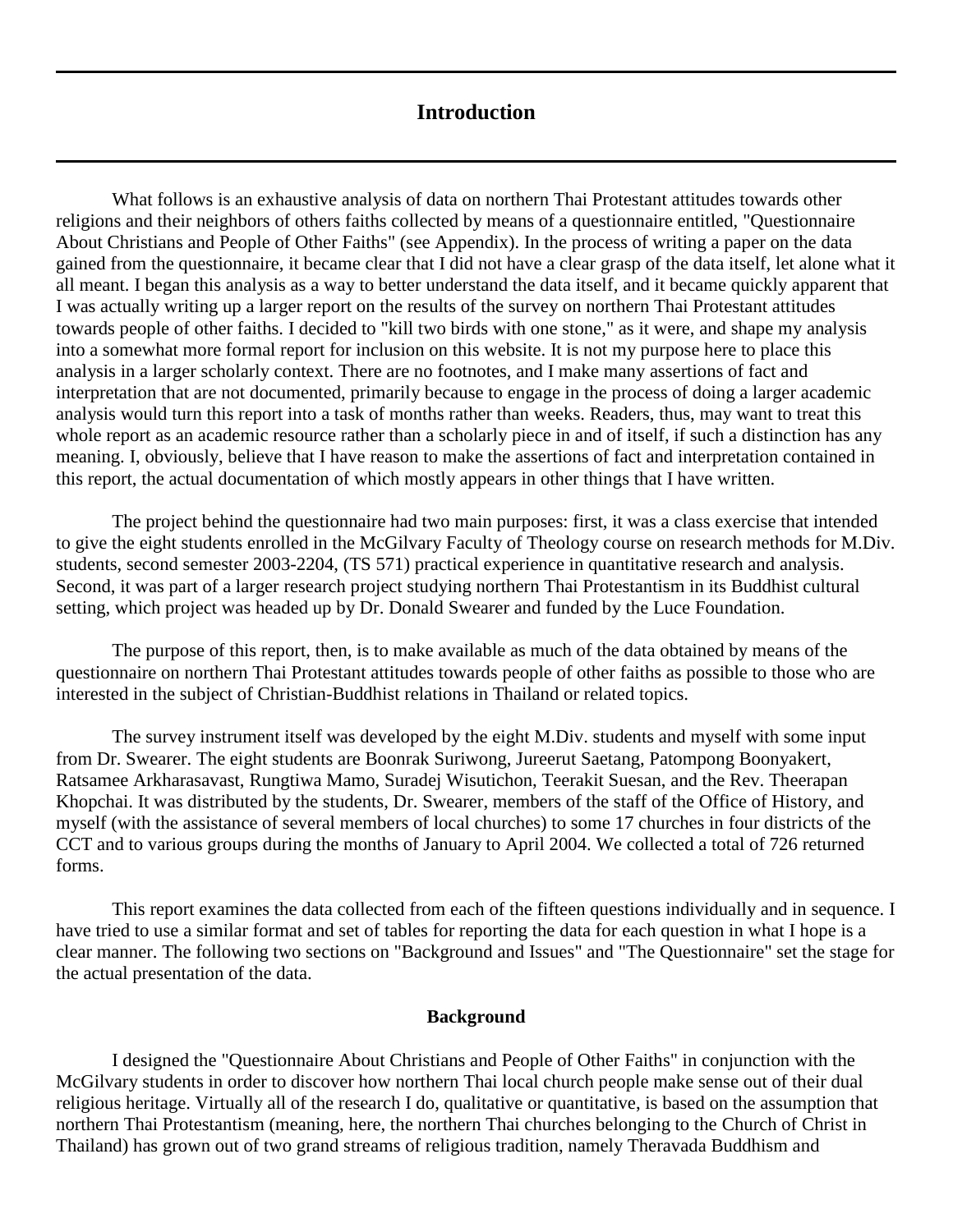## Introduction

What follows is an exhaustive analysis of data on northern Thai Protestant attitudes towards other religions and their neighbors of others faiths collected by means of a questionnaire entitled, "Questionnaire About Christians and People of Other Faiths" (see Appendix). In the process of writing a paper on the data gained from the questionnaire, it became clear that I did not have a clear grasp of the data itself, let alone what it all meant. I began this analysis as a way to better understand the data itself, and it became quickly apparent that I was actually writing up a larger report on the results of the survey on northern Thai Protestant attitudes towards people of other faiths. I decided to "kill two birds with one stone," as it were, and shape my analysis into a somewhat more formal report for inclusion on this website. It is not my purpose here to place this analysis in a larger scholarly context. There are no footnotes, and I make many assertions of fact and interpretation that are not documented, primarily because to engage in the process of doing a larger academic analysis would turn this report into a task of months rather than weeks. Readers, thus, may want to treat this whole report as an academic resource rather than a scholarly piece in and of itself, if such a distinction has any meaning. I, obviously, believe that I have reason to make the assertions of fact and interpretation contained in this report, the actual documentation of which mostly appears in other things that I have written.

The project behind the questionnaire had two main purposes: first, it was a class exercise that intended to give the eight students enrolled in the McGilvary Faculty of Theology course on research methods for M.Div. students, second semester 2003-2204, (TS 571) practical experience in quantitative research and analysis. Second, it was part of a larger research project studying northern Thai Protestantism in its Buddhist cultural setting, which project was headed up by Dr. Donald Swearer and funded by the Luce Foundation.

The purpose of this report, then, is to make available as much of the data obtained by means of the questionnaire on northern Thai Protestant attitudes towards people of other faiths as possible to those who are interested in the subject of Christian-Buddhist relations in Thailand or related topics.

The survey instrument itself was developed by the eight M.Div. students and myself with some input from Dr. Swearer. The eight students are Boonrak Suriwong, Jureerut Saetang, Patompong Boonyakert, Ratsamee Arkharasavast, Rungtiwa Mamo, Suradej Wisutichon, Teerakit Suesan, and the Rev. Theerapan Khopchai. It was distributed by the students, Dr. Swearer, members of the staff of the Office of History, and myself (with the assistance of several members of local churches) to some 17 churches in four districts of the CCT and to various groups during the months of January to April 2004. We collected a total of 726 returned forms.

This report examines the data collected from each of the fifteen questions individually and in sequence. I have tried to use a similar format and set of tables for reporting the data for each question in what I hope is a clear manner. The following two sections on "Background and Issues" and "The Questionnaire" set the stage for the actual presentation of the data.

### Background

I designed the "Questionnaire About Christians and People of Other Faiths" in conjunction with the McGilvary students in order to discover how northern Thai local church people make sense out of their dual religious heritage. Virtually all of the research I do, qualitative or quantitative, is based on the assumption that northern Thai Protestantism (meaning, here, the northern Thai churches belonging to the Church of Christ in Thailand) has grown out of two grand streams of religious tradition, namely Theravada Buddhism and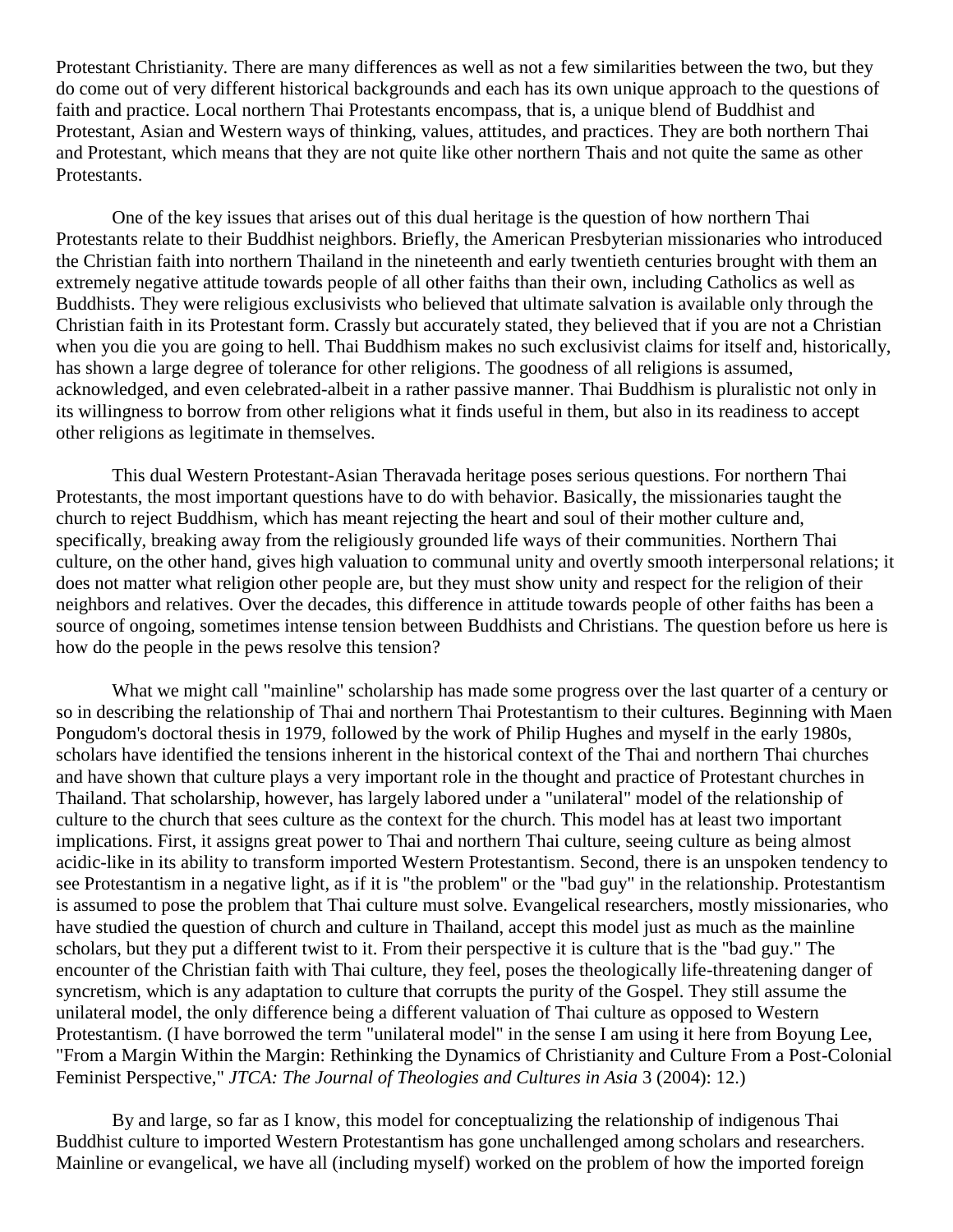Protestant Christianity. There are many differences as well as not a few similarities between the two, but they do come out of very different historical backgrounds and each has its own unique approach to the questions of faith and practice. Local northern Thai Protestants encompass, that is, a unique blend of Buddhist and Protestant, Asian and Western ways of thinking, values, attitudes, and practices. They are both northern Thai and Protestant, which means that they are not quite like other northern Thais and not quite the same as other Protestants.

One of the key issues that arises out of this dual heritage is the question of how northern Thai Protestants relate to their Buddhist neighbors. Briefly, the American Presbyterian missionaries who introduced the Christian faith into northern Thailand in the nineteenth and early twentieth centuries brought with them an extremely negative attitude towards people of all other faiths than their own, including Catholics as well as Buddhists. They were religious exclusivists who believed that ultimate salvation is available only through the Christian faith in its Protestant form. Crassly but accurately stated, they believed that if you are not a Christian when you die you are going to hell. Thai Buddhism makes no such exclusivist claims for itself and, historically, has shown a large degree of tolerance for other religions. The goodness of all religions is assumed, acknowledged, and even celebrated-albeit in a rather passive manner. Thai Buddhism is pluralistic not only in its willingness to borrow from other religions what it finds useful in them, but also in its readiness to accept other religions as legitimate in themselves.

This dual Western Protestant-Asian Theravada heritage poses serious questions. For northern Thai Protestants, the most important questions have to do with behavior. Basically, the missionaries taught the church to reject Buddhism, which has meant rejecting the heart and soul of their mother culture and, specifically, breaking away from the religiously grounded life ways of their communities. Northern Thai culture, on the other hand, gives high valuation to communal unity and overtly smooth interpersonal relations; it does not matter what religion other people are, but they must show unity and respect for the religion of their neighbors and relatives. Over the decades, this difference in attitude towards people of other faiths has been a source of ongoing, sometimes intense tension between Buddhists and Christians. The question before us here is how do the people in the pews resolve this tension?

What we might call "mainline" scholarship has made some progress over the last quarter of a century or so in describing the relationship of Thai and northern Thai Protestantism to their cultures. Beginning with Maen Pongudom's doctoral thesis in 1979, followed by the work of Philip Hughes and myself in the early 1980s, scholars have identified the tensions inherent in the historical context of the Thai and northern Thai churches and have shown that culture plays a very important role in the thought and practice of Protestant churches in Thailand. That scholarship, however, has largely labored under a "unilateral" model of the relationship of culture to the church that sees culture as the context for the church. This model has at least two important implications. First, it assigns great power to Thai and northern Thai culture, seeing culture as being almost acidic-like in its ability to transform imported Western Protestantism. Second, there is an unspoken tendency to see Protestantism in a negative light, as if it is "the problem" or the "bad guy" in the relationship. Protestantism is assumed to pose the problem that Thai culture must solve. Evangelical researchers, mostly missionaries, who have studied the question of church and culture in Thailand, accept this model just as much as the mainline scholars, but they put a different twist to it. From their perspective it is culture that is the "bad guy." The encounter of the Christian faith with Thai culture, they feel, poses the theologically life-threatening danger of syncretism, which is any adaptation to culture that corrupts the purity of the Gospel. They still assume the unilateral model, the only difference being a different valuation of Thai culture as opposed to Western Protestantism. (I have borrowed the term "unilateral model" in the sense I am using it here from Boyung Lee, "From a Margin Within the Margin: Rethinking the Dynamics of Christianity and Culture From a Post-Colonial Feminist Perspective," *JTCA: The Journal of Theologies and Cultures in Asia* 3 (2004): 12.)

By and large, so far as I know, this model for conceptualizing the relationship of indigenous Thai Buddhist culture to imported Western Protestantism has gone unchallenged among scholars and researchers. Mainline or evangelical, we have all (including myself) worked on the problem of how the imported foreign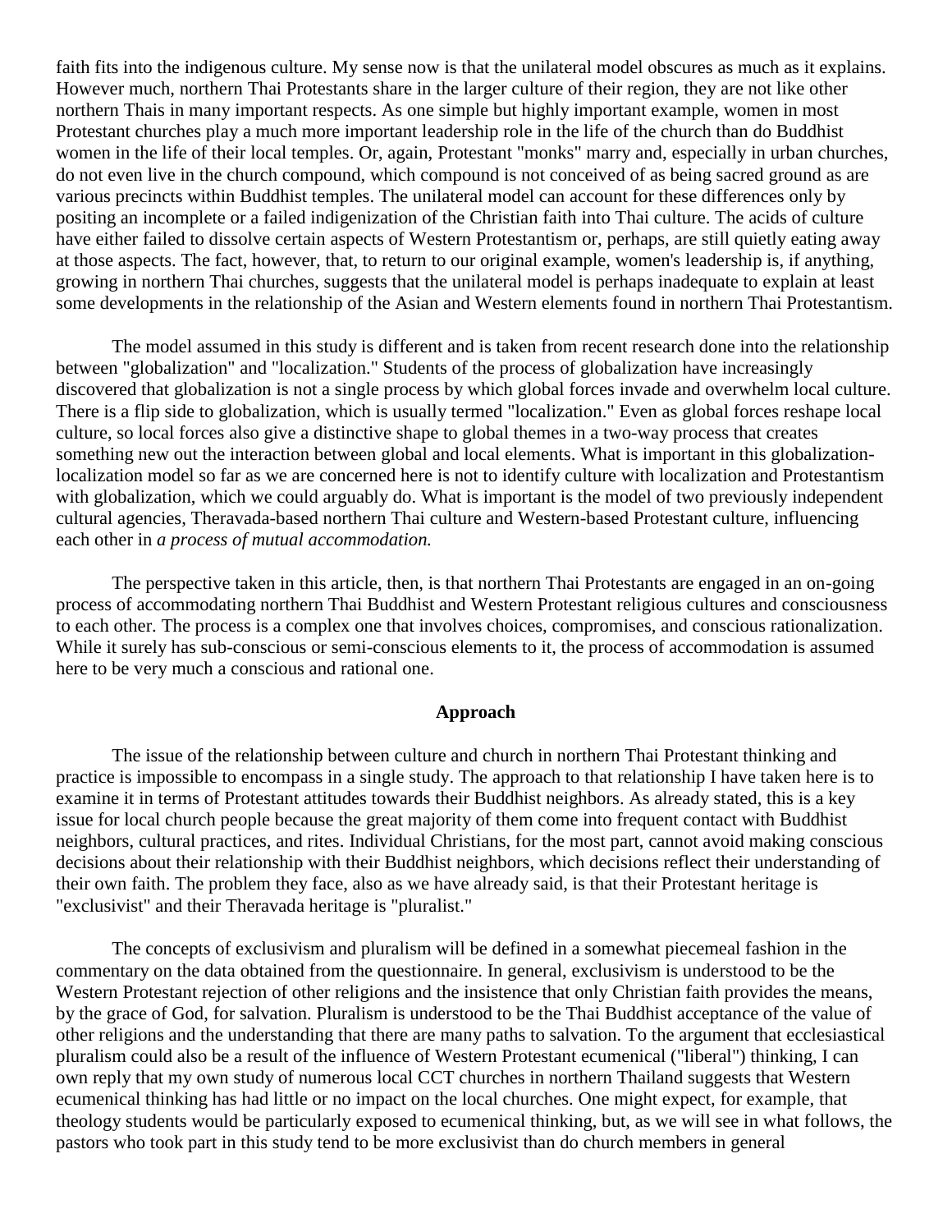faith fits into the indigenous culture. My sense now is that the unilateral model obscures as much as it explains. However much, northern Thai Protestants share in the larger culture of their region, they are not like other northern Thais in many important respects. As one simple but highly important example, women in most Protestant churches play a much more important leadership role in the life of the church than do Buddhist women in the life of their local temples. Or, again, Protestant "monks" marry and, especially in urban churches, do not even live in the church compound, which compound is not conceived of as being sacred ground as are various precincts within Buddhist temples. The unilateral model can account for these differences only by positing an incomplete or a failed indigenization of the Christian faith into Thai culture. The acids of culture have either failed to dissolve certain aspects of Western Protestantism or, perhaps, are still quietly eating away at those aspects. The fact, however, that, to return to our original example, women's leadership is, if anything, growing in northern Thai churches, suggests that the unilateral model is perhaps inadequate to explain at least some developments in the relationship of the Asian and Western elements found in northern Thai Protestantism.

The model assumed in this study is different and is taken from recent research done into the relationship between "globalization" and "localization." Students of the process of globalization have increasingly discovered that globalization is not a single process by which global forces invade and overwhelm local culture. There is a flip side to globalization, which is usually termed "localization." Even as global forces reshape local culture, so local forces also give a distinctive shape to global themes in a two-way process that creates something new out the interaction between global and local elements. What is important in this globalization-localization model so far as we are concerned here is not to identify culture with localization and Protestantism with globalization, which we could arguably do. What is important is the model of two previously independent cultural agencies, Theravada-based northern Thai culture and Western-based Protestant culture, influencing each other in *a process of mutual accommodation.*

The perspective taken in this article, then, is that northern Thai Protestants are engaged in an on-going process of accommodating northern Thai Buddhist and Western Protestant religious cultures and consciousness to each other. The process is a complex one that involves choices, compromises, and conscious rationalization. While it surely has sub-conscious or semi-conscious elements to it, the process of accommodation is assumed here to be very much a conscious and rational one.

## Approach

The issue of the relationship between culture and church in northern Thai Protestant thinking and practice is impossible to encompass in a single study. The approach to that relationship I have taken here is to examine it in terms of Protestant attitudes towards their Buddhist neighbors. As already stated, this is a key issue for local church people because the great majority of them come into frequent contact with Buddhist neighbors, cultural practices, and rites. Individual Christians, for the most part, cannot avoid making conscious decisions about their relationship with their Buddhist neighbors, which decisions reflect their understanding of their own faith. The problem they face, also as we have already said, is that their Protestant heritage is "exclusivist" and their Theravada heritage is "pluralist."

The concepts of exclusivism and pluralism will be defined in a somewhat piecemeal fashion in the commentary on the data obtained from the questionnaire. In general, exclusivism is understood to be the Western Protestant rejection of other religions and the insistence that only Christian faith provides the means, by the grace of God, for salvation. Pluralism is understood to be the Thai Buddhist acceptance of the value of other religions and the understanding that there are many paths to salvation. To the argument that ecclesiastical pluralism could also be a result of the influence of Western Protestant ecumenical ("liberal") thinking, I can own reply that my own study of numerous local CCT churches in northern Thailand suggests that Western ecumenical thinking has had little or no impact on the local churches. One might expect, for example, that theology students would be particularly exposed to ecumenical thinking, but, as we will see in what follows, the pastors who took part in this study tend to be more exclusivist than do church members in general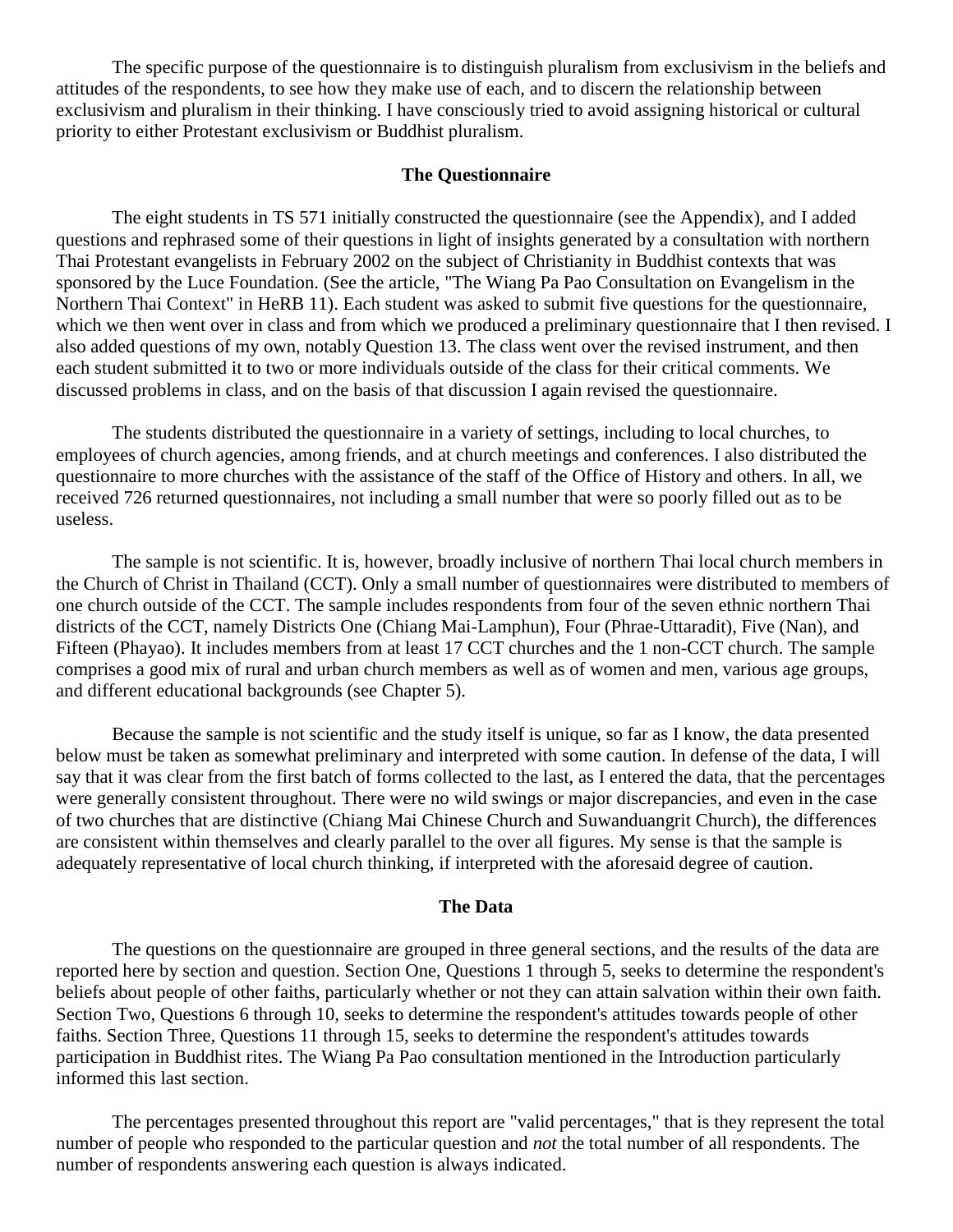The specific purpose of the questionnaire is to distinguish pluralism from exclusivism in the beliefs and attitudes of the respondents, to see how they make use of each, and to discern the relationship between exclusivism and pluralism in their thinking. I have consciously tried to avoid assigning historical or cultural priority to either Protestant exclusivism or Buddhist pluralism.

## The Questionnaire

The eight students in TS 571 initially constructed the questionnaire (see the Appendix), and I added questions and rephrased some of their questions in light of insights generated by a consultation with northern Thai Protestant evangelists in February 2002 on the subject of Christianity in Buddhist contexts that was sponsored by the Luce Foundation. (See the article, "The Wiang Pa Pao Consultation on Evangelism in the Northern Thai Context" in HeRB 11). Each student was asked to submit five questions for the questionnaire, which we then went over in class and from which we produced a preliminary questionnaire that I then revised. I also added questions of my own, notably Question 13. The class went over the revised instrument, and then each student submitted it to two or more individuals outside of the class for their critical comments. We discussed problems in class, and on the basis of that discussion I again revised the questionnaire.

The students distributed the questionnaire in a variety of settings, including to local churches, to employees of church agencies, among friends, and at church meetings and conferences. I also distributed the questionnaire to more churches with the assistance of the staff of the Office of History and others. In all, we received 726 returned questionnaires, not including a small number that were so poorly filled out as to be useless.

The sample is not scientific. It is, however, broadly inclusive of northern Thai local church members in the Church of Christ in Thailand (CCT). Only a small number of questionnaires were distributed to members of one church outside of the CCT. The sample includes respondents from four of the seven ethnic northern Thai districts of the CCT, namely Districts One (Chiang Mai-Lamphun), Four (Phrae-Uttaradit), Five (Nan), and Fifteen (Phayao). It includes members from at least 17 CCT churches and the 1 non-CCT church. The sample comprises a good mix of rural and urban church members as well as of women and men, various age groups, and different educational backgrounds (see Chapter 5).

Because the sample is not scientific and the study itself is unique, so far as I know, the data presented below must be taken as somewhat preliminary and interpreted with some caution. In defense of the data, I will say that it was clear from the first batch of forms collected to the last, as I entered the data, that the percentages were generally consistent throughout. There were no wild swings or major discrepancies, and even in the case of two churches that are distinctive (Chiang Mai Chinese Church and Suwanduangrit Church), the differences are consistent within themselves and clearly parallel to the over all figures. My sense is that the sample is adequately representative of local church thinking, if interpreted with the aforesaid degree of caution.

## The Data

The questions on the questionnaire are grouped in three general sections, and the results of the data are reported here by section and question. Section One, Questions 1 through 5, seeks to determine the respondent's beliefs about people of other faiths, particularly whether or not they can attain salvation within their own faith. Section Two, Questions 6 through 10, seeks to determine the respondent's attitudes towards people of other faiths. Section Three, Questions 11 through 15, seeks to determine the respondent's attitudes towards participation in Buddhist rites. The Wiang Pa Pao consultation mentioned in the Introduction particularly informed this last section.

The percentages presented throughout this report are "valid percentages," that is they represent the total number of people who responded to the particular question and *not* the total number of all respondents. The number of respondents answering each question is always indicated.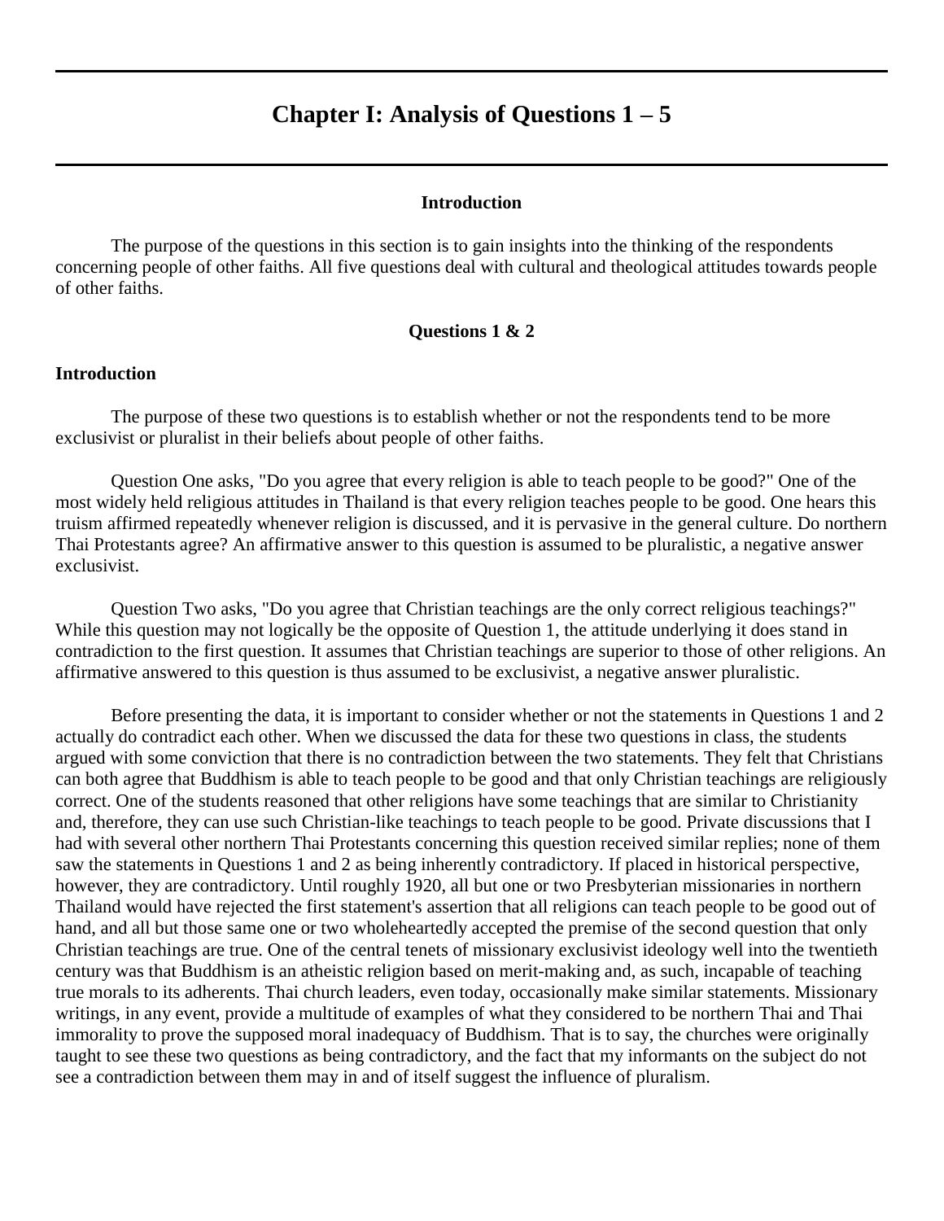# Chapter I: Analysis of Questions 1 – 5

### Introduction

The purpose of the questions in this section is to gain insights into the thinking of the respondents concerning people of other faiths. All five questions deal with cultural and theological attitudes towards people of other faiths.

### Questions 1 & 2

#### Introduction

The purpose of these two questions is to establish whether or not the respondents tend to be more exclusivist or pluralist in their beliefs about people of other faiths.

Question One asks, "Do you agree that every religion is able to teach people to be good?" One of the most widely held religious attitudes in Thailand is that every religion teaches people to be good. One hears this truism affirmed repeatedly whenever religion is discussed, and it is pervasive in the general culture. Do northern Thai Protestants agree? An affirmative answer to this question is assumed to be pluralistic, a negative answer exclusivist.

Question Two asks, "Do you agree that Christian teachings are the only correct religious teachings?" While this question may not logically be the opposite of Question 1, the attitude underlying it does stand in contradiction to the first question. It assumes that Christian teachings are superior to those of other religions. An affirmative answered to this question is thus assumed to be exclusivist, a negative answer pluralistic.

Before presenting the data, it is important to consider whether or not the statements in Questions 1 and 2 actually do contradict each other. When we discussed the data for these two questions in class, the students argued with some conviction that there is no contradiction between the two statements. They felt that Christians can both agree that Buddhism is able to teach people to be good and that only Christian teachings are religiously correct. One of the students reasoned that other religions have some teachings that are similar to Christianity and, therefore, they can use such Christian-like teachings to teach people to be good. Private discussions that I had with several other northern Thai Protestants concerning this question received similar replies; none of them saw the statements in Questions 1 and 2 as being inherently contradictory. If placed in historical perspective, however, they are contradictory. Until roughly 1920, all but one or two Presbyterian missionaries in northern Thailand would have rejected the first statement's assertion that all religions can teach people to be good out of hand, and all but those same one or two wholeheartedly accepted the premise of the second question that only Christian teachings are true. One of the central tenets of missionary exclusivist ideology well into the twentieth century was that Buddhism is an atheistic religion based on merit-making and, as such, incapable of teaching true morals to its adherents. Thai church leaders, even today, occasionally make similar statements. Missionary writings, in any event, provide a multitude of examples of what they considered to be northern Thai and Thai immorality to prove the supposed moral inadequacy of Buddhism. That is to say, the churches were originally taught to see these two questions as being contradictory, and the fact that my informants on the subject do not see a contradiction between them may in and of itself suggest the influence of pluralism.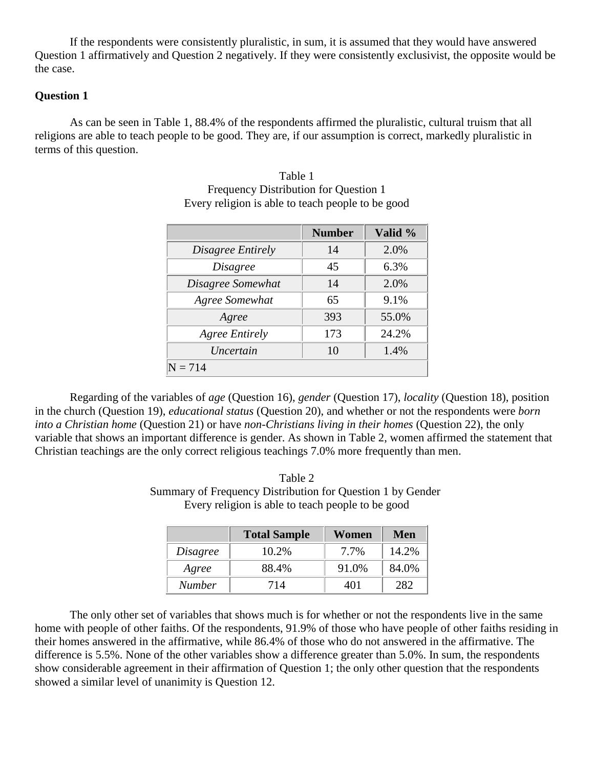If the respondents were consistently pluralistic, in sum, it is assumed that they would have answered Question 1 affirmatively and Question 2 negatively. If they were consistently exclusivist, the opposite would be the case.

**Question 1**

As can be seen in Table 1, 88.4% of the respondents affirmed the pluralistic, cultural truism that all religions are able to teach people to be good. They are, if our assumption is correct, markedly pluralistic in terms of this question.

Table 1
Frequency Distribution for Question 1
Every religion is able to teach people to be good

| | **Number** | **Valid %** |
|---|---|---|
| *Disagree Entirely* | 14 | 2.0% |
| *Disagree* | 45 | 6.3% |
| *Disagree Somewhat* | 14 | 2.0% |
| *Agree Somewhat* | 65 | 9.1% |
| *Agree* | 393 | 55.0% |
| *Agree Entirely* | 173 | 24.2% |
| *Uncertain* | 10 | 1.4% |
| N = 714 | | |

Regarding of the variables of *age* (Question 16), *gender* (Question 17), *locality* (Question 18), position in the church (Question 19), *educational status* (Question 20), and whether or not the respondents were *born into a Christian home* (Question 21) or have *non-Christians living in their homes* (Question 22), the only variable that shows an important difference is gender. As shown in Table 2, women affirmed the statement that Christian teachings are the only correct religious teachings 7.0% more frequently than men.

Table 2
Summary of Frequency Distribution for Question 1 by Gender
Every religion is able to teach people to be good

| | **Total Sample** | **Women** | **Men** |
|---|---|---|---|
| *Disagree* | 10.2% | 7.7% | 14.2% |
| *Agree* | 88.4% | 91.0% | 84.0% |
| *Number* | 714 | 401 | 282 |

The only other set of variables that shows much is for whether or not the respondents live in the same home with people of other faiths. Of the respondents, 91.9% of those who have people of other faiths residing in their homes answered in the affirmative, while 86.4% of those who do not answered in the affirmative. The difference is 5.5%. None of the other variables show a difference greater than 5.0%. In sum, the respondents show considerable agreement in their affirmation of Question 1; the only other question that the respondents showed a similar level of unanimity is Question 12.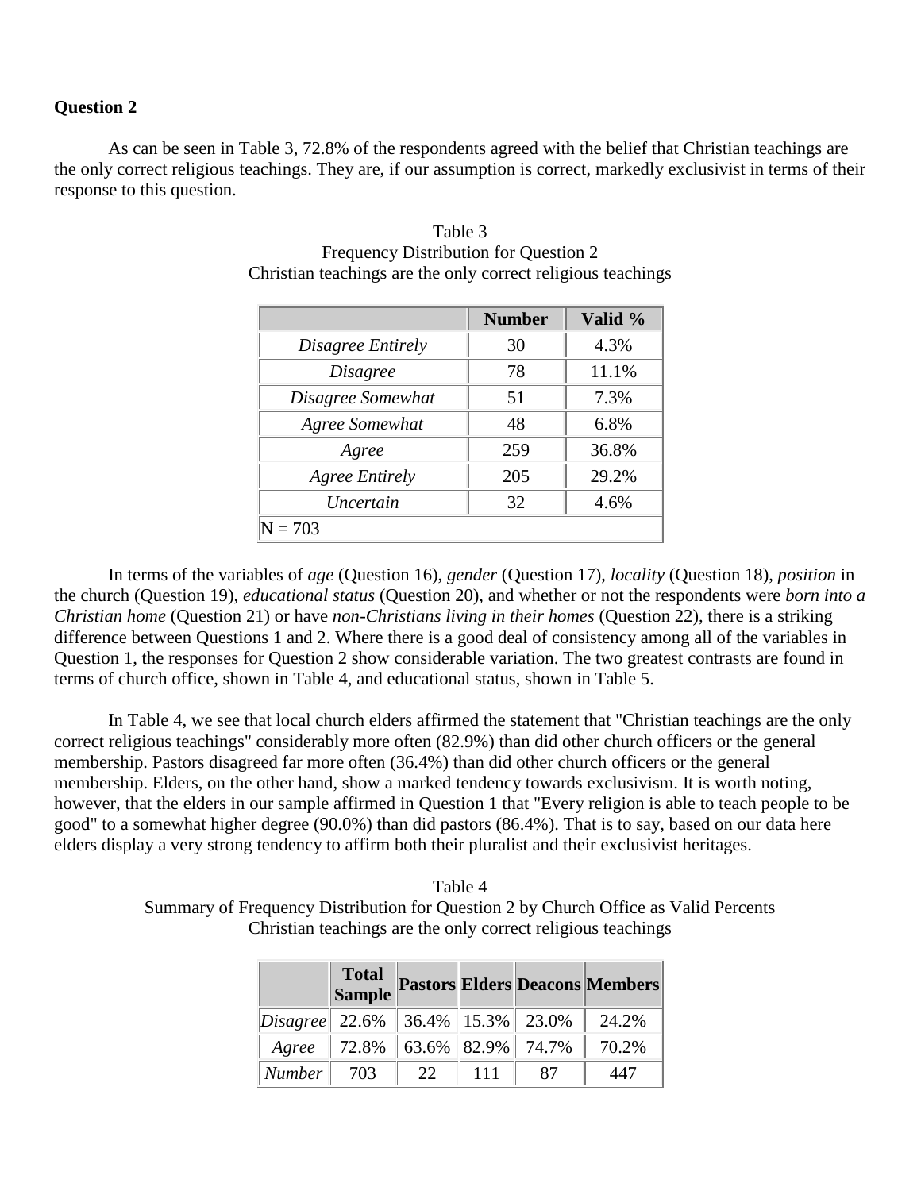**Question 2**

As can be seen in Table 3, 72.8% of the respondents agreed with the belief that Christian teachings are the only correct religious teachings. They are, if our assumption is correct, markedly exclusivist in terms of their response to this question.

Table 3
Frequency Distribution for Question 2
Christian teachings are the only correct religious teachings

| | Number | Valid % |
|---|---|---|
| *Disagree Entirely* | 30 | 4.3% |
| *Disagree* | 78 | 11.1% |
| *Disagree Somewhat* | 51 | 7.3% |
| *Agree Somewhat* | 48 | 6.8% |
| *Agree* | 259 | 36.8% |
| *Agree Entirely* | 205 | 29.2% |
| *Uncertain* | 32 | 4.6% |
| N = 703 | | |

In terms of the variables of *age* (Question 16), *gender* (Question 17), *locality* (Question 18), *position* in the church (Question 19), *educational status* (Question 20), and whether or not the respondents were *born into a Christian home* (Question 21) or have *non-Christians living in their homes* (Question 22), there is a striking difference between Questions 1 and 2. Where there is a good deal of consistency among all of the variables in Question 1, the responses for Question 2 show considerable variation. The two greatest contrasts are found in terms of church office, shown in Table 4, and educational status, shown in Table 5.

In Table 4, we see that local church elders affirmed the statement that "Christian teachings are the only correct religious teachings" considerably more often (82.9%) than did other church officers or the general membership. Pastors disagreed far more often (36.4%) than did other church officers or the general membership. Elders, on the other hand, show a marked tendency towards exclusivism. It is worth noting, however, that the elders in our sample affirmed in Question 1 that "Every religion is able to teach people to be good" to a somewhat higher degree (90.0%) than did pastors (86.4%). That is to say, based on our data here elders display a very strong tendency to affirm both their pluralist and their exclusivist heritages.

Table 4
Summary of Frequency Distribution for Question 2 by Church Office as Valid Percents
Christian teachings are the only correct religious teachings

| | Total Sample | Pastors | Elders | Deacons | Members |
|---|---|---|---|---|---|
| *Disagree* | 22.6% | 36.4% | 15.3% | 23.0% | 24.2% |
| *Agree* | 72.8% | 63.6% | 82.9% | 74.7% | 70.2% |
| *Number* | 703 | 22 | 111 | 87 | 447 |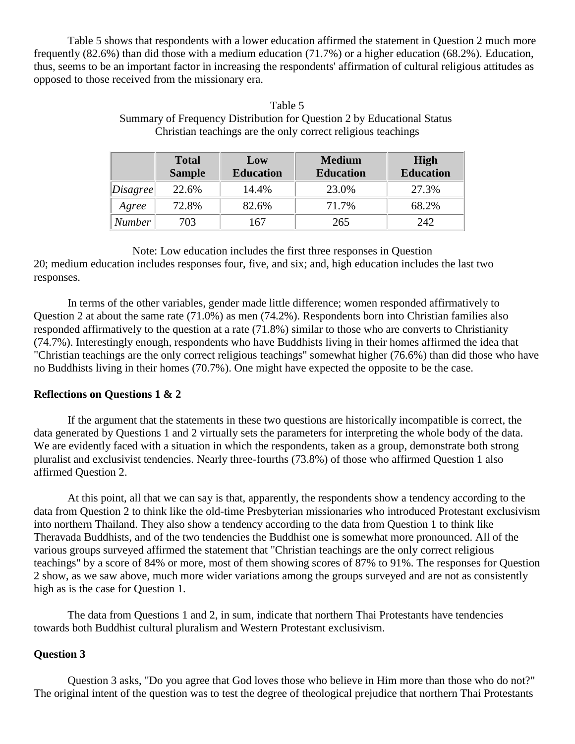Table 5 shows that respondents with a lower education affirmed the statement in Question 2 much more frequently (82.6%) than did those with a medium education (71.7%) or a higher education (68.2%). Education, thus, seems to be an important factor in increasing the respondents' affirmation of cultural religious attitudes as opposed to those received from the missionary era.

Table 5
Summary of Frequency Distribution for Question 2 by Educational Status
Christian teachings are the only correct religious teachings

| | Total Sample | Low Education | Medium Education | High Education |
|---|---|---|---|---|
| *Disagree* | 22.6% | 14.4% | 23.0% | 27.3% |
| *Agree* | 72.8% | 82.6% | 71.7% | 68.2% |
| *Number* | 703 | 167 | 265 | 242 |

Note: Low education includes the first three responses in Question 20; medium education includes responses four, five, and six; and, high education includes the last two responses.

In terms of the other variables, gender made little difference; women responded affirmatively to Question 2 at about the same rate (71.0%) as men (74.2%). Respondents born into Christian families also responded affirmatively to the question at a rate (71.8%) similar to those who are converts to Christianity (74.7%). Interestingly enough, respondents who have Buddhists living in their homes affirmed the idea that "Christian teachings are the only correct religious teachings" somewhat higher (76.6%) than did those who have no Buddhists living in their homes (70.7%). One might have expected the opposite to be the case.

**Reflections on Questions 1 & 2**

If the argument that the statements in these two questions are historically incompatible is correct, the data generated by Questions 1 and 2 virtually sets the parameters for interpreting the whole body of the data. We are evidently faced with a situation in which the respondents, taken as a group, demonstrate both strong pluralist and exclusivist tendencies. Nearly three-fourths (73.8%) of those who affirmed Question 1 also affirmed Question 2.

At this point, all that we can say is that, apparently, the respondents show a tendency according to the data from Question 2 to think like the old-time Presbyterian missionaries who introduced Protestant exclusivism into northern Thailand. They also show a tendency according to the data from Question 1 to think like Theravada Buddhists, and of the two tendencies the Buddhist one is somewhat more pronounced. All of the various groups surveyed affirmed the statement that "Christian teachings are the only correct religious teachings" by a score of 84% or more, most of them showing scores of 87% to 91%. The responses for Question 2 show, as we saw above, much more wider variations among the groups surveyed and are not as consistently high as is the case for Question 1.

The data from Questions 1 and 2, in sum, indicate that northern Thai Protestants have tendencies towards both Buddhist cultural pluralism and Western Protestant exclusivism.

**Question 3**

Question 3 asks, "Do you agree that God loves those who believe in Him more than those who do not?" The original intent of the question was to test the degree of theological prejudice that northern Thai Protestants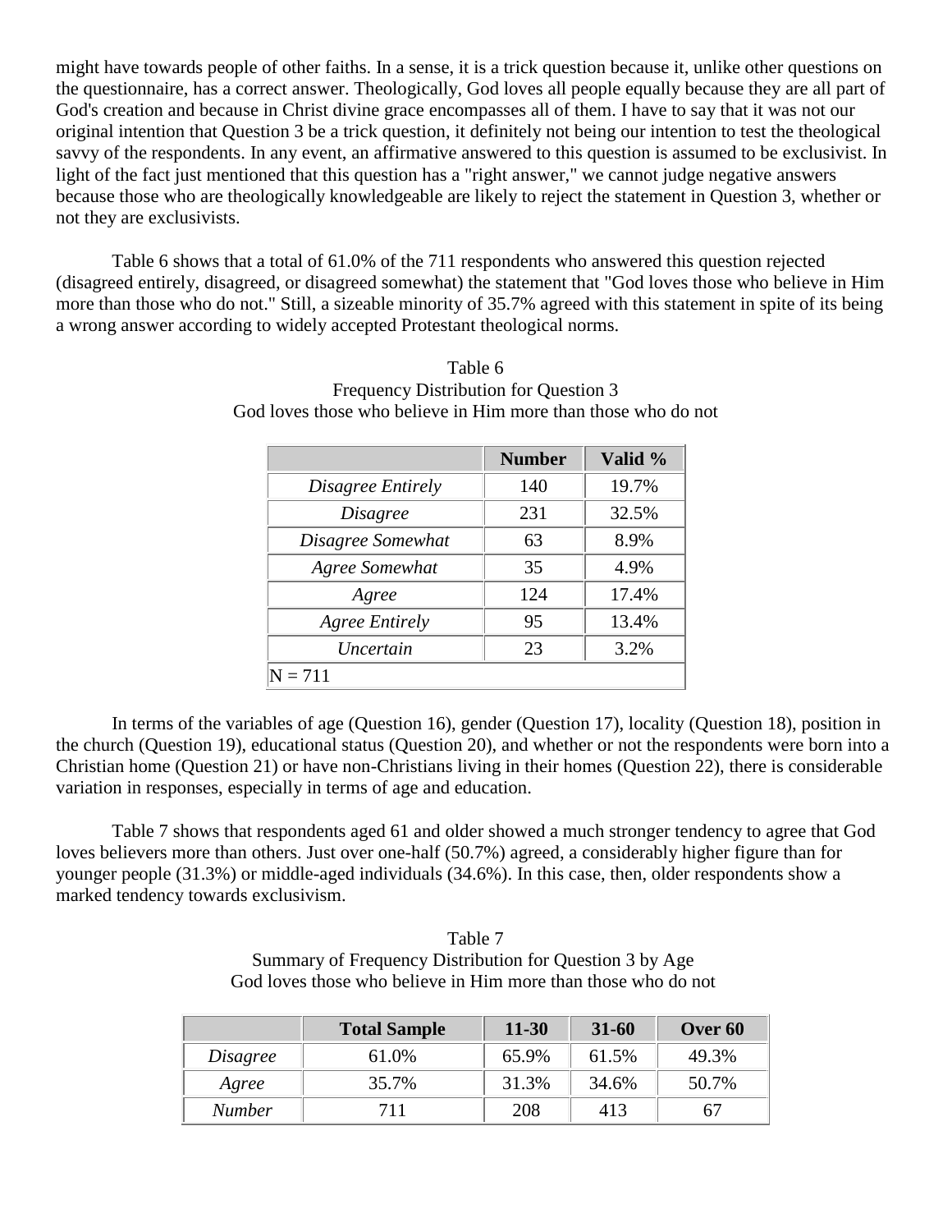might have towards people of other faiths. In a sense, it is a trick question because it, unlike other questions on the questionnaire, has a correct answer. Theologically, God loves all people equally because they are all part of God's creation and because in Christ divine grace encompasses all of them. I have to say that it was not our original intention that Question 3 be a trick question, it definitely not being our intention to test the theological savvy of the respondents. In any event, an affirmative answered to this question is assumed to be exclusivist. In light of the fact just mentioned that this question has a "right answer," we cannot judge negative answers because those who are theologically knowledgeable are likely to reject the statement in Question 3, whether or not they are exclusivists.

Table 6 shows that a total of 61.0% of the 711 respondents who answered this question rejected (disagreed entirely, disagreed, or disagreed somewhat) the statement that "God loves those who believe in Him more than those who do not." Still, a sizeable minority of 35.7% agreed with this statement in spite of its being a wrong answer according to widely accepted Protestant theological norms.

Table 6
Frequency Distribution for Question 3
God loves those who believe in Him more than those who do not

| | Number | Valid % |
|---|---|---|
| *Disagree Entirely* | 140 | 19.7% |
| *Disagree* | 231 | 32.5% |
| *Disagree Somewhat* | 63 | 8.9% |
| *Agree Somewhat* | 35 | 4.9% |
| *Agree* | 124 | 17.4% |
| *Agree Entirely* | 95 | 13.4% |
| *Uncertain* | 23 | 3.2% |
| N = 711 | | |

In terms of the variables of age (Question 16), gender (Question 17), locality (Question 18), position in the church (Question 19), educational status (Question 20), and whether or not the respondents were born into a Christian home (Question 21) or have non-Christians living in their homes (Question 22), there is considerable variation in responses, especially in terms of age and education.

Table 7 shows that respondents aged 61 and older showed a much stronger tendency to agree that God loves believers more than others. Just over one-half (50.7%) agreed, a considerably higher figure than for younger people (31.3%) or middle-aged individuals (34.6%). In this case, then, older respondents show a marked tendency towards exclusivism.

Table 7
Summary of Frequency Distribution for Question 3 by Age
God loves those who believe in Him more than those who do not

| | Total Sample | 11-30 | 31-60 | Over 60 |
|---|---|---|---|---|
| *Disagree* | 61.0% | 65.9% | 61.5% | 49.3% |
| *Agree* | 35.7% | 31.3% | 34.6% | 50.7% |
| *Number* | 711 | 208 | 413 | 67 |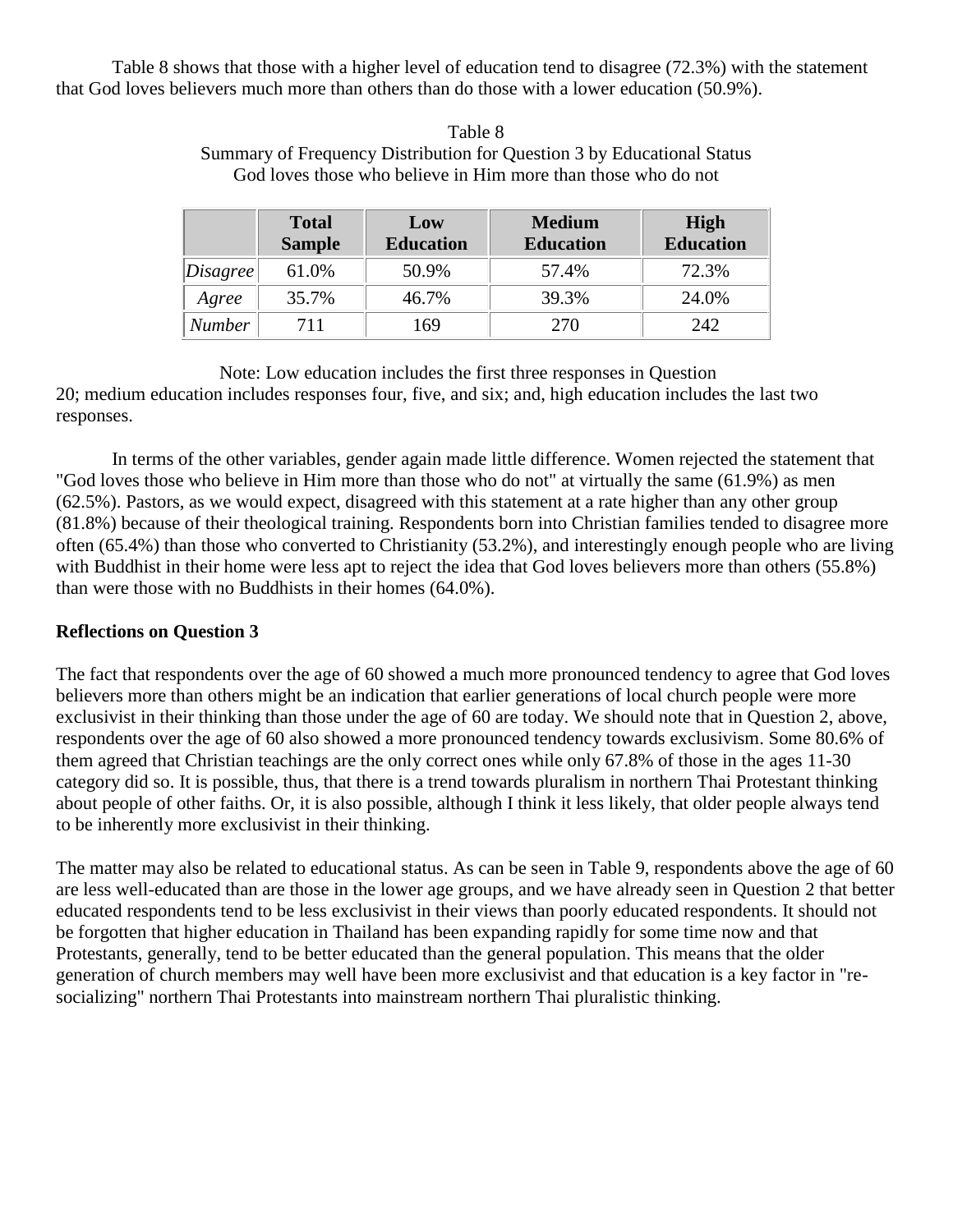Table 8 shows that those with a higher level of education tend to disagree (72.3%) with the statement that God loves believers much more than others than do those with a lower education (50.9%).

Table 8
Summary of Frequency Distribution for Question 3 by Educational Status
God loves those who believe in Him more than those who do not

| | Total Sample | Low Education | Medium Education | High Education |
|---|---|---|---|---|
| *Disagree* | 61.0% | 50.9% | 57.4% | 72.3% |
| *Agree* | 35.7% | 46.7% | 39.3% | 24.0% |
| *Number* | 711 | 169 | 270 | 242 |

Note: Low education includes the first three responses in Question 20; medium education includes responses four, five, and six; and, high education includes the last two responses.

In terms of the other variables, gender again made little difference. Women rejected the statement that "God loves those who believe in Him more than those who do not" at virtually the same (61.9%) as men (62.5%). Pastors, as we would expect, disagreed with this statement at a rate higher than any other group (81.8%) because of their theological training. Respondents born into Christian families tended to disagree more often (65.4%) than those who converted to Christianity (53.2%), and interestingly enough people who are living with Buddhist in their home were less apt to reject the idea that God loves believers more than others (55.8%) than were those with no Buddhists in their homes (64.0%).

**Reflections on Question 3**

The fact that respondents over the age of 60 showed a much more pronounced tendency to agree that God loves believers more than others might be an indication that earlier generations of local church people were more exclusivist in their thinking than those under the age of 60 are today. We should note that in Question 2, above, respondents over the age of 60 also showed a more pronounced tendency towards exclusivism. Some 80.6% of them agreed that Christian teachings are the only correct ones while only 67.8% of those in the ages 11-30 category did so. It is possible, thus, that there is a trend towards pluralism in northern Thai Protestant thinking about people of other faiths. Or, it is also possible, although I think it less likely, that older people always tend to be inherently more exclusivist in their thinking.

The matter may also be related to educational status. As can be seen in Table 9, respondents above the age of 60 are less well-educated than are those in the lower age groups, and we have already seen in Question 2 that better educated respondents tend to be less exclusivist in their views than poorly educated respondents. It should not be forgotten that higher education in Thailand has been expanding rapidly for some time now and that Protestants, generally, tend to be better educated than the general population. This means that the older generation of church members may well have been more exclusivist and that education is a key factor in "re-socializing" northern Thai Protestants into mainstream northern Thai pluralistic thinking.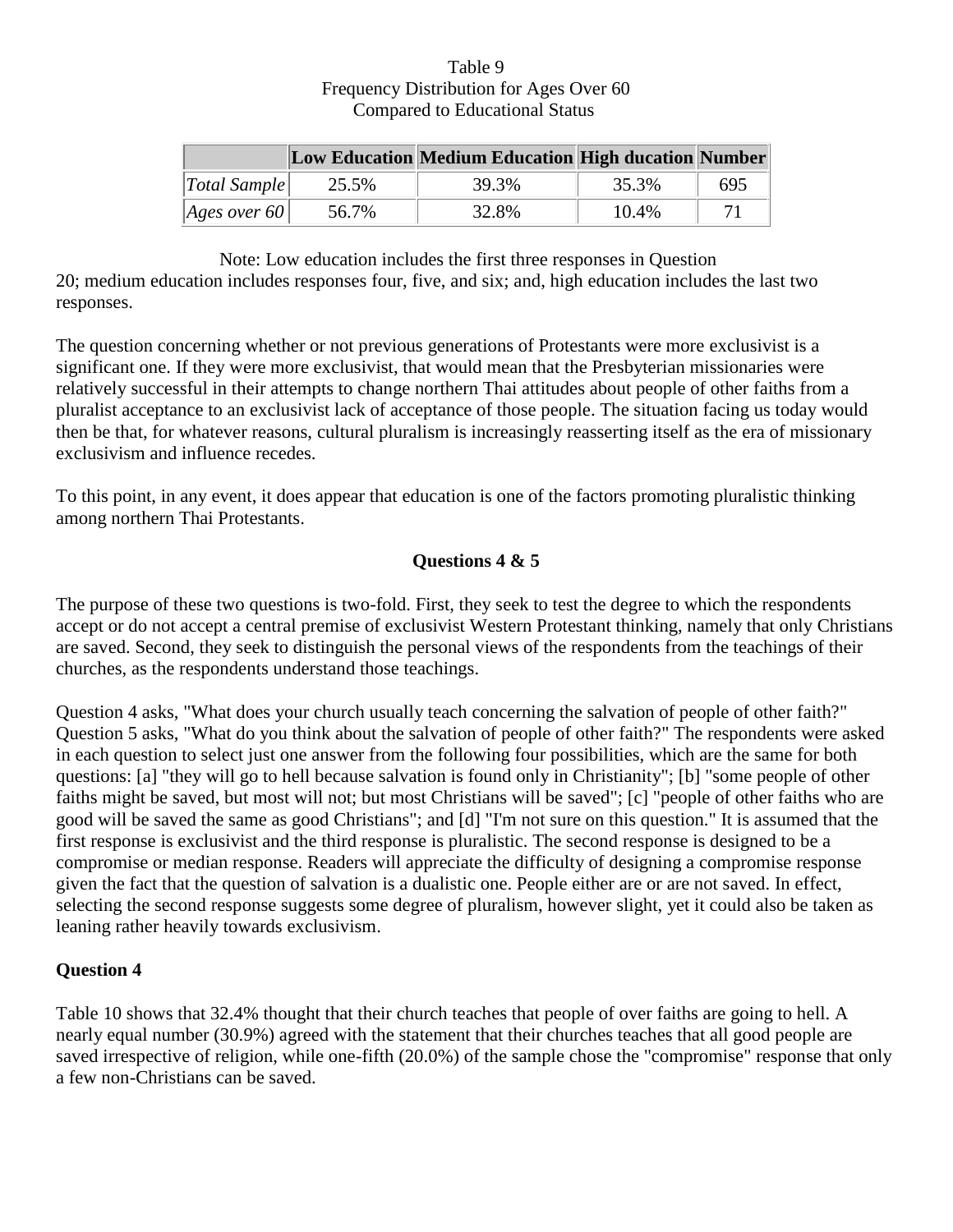Table 9
Frequency Distribution for Ages Over 60
Compared to Educational Status

| | Low Education | Medium Education | High ducation | Number |
|---|---|---|---|---|
| *Total Sample* | 25.5% | 39.3% | 35.3% | 695 |
| *Ages over 60* | 56.7% | 32.8% | 10.4% | 71 |

Note: Low education includes the first three responses in Question 20; medium education includes responses four, five, and six; and, high education includes the last two responses.

The question concerning whether or not previous generations of Protestants were more exclusivist is a significant one. If they were more exclusivist, that would mean that the Presbyterian missionaries were relatively successful in their attempts to change northern Thai attitudes about people of other faiths from a pluralist acceptance to an exclusivist lack of acceptance of those people. The situation facing us today would then be that, for whatever reasons, cultural pluralism is increasingly reasserting itself as the era of missionary exclusivism and influence recedes.

To this point, in any event, it does appear that education is one of the factors promoting pluralistic thinking among northern Thai Protestants.

### Questions 4 & 5

The purpose of these two questions is two-fold. First, they seek to test the degree to which the respondents accept or do not accept a central premise of exclusivist Western Protestant thinking, namely that only Christians are saved. Second, they seek to distinguish the personal views of the respondents from the teachings of their churches, as the respondents understand those teachings.

Question 4 asks, "What does your church usually teach concerning the salvation of people of other faith?" Question 5 asks, "What do you think about the salvation of people of other faith?" The respondents were asked in each question to select just one answer from the following four possibilities, which are the same for both questions: [a] "they will go to hell because salvation is found only in Christianity"; [b] "some people of other faiths might be saved, but most will not; but most Christians will be saved"; [c] "people of other faiths who are good will be saved the same as good Christians"; and [d] "I'm not sure on this question." It is assumed that the first response is exclusivist and the third response is pluralistic. The second response is designed to be a compromise or median response. Readers will appreciate the difficulty of designing a compromise response given the fact that the question of salvation is a dualistic one. People either are or are not saved. In effect, selecting the second response suggests some degree of pluralism, however slight, yet it could also be taken as leaning rather heavily towards exclusivism.

### Question 4

Table 10 shows that 32.4% thought that their church teaches that people of over faiths are going to hell. A nearly equal number (30.9%) agreed with the statement that their churches teaches that all good people are saved irrespective of religion, while one-fifth (20.0%) of the sample chose the "compromise" response that only a few non-Christians can be saved.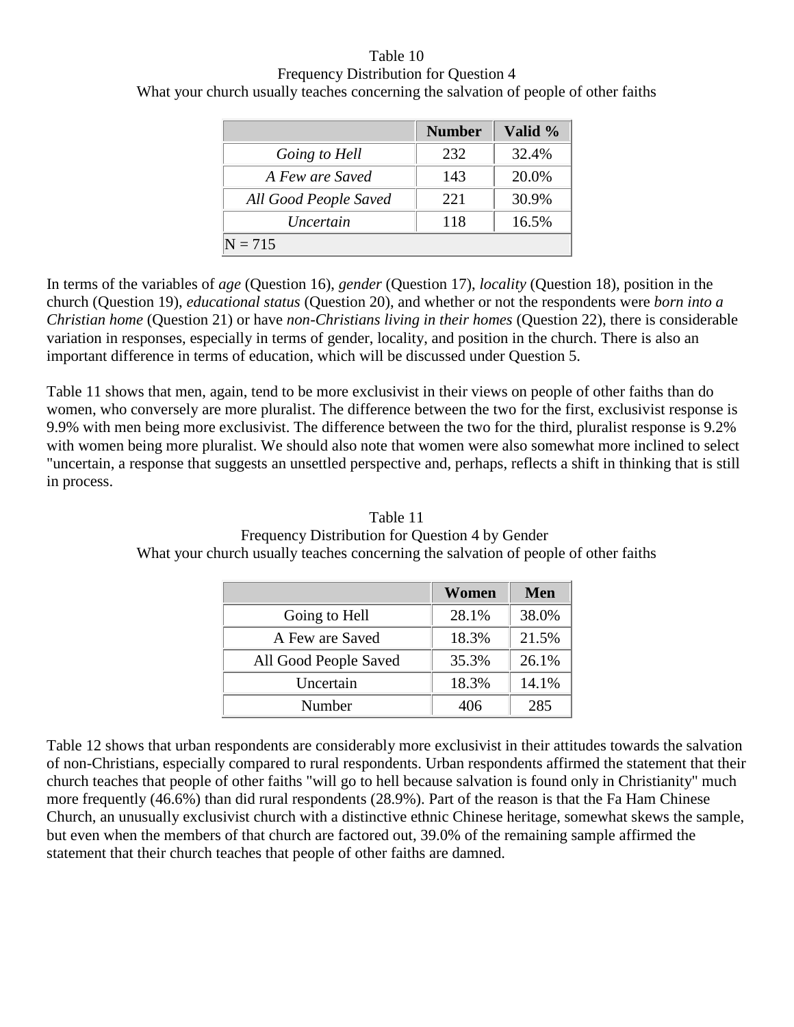Table 10
Frequency Distribution for Question 4
What your church usually teaches concerning the salvation of people of other faiths

| | Number | Valid % |
|---|---|---|
| *Going to Hell* | 232 | 32.4% |
| *A Few are Saved* | 143 | 20.0% |
| *All Good People Saved* | 221 | 30.9% |
| *Uncertain* | 118 | 16.5% |
| N = 715 | | |

In terms of the variables of *age* (Question 16), *gender* (Question 17), *locality* (Question 18), position in the church (Question 19), *educational status* (Question 20), and whether or not the respondents were *born into a Christian home* (Question 21) or have *non-Christians living in their homes* (Question 22), there is considerable variation in responses, especially in terms of gender, locality, and position in the church. There is also an important difference in terms of education, which will be discussed under Question 5.

Table 11 shows that men, again, tend to be more exclusivist in their views on people of other faiths than do women, who conversely are more pluralist. The difference between the two for the first, exclusivist response is 9.9% with men being more exclusivist. The difference between the two for the third, pluralist response is 9.2% with women being more pluralist. We should also note that women were also somewhat more inclined to select "uncertain, a response that suggests an unsettled perspective and, perhaps, reflects a shift in thinking that is still in process.

Table 11
Frequency Distribution for Question 4 by Gender
What your church usually teaches concerning the salvation of people of other faiths

| | Women | Men |
|---|---|---|
| Going to Hell | 28.1% | 38.0% |
| A Few are Saved | 18.3% | 21.5% |
| All Good People Saved | 35.3% | 26.1% |
| Uncertain | 18.3% | 14.1% |
| Number | 406 | 285 |

Table 12 shows that urban respondents are considerably more exclusivist in their attitudes towards the salvation of non-Christians, especially compared to rural respondents. Urban respondents affirmed the statement that their church teaches that people of other faiths "will go to hell because salvation is found only in Christianity" much more frequently (46.6%) than did rural respondents (28.9%). Part of the reason is that the Fa Ham Chinese Church, an unusually exclusivist church with a distinctive ethnic Chinese heritage, somewhat skews the sample, but even when the members of that church are factored out, 39.0% of the remaining sample affirmed the statement that their church teaches that people of other faiths are damned.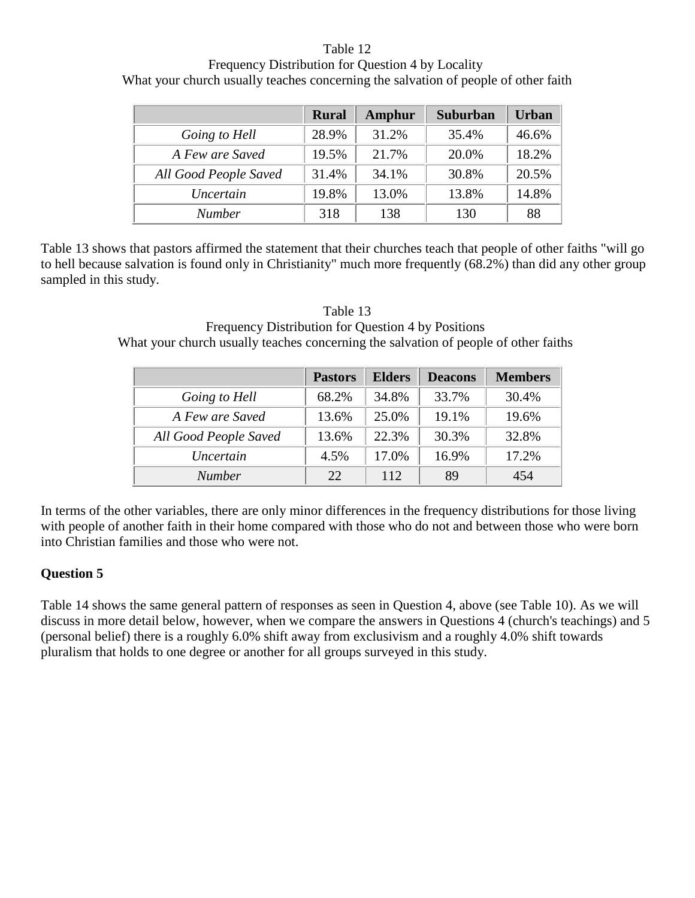Table 12
Frequency Distribution for Question 4 by Locality
What your church usually teaches concerning the salvation of people of other faith

| | Rural | Amphur | Suburban | Urban |
|---|---|---|---|---|
| *Going to Hell* | 28.9% | 31.2% | 35.4% | 46.6% |
| *A Few are Saved* | 19.5% | 21.7% | 20.0% | 18.2% |
| *All Good People Saved* | 31.4% | 34.1% | 30.8% | 20.5% |
| *Uncertain* | 19.8% | 13.0% | 13.8% | 14.8% |
| *Number* | 318 | 138 | 130 | 88 |

Table 13 shows that pastors affirmed the statement that their churches teach that people of other faiths "will go to hell because salvation is found only in Christianity" much more frequently (68.2%) than did any other group sampled in this study.

Table 13
Frequency Distribution for Question 4 by Positions
What your church usually teaches concerning the salvation of people of other faiths

| | Pastors | Elders | Deacons | Members |
|---|---|---|---|---|
| *Going to Hell* | 68.2% | 34.8% | 33.7% | 30.4% |
| *A Few are Saved* | 13.6% | 25.0% | 19.1% | 19.6% |
| *All Good People Saved* | 13.6% | 22.3% | 30.3% | 32.8% |
| *Uncertain* | 4.5% | 17.0% | 16.9% | 17.2% |
| *Number* | 22 | 112 | 89 | 454 |

In terms of the other variables, there are only minor differences in the frequency distributions for those living with people of another faith in their home compared with those who do not and between those who were born into Christian families and those who were not.

**Question 5**

Table 14 shows the same general pattern of responses as seen in Question 4, above (see Table 10). As we will discuss in more detail below, however, when we compare the answers in Questions 4 (church's teachings) and 5 (personal belief) there is a roughly 6.0% shift away from exclusivism and a roughly 4.0% shift towards pluralism that holds to one degree or another for all groups surveyed in this study.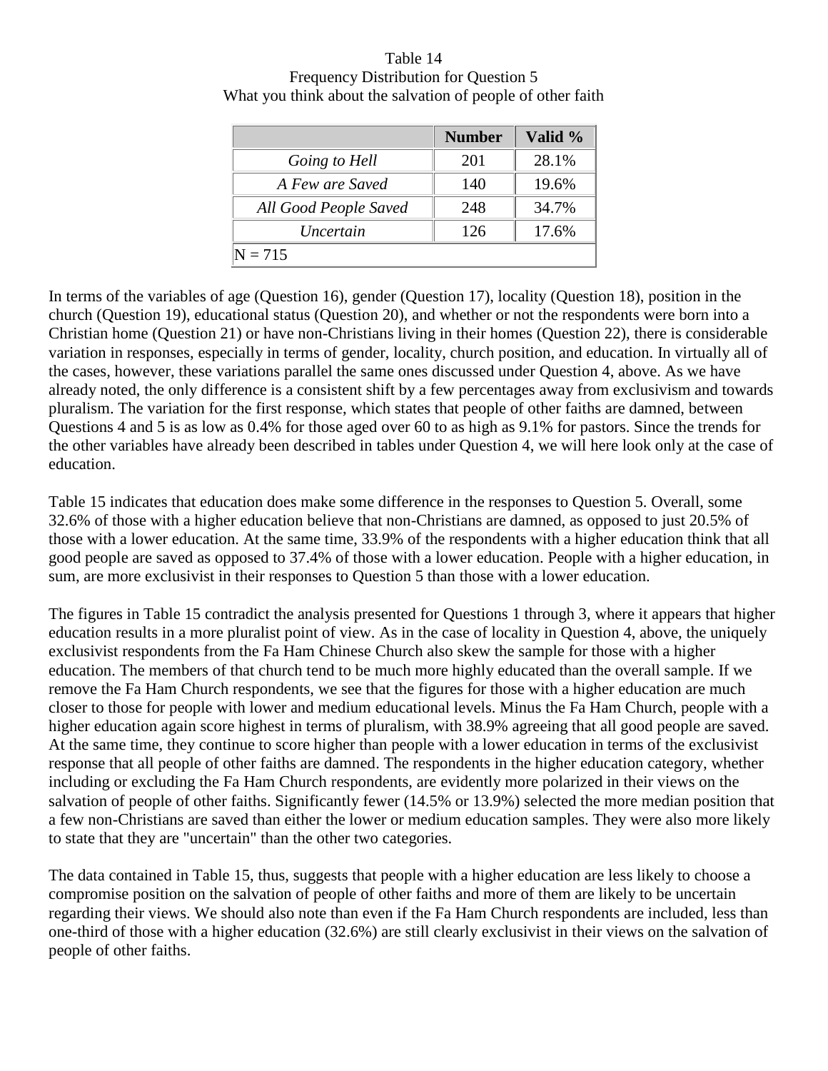Table 14
Frequency Distribution for Question 5
What you think about the salvation of people of other faith

| | Number | Valid % |
|---|---|---|
| *Going to Hell* | 201 | 28.1% |
| *A Few are Saved* | 140 | 19.6% |
| *All Good People Saved* | 248 | 34.7% |
| *Uncertain* | 126 | 17.6% |
| N = 715 | | |

In terms of the variables of age (Question 16), gender (Question 17), locality (Question 18), position in the church (Question 19), educational status (Question 20), and whether or not the respondents were born into a Christian home (Question 21) or have non-Christians living in their homes (Question 22), there is considerable variation in responses, especially in terms of gender, locality, church position, and education. In virtually all of the cases, however, these variations parallel the same ones discussed under Question 4, above. As we have already noted, the only difference is a consistent shift by a few percentages away from exclusivism and towards pluralism. The variation for the first response, which states that people of other faiths are damned, between Questions 4 and 5 is as low as 0.4% for those aged over 60 to as high as 9.1% for pastors. Since the trends for the other variables have already been described in tables under Question 4, we will here look only at the case of education.

Table 15 indicates that education does make some difference in the responses to Question 5. Overall, some 32.6% of those with a higher education believe that non-Christians are damned, as opposed to just 20.5% of those with a lower education. At the same time, 33.9% of the respondents with a higher education think that all good people are saved as opposed to 37.4% of those with a lower education. People with a higher education, in sum, are more exclusivist in their responses to Question 5 than those with a lower education.

The figures in Table 15 contradict the analysis presented for Questions 1 through 3, where it appears that higher education results in a more pluralist point of view. As in the case of locality in Question 4, above, the uniquely exclusivist respondents from the Fa Ham Chinese Church also skew the sample for those with a higher education. The members of that church tend to be much more highly educated than the overall sample. If we remove the Fa Ham Church respondents, we see that the figures for those with a higher education are much closer to those for people with lower and medium educational levels. Minus the Fa Ham Church, people with a higher education again score highest in terms of pluralism, with 38.9% agreeing that all good people are saved. At the same time, they continue to score higher than people with a lower education in terms of the exclusivist response that all people of other faiths are damned. The respondents in the higher education category, whether including or excluding the Fa Ham Church respondents, are evidently more polarized in their views on the salvation of people of other faiths. Significantly fewer (14.5% or 13.9%) selected the more median position that a few non-Christians are saved than either the lower or medium education samples. They were also more likely to state that they are "uncertain" than the other two categories.

The data contained in Table 15, thus, suggests that people with a higher education are less likely to choose a compromise position on the salvation of people of other faiths and more of them are likely to be uncertain regarding their views. We should also note than even if the Fa Ham Church respondents are included, less than one-third of those with a higher education (32.6%) are still clearly exclusivist in their views on the salvation of people of other faiths.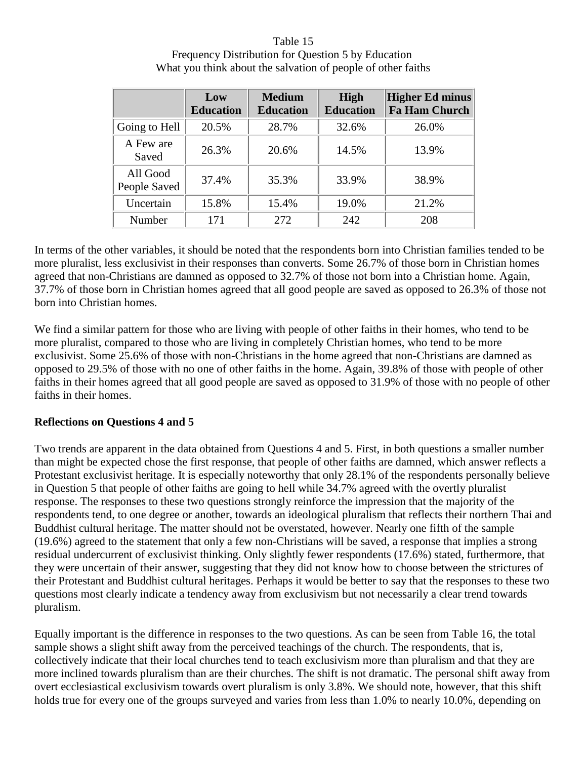Table 15
Frequency Distribution for Question 5 by Education
What you think about the salvation of people of other faiths

| | Low Education | Medium Education | High Education | Higher Ed minus Fa Ham Church |
|---|---|---|---|---|
| Going to Hell | 20.5% | 28.7% | 32.6% | 26.0% |
| A Few are Saved | 26.3% | 20.6% | 14.5% | 13.9% |
| All Good People Saved | 37.4% | 35.3% | 33.9% | 38.9% |
| Uncertain | 15.8% | 15.4% | 19.0% | 21.2% |
| Number | 171 | 272 | 242 | 208 |

In terms of the other variables, it should be noted that the respondents born into Christian families tended to be more pluralist, less exclusivist in their responses than converts. Some 26.7% of those born in Christian homes agreed that non-Christians are damned as opposed to 32.7% of those not born into a Christian home. Again, 37.7% of those born in Christian homes agreed that all good people are saved as opposed to 26.3% of those not born into Christian homes.

We find a similar pattern for those who are living with people of other faiths in their homes, who tend to be more pluralist, compared to those who are living in completely Christian homes, who tend to be more exclusivist. Some 25.6% of those with non-Christians in the home agreed that non-Christians are damned as opposed to 29.5% of those with no one of other faiths in the home. Again, 39.8% of those with people of other faiths in their homes agreed that all good people are saved as opposed to 31.9% of those with no people of other faiths in their homes.

**Reflections on Questions 4 and 5**

Two trends are apparent in the data obtained from Questions 4 and 5. First, in both questions a smaller number than might be expected chose the first response, that people of other faiths are damned, which answer reflects a Protestant exclusivist heritage. It is especially noteworthy that only 28.1% of the respondents personally believe in Question 5 that people of other faiths are going to hell while 34.7% agreed with the overtly pluralist response. The responses to these two questions strongly reinforce the impression that the majority of the respondents tend, to one degree or another, towards an ideological pluralism that reflects their northern Thai and Buddhist cultural heritage. The matter should not be overstated, however. Nearly one fifth of the sample (19.6%) agreed to the statement that only a few non-Christians will be saved, a response that implies a strong residual undercurrent of exclusivist thinking. Only slightly fewer respondents (17.6%) stated, furthermore, that they were uncertain of their answer, suggesting that they did not know how to choose between the strictures of their Protestant and Buddhist cultural heritages. Perhaps it would be better to say that the responses to these two questions most clearly indicate a tendency away from exclusivism but not necessarily a clear trend towards pluralism.

Equally important is the difference in responses to the two questions. As can be seen from Table 16, the total sample shows a slight shift away from the perceived teachings of the church. The respondents, that is, collectively indicate that their local churches tend to teach exclusivism more than pluralism and that they are more inclined towards pluralism than are their churches. The shift is not dramatic. The personal shift away from overt ecclesiastical exclusivism towards overt pluralism is only 3.8%. We should note, however, that this shift holds true for every one of the groups surveyed and varies from less than 1.0% to nearly 10.0%, depending on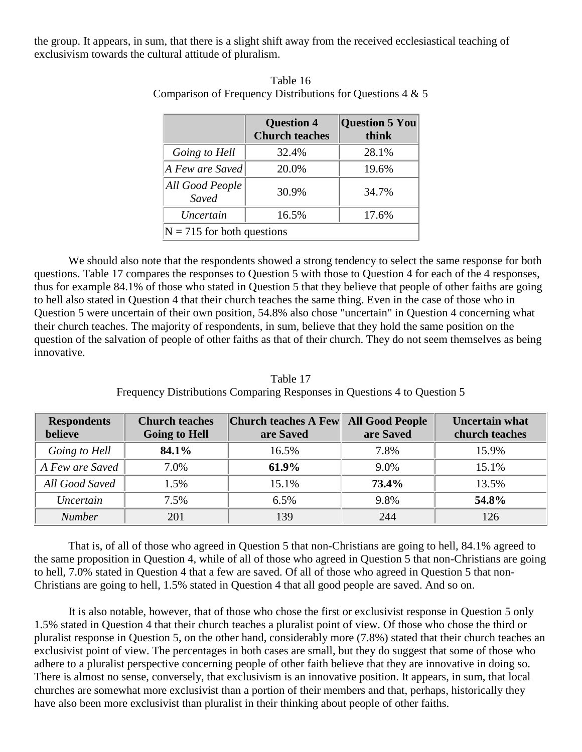the group. It appears, in sum, that there is a slight shift away from the received ecclesiastical teaching of exclusivism towards the cultural attitude of pluralism.

Table 16
Comparison of Frequency Distributions for Questions 4 & 5

| | **Question 4 Church teaches** | **Question 5 You think** |
|---|---|---|
| *Going to Hell* | 32.4% | 28.1% |
| *A Few are Saved* | 20.0% | 19.6% |
| *All Good People Saved* | 30.9% | 34.7% |
| *Uncertain* | 16.5% | 17.6% |
| N = 715 for both questions | | |

We should also note that the respondents showed a strong tendency to select the same response for both questions. Table 17 compares the responses to Question 5 with those to Question 4 for each of the 4 responses, thus for example 84.1% of those who stated in Question 5 that they believe that people of other faiths are going to hell also stated in Question 4 that their church teaches the same thing. Even in the case of those who in Question 5 were uncertain of their own position, 54.8% also chose "uncertain" in Question 4 concerning what their church teaches. The majority of respondents, in sum, believe that they hold the same position on the question of the salvation of people of other faiths as that of their church. They do not seem themselves as being innovative.

Table 17
Frequency Distributions Comparing Responses in Questions 4 to Question 5

| **Respondents believe** | **Church teaches Going to Hell** | **Church teaches A Few are Saved** | **All Good People are Saved** | **Uncertain what church teaches** |
|---|---|---|---|---|
| *Going to Hell* | **84.1%** | 16.5% | 7.8% | 15.9% |
| *A Few are Saved* | 7.0% | **61.9%** | 9.0% | 15.1% |
| *All Good Saved* | 1.5% | 15.1% | **73.4%** | 13.5% |
| *Uncertain* | 7.5% | 6.5% | 9.8% | **54.8%** |
| *Number* | 201 | 139 | 244 | 126 |

That is, of all of those who agreed in Question 5 that non-Christians are going to hell, 84.1% agreed to the same proposition in Question 4, while of all of those who agreed in Question 5 that non-Christians are going to hell, 7.0% stated in Question 4 that a few are saved. Of all of those who agreed in Question 5 that non-Christians are going to hell, 1.5% stated in Question 4 that all good people are saved. And so on.

It is also notable, however, that of those who chose the first or exclusivist response in Question 5 only 1.5% stated in Question 4 that their church teaches a pluralist point of view. Of those who chose the third or pluralist response in Question 5, on the other hand, considerably more (7.8%) stated that their church teaches an exclusivist point of view. The percentages in both cases are small, but they do suggest that some of those who adhere to a pluralist perspective concerning people of other faith believe that they are innovative in doing so. There is almost no sense, conversely, that exclusivism is an innovative position. It appears, in sum, that local churches are somewhat more exclusivist than a portion of their members and that, perhaps, historically they have also been more exclusivist than pluralist in their thinking about people of other faiths.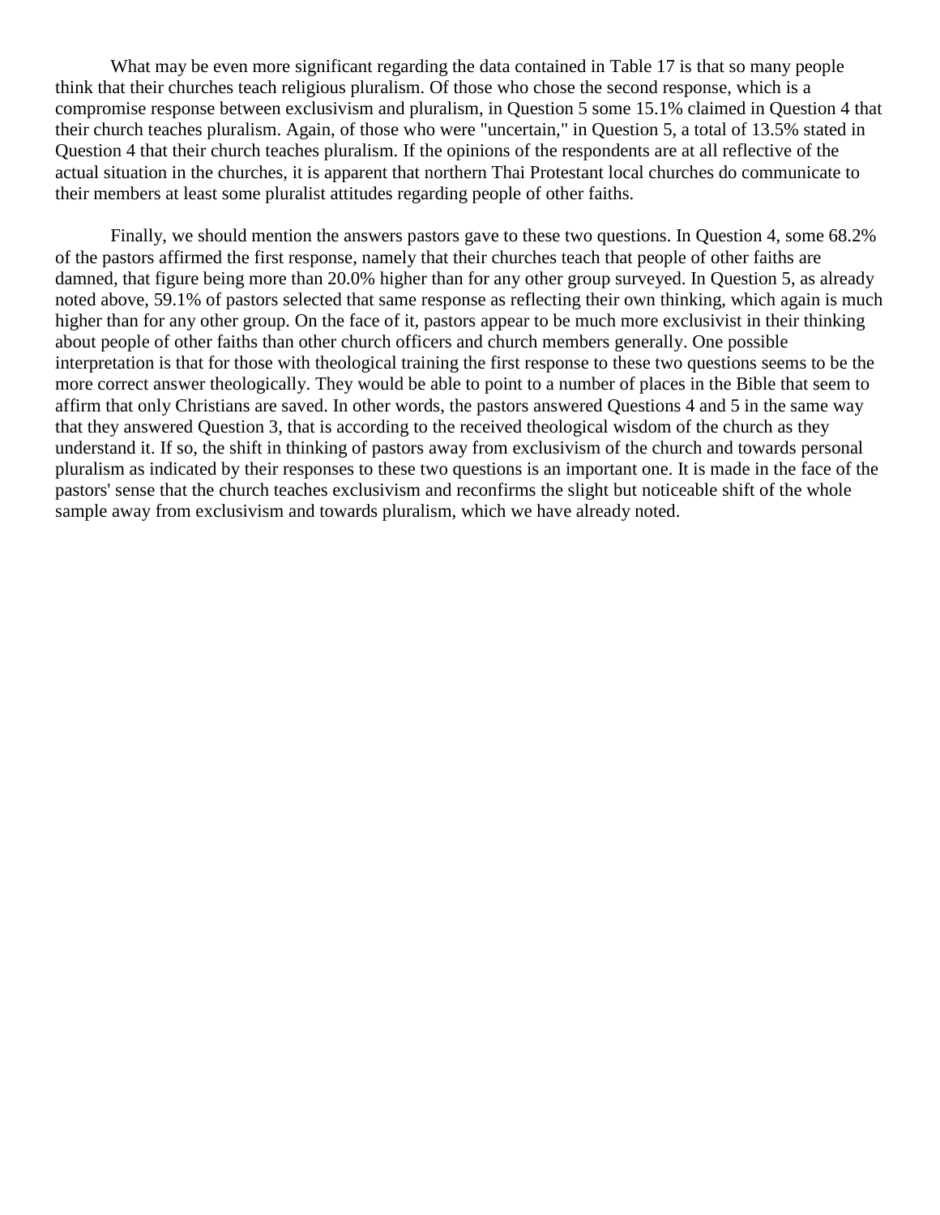What may be even more significant regarding the data contained in Table 17 is that so many people think that their churches teach religious pluralism. Of those who chose the second response, which is a compromise response between exclusivism and pluralism, in Question 5 some 15.1% claimed in Question 4 that their church teaches pluralism. Again, of those who were "uncertain," in Question 5, a total of 13.5% stated in Question 4 that their church teaches pluralism. If the opinions of the respondents are at all reflective of the actual situation in the churches, it is apparent that northern Thai Protestant local churches do communicate to their members at least some pluralist attitudes regarding people of other faiths.

Finally, we should mention the answers pastors gave to these two questions. In Question 4, some 68.2% of the pastors affirmed the first response, namely that their churches teach that people of other faiths are damned, that figure being more than 20.0% higher than for any other group surveyed. In Question 5, as already noted above, 59.1% of pastors selected that same response as reflecting their own thinking, which again is much higher than for any other group. On the face of it, pastors appear to be much more exclusivist in their thinking about people of other faiths than other church officers and church members generally. One possible interpretation is that for those with theological training the first response to these two questions seems to be the more correct answer theologically. They would be able to point to a number of places in the Bible that seem to affirm that only Christians are saved. In other words, the pastors answered Questions 4 and 5 in the same way that they answered Question 3, that is according to the received theological wisdom of the church as they understand it. If so, the shift in thinking of pastors away from exclusivism of the church and towards personal pluralism as indicated by their responses to these two questions is an important one. It is made in the face of the pastors' sense that the church teaches exclusivism and reconfirms the slight but noticeable shift of the whole sample away from exclusivism and towards pluralism, which we have already noted.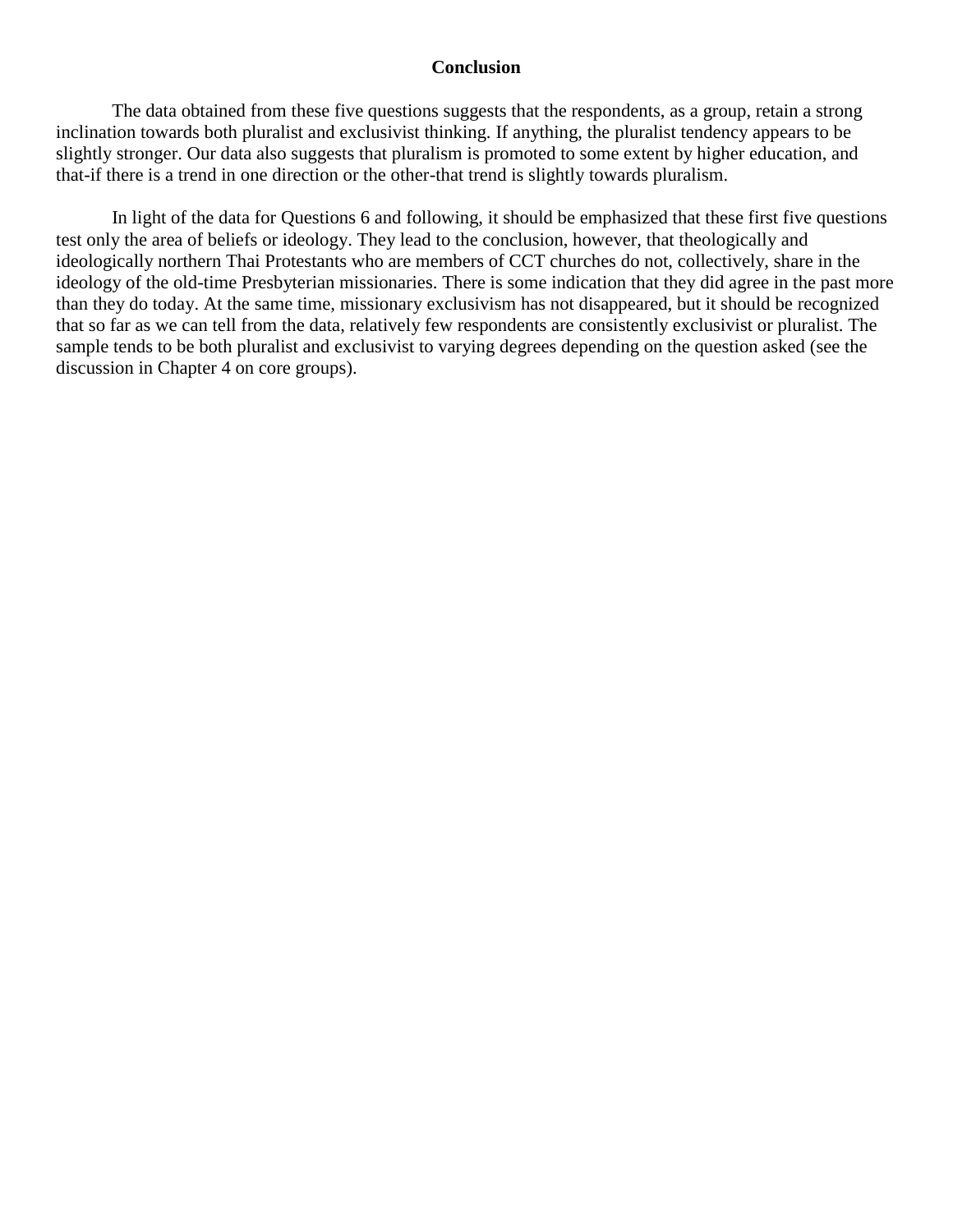## Conclusion

The data obtained from these five questions suggests that the respondents, as a group, retain a strong inclination towards both pluralist and exclusivist thinking. If anything, the pluralist tendency appears to be slightly stronger. Our data also suggests that pluralism is promoted to some extent by higher education, and that-if there is a trend in one direction or the other-that trend is slightly towards pluralism.

In light of the data for Questions 6 and following, it should be emphasized that these first five questions test only the area of beliefs or ideology. They lead to the conclusion, however, that theologically and ideologically northern Thai Protestants who are members of CCT churches do not, collectively, share in the ideology of the old-time Presbyterian missionaries. There is some indication that they did agree in the past more than they do today. At the same time, missionary exclusivism has not disappeared, but it should be recognized that so far as we can tell from the data, relatively few respondents are consistently exclusivist or pluralist. The sample tends to be both pluralist and exclusivist to varying degrees depending on the question asked (see the discussion in Chapter 4 on core groups).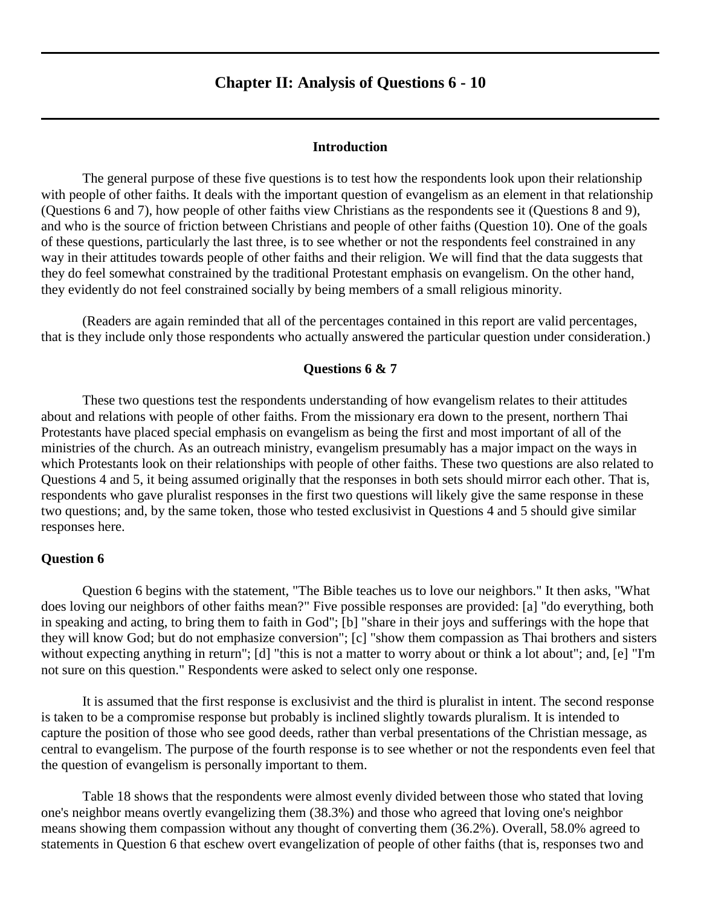# Chapter II: Analysis of Questions 6 - 10

### Introduction

The general purpose of these five questions is to test how the respondents look upon their relationship with people of other faiths. It deals with the important question of evangelism as an element in that relationship (Questions 6 and 7), how people of other faiths view Christians as the respondents see it (Questions 8 and 9), and who is the source of friction between Christians and people of other faiths (Question 10). One of the goals of these questions, particularly the last three, is to see whether or not the respondents feel constrained in any way in their attitudes towards people of other faiths and their religion. We will find that the data suggests that they do feel somewhat constrained by the traditional Protestant emphasis on evangelism. On the other hand, they evidently do not feel constrained socially by being members of a small religious minority.

(Readers are again reminded that all of the percentages contained in this report are valid percentages, that is they include only those respondents who actually answered the particular question under consideration.)

### Questions 6 & 7

These two questions test the respondents understanding of how evangelism relates to their attitudes about and relations with people of other faiths. From the missionary era down to the present, northern Thai Protestants have placed special emphasis on evangelism as being the first and most important of all of the ministries of the church. As an outreach ministry, evangelism presumably has a major impact on the ways in which Protestants look on their relationships with people of other faiths. These two questions are also related to Questions 4 and 5, it being assumed originally that the responses in both sets should mirror each other. That is, respondents who gave pluralist responses in the first two questions will likely give the same response in these two questions; and, by the same token, those who tested exclusivist in Questions 4 and 5 should give similar responses here.

**Question 6**

Question 6 begins with the statement, "The Bible teaches us to love our neighbors." It then asks, "What does loving our neighbors of other faiths mean?" Five possible responses are provided: [a] "do everything, both in speaking and acting, to bring them to faith in God"; [b] "share in their joys and sufferings with the hope that they will know God; but do not emphasize conversion"; [c] "show them compassion as Thai brothers and sisters without expecting anything in return"; [d] "this is not a matter to worry about or think a lot about"; and, [e] "I'm not sure on this question." Respondents were asked to select only one response.

It is assumed that the first response is exclusivist and the third is pluralist in intent. The second response is taken to be a compromise response but probably is inclined slightly towards pluralism. It is intended to capture the position of those who see good deeds, rather than verbal presentations of the Christian message, as central to evangelism. The purpose of the fourth response is to see whether or not the respondents even feel that the question of evangelism is personally important to them.

Table 18 shows that the respondents were almost evenly divided between those who stated that loving one's neighbor means overtly evangelizing them (38.3%) and those who agreed that loving one's neighbor means showing them compassion without any thought of converting them (36.2%). Overall, 58.0% agreed to statements in Question 6 that eschew overt evangelization of people of other faiths (that is, responses two and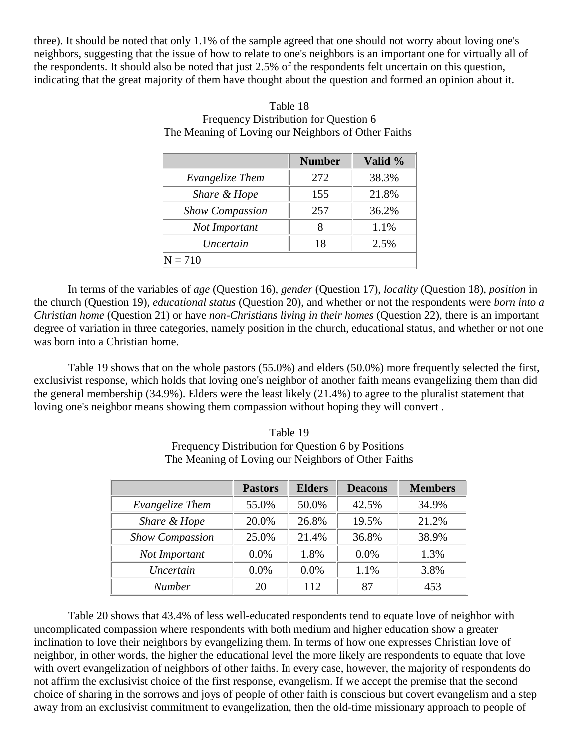three). It should be noted that only 1.1% of the sample agreed that one should not worry about loving one's neighbors, suggesting that the issue of how to relate to one's neighbors is an important one for virtually all of the respondents. It should also be noted that just 2.5% of the respondents felt uncertain on this question, indicating that the great majority of them have thought about the question and formed an opinion about it.

Table 18
Frequency Distribution for Question 6
The Meaning of Loving our Neighbors of Other Faiths

| | Number | Valid % |
|---|---|---|
| *Evangelize Them* | 272 | 38.3% |
| *Share & Hope* | 155 | 21.8% |
| *Show Compassion* | 257 | 36.2% |
| *Not Important* | 8 | 1.1% |
| *Uncertain* | 18 | 2.5% |
| N = 710 | | |

In terms of the variables of *age* (Question 16), *gender* (Question 17), *locality* (Question 18), *position* in the church (Question 19), *educational status* (Question 20), and whether or not the respondents were *born into a Christian home* (Question 21) or have *non-Christians living in their homes* (Question 22), there is an important degree of variation in three categories, namely position in the church, educational status, and whether or not one was born into a Christian home.

Table 19 shows that on the whole pastors (55.0%) and elders (50.0%) more frequently selected the first, exclusivist response, which holds that loving one's neighbor of another faith means evangelizing them than did the general membership (34.9%). Elders were the least likely (21.4%) to agree to the pluralist statement that loving one's neighbor means showing them compassion without hoping they will convert .

Table 19
Frequency Distribution for Question 6 by Positions
The Meaning of Loving our Neighbors of Other Faiths

| | Pastors | Elders | Deacons | Members |
|---|---|---|---|---|
| *Evangelize Them* | 55.0% | 50.0% | 42.5% | 34.9% |
| *Share & Hope* | 20.0% | 26.8% | 19.5% | 21.2% |
| *Show Compassion* | 25.0% | 21.4% | 36.8% | 38.9% |
| *Not Important* | 0.0% | 1.8% | 0.0% | 1.3% |
| *Uncertain* | 0.0% | 0.0% | 1.1% | 3.8% |
| *Number* | 20 | 112 | 87 | 453 |

Table 20 shows that 43.4% of less well-educated respondents tend to equate love of neighbor with uncomplicated compassion where respondents with both medium and higher education show a greater inclination to love their neighbors by evangelizing them. In terms of how one expresses Christian love of neighbor, in other words, the higher the educational level the more likely are respondents to equate that love with overt evangelization of neighbors of other faiths. In every case, however, the majority of respondents do not affirm the exclusivist choice of the first response, evangelism. If we accept the premise that the second choice of sharing in the sorrows and joys of people of other faith is conscious but covert evangelism and a step away from an exclusivist commitment to evangelization, then the old-time missionary approach to people of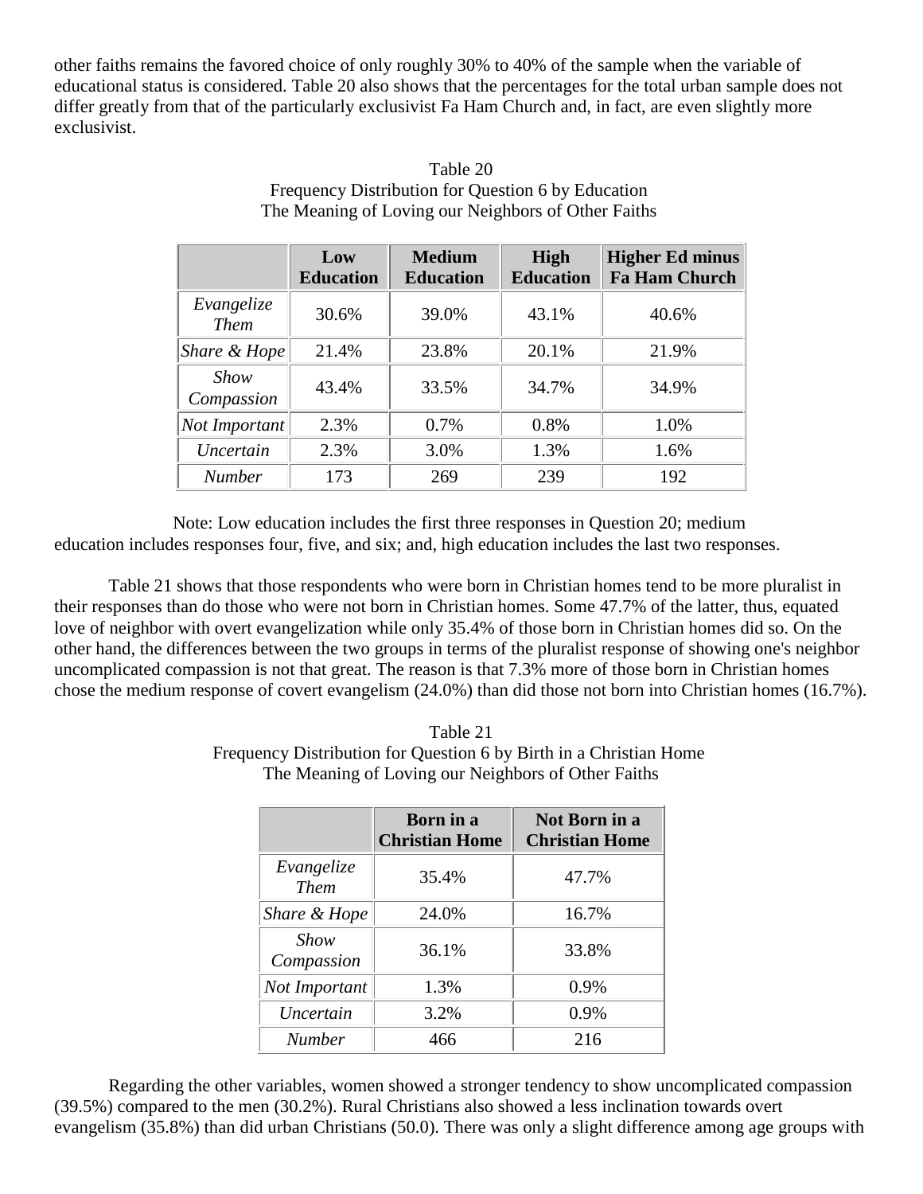other faiths remains the favored choice of only roughly 30% to 40% of the sample when the variable of educational status is considered. Table 20 also shows that the percentages for the total urban sample does not differ greatly from that of the particularly exclusivist Fa Ham Church and, in fact, are even slightly more exclusivist.

Table 20
Frequency Distribution for Question 6 by Education
The Meaning of Loving our Neighbors of Other Faiths

| | **Low Education** | **Medium Education** | **High Education** | **Higher Ed minus Fa Ham Church** |
|---|---|---|---|---|
| *Evangelize Them* | 30.6% | 39.0% | 43.1% | 40.6% |
| *Share & Hope* | 21.4% | 23.8% | 20.1% | 21.9% |
| *Show Compassion* | 43.4% | 33.5% | 34.7% | 34.9% |
| *Not Important* | 2.3% | 0.7% | 0.8% | 1.0% |
| *Uncertain* | 2.3% | 3.0% | 1.3% | 1.6% |
| *Number* | 173 | 269 | 239 | 192 |

Note: Low education includes the first three responses in Question 20; medium education includes responses four, five, and six; and, high education includes the last two responses.

Table 21 shows that those respondents who were born in Christian homes tend to be more pluralist in their responses than do those who were not born in Christian homes. Some 47.7% of the latter, thus, equated love of neighbor with overt evangelization while only 35.4% of those born in Christian homes did so. On the other hand, the differences between the two groups in terms of the pluralist response of showing one's neighbor uncomplicated compassion is not that great. The reason is that 7.3% more of those born in Christian homes chose the medium response of covert evangelism (24.0%) than did those not born into Christian homes (16.7%).

Table 21
Frequency Distribution for Question 6 by Birth in a Christian Home
The Meaning of Loving our Neighbors of Other Faiths

| | **Born in a Christian Home** | **Not Born in a Christian Home** |
|---|---|---|
| *Evangelize Them* | 35.4% | 47.7% |
| *Share & Hope* | 24.0% | 16.7% |
| *Show Compassion* | 36.1% | 33.8% |
| *Not Important* | 1.3% | 0.9% |
| *Uncertain* | 3.2% | 0.9% |
| *Number* | 466 | 216 |

Regarding the other variables, women showed a stronger tendency to show uncomplicated compassion (39.5%) compared to the men (30.2%). Rural Christians also showed a less inclination towards overt evangelism (35.8%) than did urban Christians (50.0). There was only a slight difference among age groups with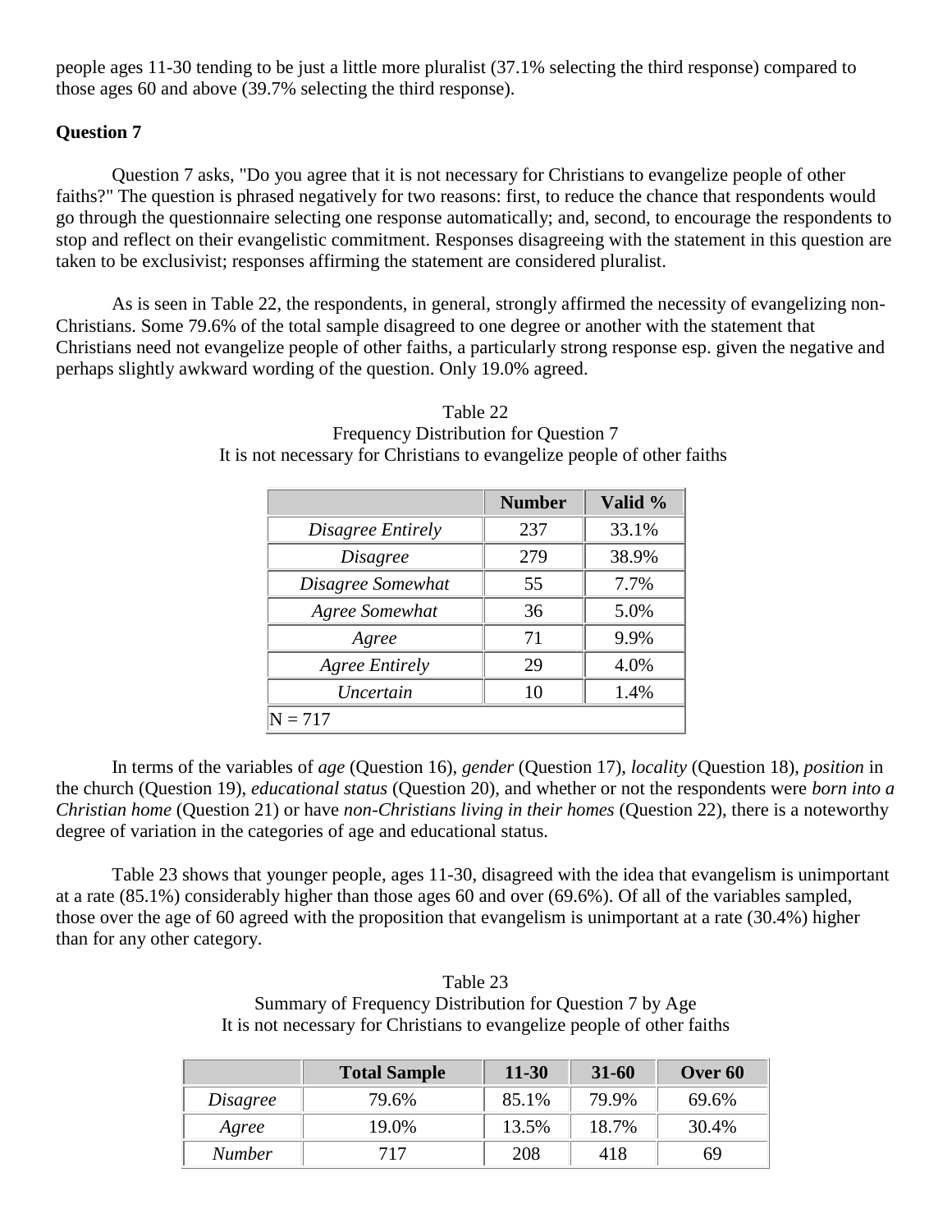people ages 11-30 tending to be just a little more pluralist (37.1% selecting the third response) compared to those ages 60 and above (39.7% selecting the third response).

**Question 7**

Question 7 asks, "Do you agree that it is not necessary for Christians to evangelize people of other faiths?" The question is phrased negatively for two reasons: first, to reduce the chance that respondents would go through the questionnaire selecting one response automatically; and, second, to encourage the respondents to stop and reflect on their evangelistic commitment. Responses disagreeing with the statement in this question are taken to be exclusivist; responses affirming the statement are considered pluralist.

As is seen in Table 22, the respondents, in general, strongly affirmed the necessity of evangelizing non-Christians. Some 79.6% of the total sample disagreed to one degree or another with the statement that Christians need not evangelize people of other faiths, a particularly strong response esp. given the negative and perhaps slightly awkward wording of the question. Only 19.0% agreed.

Table 22
Frequency Distribution for Question 7
It is not necessary for Christians to evangelize people of other faiths

| | Number | Valid % |
|---|---|---|
| *Disagree Entirely* | 237 | 33.1% |
| *Disagree* | 279 | 38.9% |
| *Disagree Somewhat* | 55 | 7.7% |
| *Agree Somewhat* | 36 | 5.0% |
| *Agree* | 71 | 9.9% |
| *Agree Entirely* | 29 | 4.0% |
| *Uncertain* | 10 | 1.4% |
| N = 717 | | |

In terms of the variables of *age* (Question 16), *gender* (Question 17), *locality* (Question 18), *position* in the church (Question 19), *educational status* (Question 20), and whether or not the respondents were *born into a Christian home* (Question 21) or have *non-Christians living in their homes* (Question 22), there is a noteworthy degree of variation in the categories of age and educational status.

Table 23 shows that younger people, ages 11-30, disagreed with the idea that evangelism is unimportant at a rate (85.1%) considerably higher than those ages 60 and over (69.6%). Of all of the variables sampled, those over the age of 60 agreed with the proposition that evangelism is unimportant at a rate (30.4%) higher than for any other category.

Table 23
Summary of Frequency Distribution for Question 7 by Age
It is not necessary for Christians to evangelize people of other faiths

| | Total Sample | 11-30 | 31-60 | Over 60 |
|---|---|---|---|---|
| *Disagree* | 79.6% | 85.1% | 79.9% | 69.6% |
| *Agree* | 19.0% | 13.5% | 18.7% | 30.4% |
| *Number* | 717 | 208 | 418 | 69 |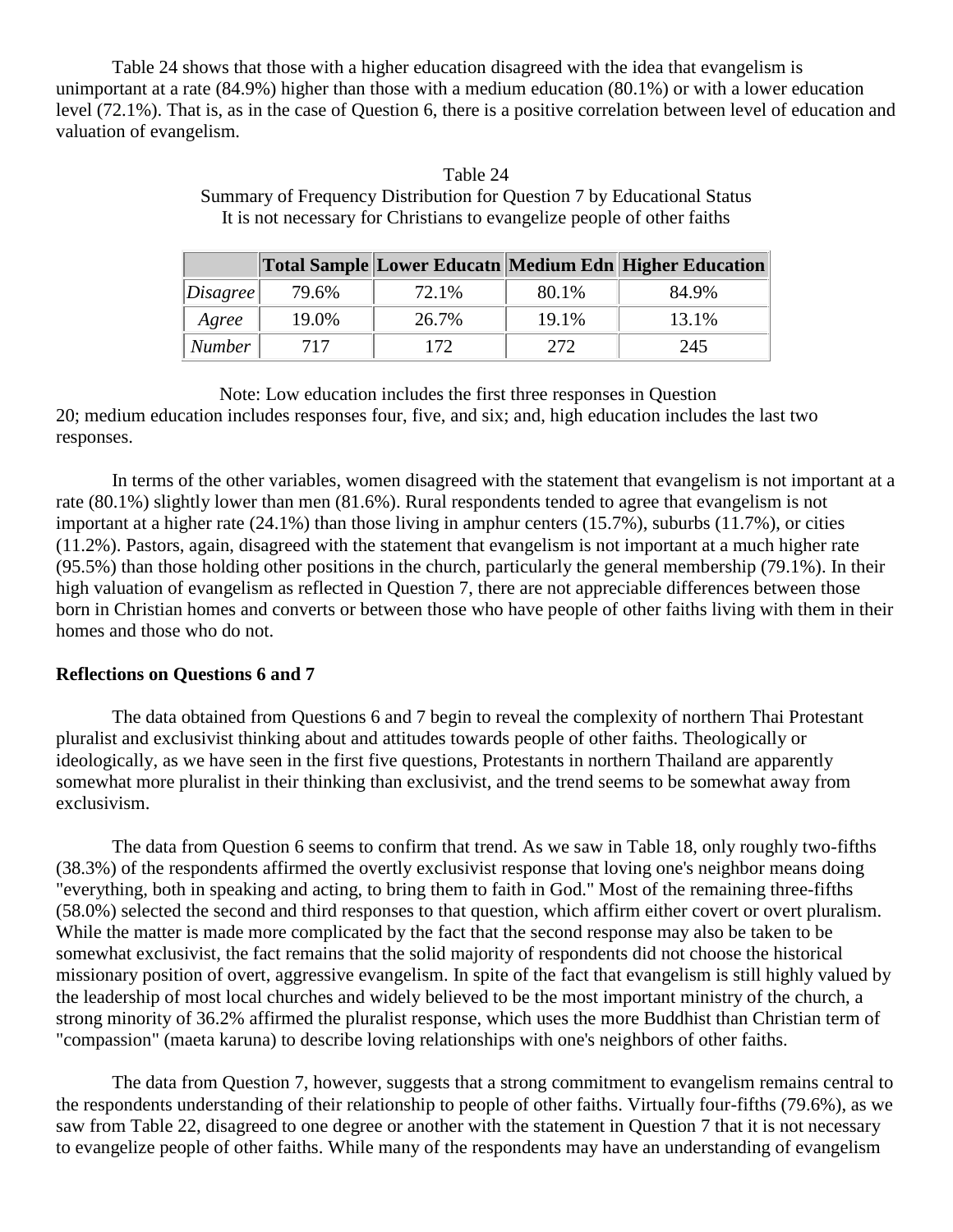Table 24 shows that those with a higher education disagreed with the idea that evangelism is unimportant at a rate (84.9%) higher than those with a medium education (80.1%) or with a lower education level (72.1%). That is, as in the case of Question 6, there is a positive correlation between level of education and valuation of evangelism.

Table 24
Summary of Frequency Distribution for Question 7 by Educational Status
It is not necessary for Christians to evangelize people of other faiths

| | Total Sample | Lower Educatn | Medium Edn | Higher Education |
|---|---|---|---|---|
| *Disagree* | 79.6% | 72.1% | 80.1% | 84.9% |
| *Agree* | 19.0% | 26.7% | 19.1% | 13.1% |
| *Number* | 717 | 172 | 272 | 245 |

Note: Low education includes the first three responses in Question 20; medium education includes responses four, five, and six; and, high education includes the last two responses.

In terms of the other variables, women disagreed with the statement that evangelism is not important at a rate (80.1%) slightly lower than men (81.6%). Rural respondents tended to agree that evangelism is not important at a higher rate (24.1%) than those living in amphur centers (15.7%), suburbs (11.7%), or cities (11.2%). Pastors, again, disagreed with the statement that evangelism is not important at a much higher rate (95.5%) than those holding other positions in the church, particularly the general membership (79.1%). In their high valuation of evangelism as reflected in Question 7, there are not appreciable differences between those born in Christian homes and converts or between those who have people of other faiths living with them in their homes and those who do not.

**Reflections on Questions 6 and 7**

The data obtained from Questions 6 and 7 begin to reveal the complexity of northern Thai Protestant pluralist and exclusivist thinking about and attitudes towards people of other faiths. Theologically or ideologically, as we have seen in the first five questions, Protestants in northern Thailand are apparently somewhat more pluralist in their thinking than exclusivist, and the trend seems to be somewhat away from exclusivism.

The data from Question 6 seems to confirm that trend. As we saw in Table 18, only roughly two-fifths (38.3%) of the respondents affirmed the overtly exclusivist response that loving one's neighbor means doing "everything, both in speaking and acting, to bring them to faith in God." Most of the remaining three-fifths (58.0%) selected the second and third responses to that question, which affirm either covert or overt pluralism. While the matter is made more complicated by the fact that the second response may also be taken to be somewhat exclusivist, the fact remains that the solid majority of respondents did not choose the historical missionary position of overt, aggressive evangelism. In spite of the fact that evangelism is still highly valued by the leadership of most local churches and widely believed to be the most important ministry of the church, a strong minority of 36.2% affirmed the pluralist response, which uses the more Buddhist than Christian term of "compassion" (maeta karuna) to describe loving relationships with one's neighbors of other faiths.

The data from Question 7, however, suggests that a strong commitment to evangelism remains central to the respondents understanding of their relationship to people of other faiths. Virtually four-fifths (79.6%), as we saw from Table 22, disagreed to one degree or another with the statement in Question 7 that it is not necessary to evangelize people of other faiths. While many of the respondents may have an understanding of evangelism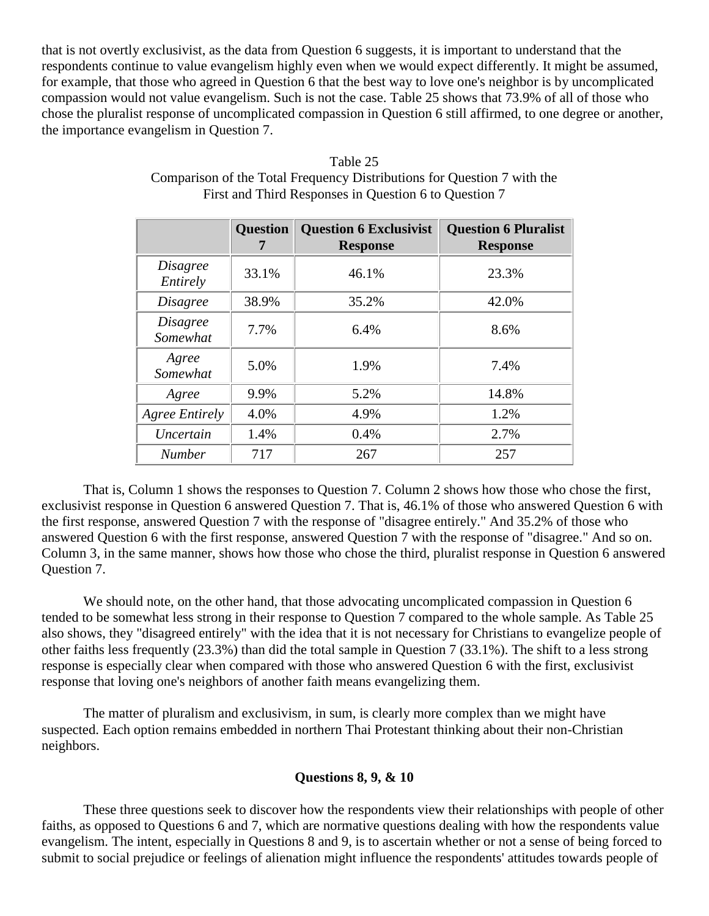that is not overtly exclusivist, as the data from Question 6 suggests, it is important to understand that the respondents continue to value evangelism highly even when we would expect differently. It might be assumed, for example, that those who agreed in Question 6 that the best way to love one's neighbor is by uncomplicated compassion would not value evangelism. Such is not the case. Table 25 shows that 73.9% of all of those who chose the pluralist response of uncomplicated compassion in Question 6 still affirmed, to one degree or another, the importance evangelism in Question 7.

Table 25
Comparison of the Total Frequency Distributions for Question 7 with the First and Third Responses in Question 6 to Question 7

| | **Question 7** | **Question 6 Exclusivist Response** | **Question 6 Pluralist Response** |
|---|---|---|---|
| *Disagree Entirely* | 33.1% | 46.1% | 23.3% |
| *Disagree* | 38.9% | 35.2% | 42.0% |
| *Disagree Somewhat* | 7.7% | 6.4% | 8.6% |
| *Agree Somewhat* | 5.0% | 1.9% | 7.4% |
| *Agree* | 9.9% | 5.2% | 14.8% |
| *Agree Entirely* | 4.0% | 4.9% | 1.2% |
| *Uncertain* | 1.4% | 0.4% | 2.7% |
| *Number* | 717 | 267 | 257 |

That is, Column 1 shows the responses to Question 7. Column 2 shows how those who chose the first, exclusivist response in Question 6 answered Question 7. That is, 46.1% of those who answered Question 6 with the first response, answered Question 7 with the response of "disagree entirely." And 35.2% of those who answered Question 6 with the first response, answered Question 7 with the response of "disagree." And so on. Column 3, in the same manner, shows how those who chose the third, pluralist response in Question 6 answered Question 7.

We should note, on the other hand, that those advocating uncomplicated compassion in Question 6 tended to be somewhat less strong in their response to Question 7 compared to the whole sample. As Table 25 also shows, they "disagreed entirely" with the idea that it is not necessary for Christians to evangelize people of other faiths less frequently (23.3%) than did the total sample in Question 7 (33.1%). The shift to a less strong response is especially clear when compared with those who answered Question 6 with the first, exclusivist response that loving one's neighbors of another faith means evangelizing them.

The matter of pluralism and exclusivism, in sum, is clearly more complex than we might have suspected. Each option remains embedded in northern Thai Protestant thinking about their non-Christian neighbors.

**Questions 8, 9, & 10**

These three questions seek to discover how the respondents view their relationships with people of other faiths, as opposed to Questions 6 and 7, which are normative questions dealing with how the respondents value evangelism. The intent, especially in Questions 8 and 9, is to ascertain whether or not a sense of being forced to submit to social prejudice or feelings of alienation might influence the respondents' attitudes towards people of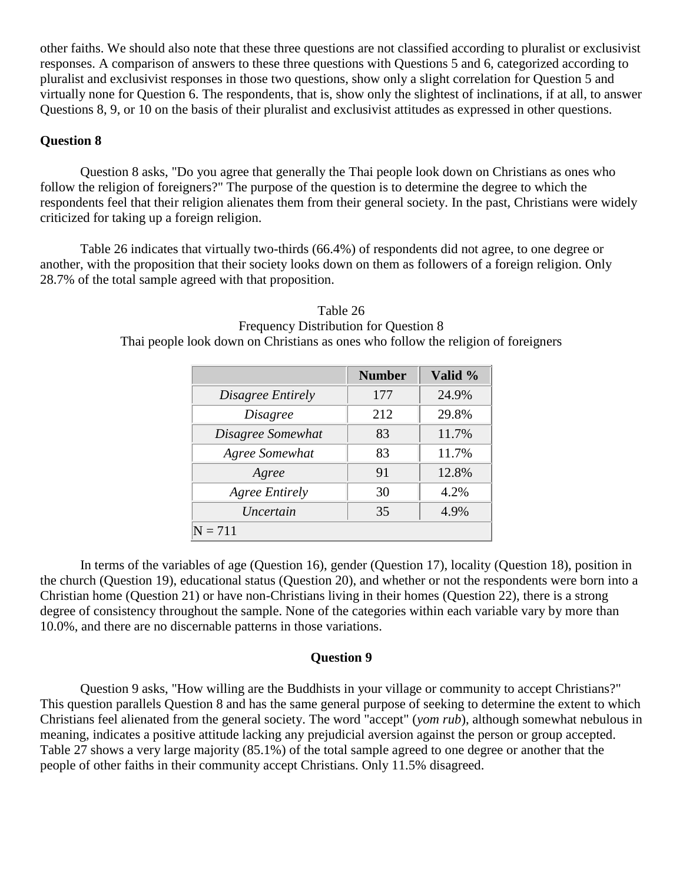other faiths. We should also note that these three questions are not classified according to pluralist or exclusivist responses. A comparison of answers to these three questions with Questions 5 and 6, categorized according to pluralist and exclusivist responses in those two questions, show only a slight correlation for Question 5 and virtually none for Question 6. The respondents, that is, show only the slightest of inclinations, if at all, to answer Questions 8, 9, or 10 on the basis of their pluralist and exclusivist attitudes as expressed in other questions.

**Question 8**

Question 8 asks, "Do you agree that generally the Thai people look down on Christians as ones who follow the religion of foreigners?" The purpose of the question is to determine the degree to which the respondents feel that their religion alienates them from their general society. In the past, Christians were widely criticized for taking up a foreign religion.

Table 26 indicates that virtually two-thirds (66.4%) of respondents did not agree, to one degree or another, with the proposition that their society looks down on them as followers of a foreign religion. Only 28.7% of the total sample agreed with that proposition.

Table 26
Frequency Distribution for Question 8
Thai people look down on Christians as ones who follow the religion of foreigners

| | Number | Valid % |
|---|---|---|
| *Disagree Entirely* | 177 | 24.9% |
| *Disagree* | 212 | 29.8% |
| *Disagree Somewhat* | 83 | 11.7% |
| *Agree Somewhat* | 83 | 11.7% |
| *Agree* | 91 | 12.8% |
| *Agree Entirely* | 30 | 4.2% |
| *Uncertain* | 35 | 4.9% |
| N = 711 | | |

In terms of the variables of age (Question 16), gender (Question 17), locality (Question 18), position in the church (Question 19), educational status (Question 20), and whether or not the respondents were born into a Christian home (Question 21) or have non-Christians living in their homes (Question 22), there is a strong degree of consistency throughout the sample. None of the categories within each variable vary by more than 10.0%, and there are no discernable patterns in those variations.

**Question 9**

Question 9 asks, "How willing are the Buddhists in your village or community to accept Christians?" This question parallels Question 8 and has the same general purpose of seeking to determine the extent to which Christians feel alienated from the general society. The word "accept" (*yom rub*), although somewhat nebulous in meaning, indicates a positive attitude lacking any prejudicial aversion against the person or group accepted. Table 27 shows a very large majority (85.1%) of the total sample agreed to one degree or another that the people of other faiths in their community accept Christians. Only 11.5% disagreed.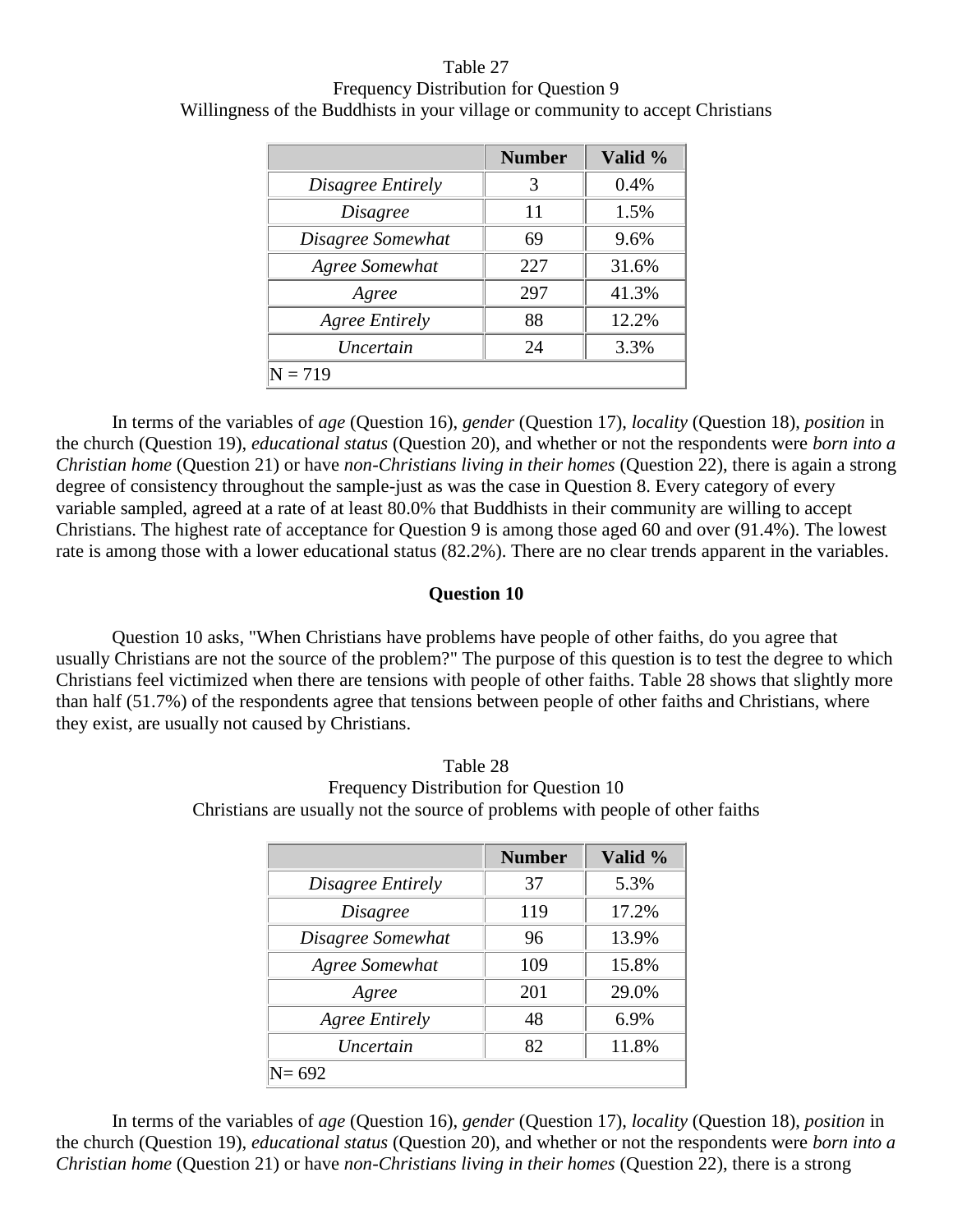Table 27
Frequency Distribution for Question 9
Willingness of the Buddhists in your village or community to accept Christians

| | Number | Valid % |
|---|---|---|
| *Disagree Entirely* | 3 | 0.4% |
| *Disagree* | 11 | 1.5% |
| *Disagree Somewhat* | 69 | 9.6% |
| *Agree Somewhat* | 227 | 31.6% |
| *Agree* | 297 | 41.3% |
| *Agree Entirely* | 88 | 12.2% |
| *Uncertain* | 24 | 3.3% |
| N = 719 | | |

In terms of the variables of *age* (Question 16), *gender* (Question 17), *locality* (Question 18), *position* in the church (Question 19), *educational status* (Question 20), and whether or not the respondents were *born into a Christian home* (Question 21) or have *non-Christians living in their homes* (Question 22), there is again a strong degree of consistency throughout the sample-just as was the case in Question 8. Every category of every variable sampled, agreed at a rate of at least 80.0% that Buddhists in their community are willing to accept Christians. The highest rate of acceptance for Question 9 is among those aged 60 and over (91.4%). The lowest rate is among those with a lower educational status (82.2%). There are no clear trends apparent in the variables.

### Question 10

Question 10 asks, "When Christians have problems have people of other faiths, do you agree that usually Christians are not the source of the problem?" The purpose of this question is to test the degree to which Christians feel victimized when there are tensions with people of other faiths. Table 28 shows that slightly more than half (51.7%) of the respondents agree that tensions between people of other faiths and Christians, where they exist, are usually not caused by Christians.

Table 28
Frequency Distribution for Question 10
Christians are usually not the source of problems with people of other faiths

| | Number | Valid % |
|---|---|---|
| *Disagree Entirely* | 37 | 5.3% |
| *Disagree* | 119 | 17.2% |
| *Disagree Somewhat* | 96 | 13.9% |
| *Agree Somewhat* | 109 | 15.8% |
| *Agree* | 201 | 29.0% |
| *Agree Entirely* | 48 | 6.9% |
| *Uncertain* | 82 | 11.8% |
| N= 692 | | |

In terms of the variables of *age* (Question 16), *gender* (Question 17), *locality* (Question 18), *position* in the church (Question 19), *educational status* (Question 20), and whether or not the respondents were *born into a Christian home* (Question 21) or have *non-Christians living in their homes* (Question 22), there is a strong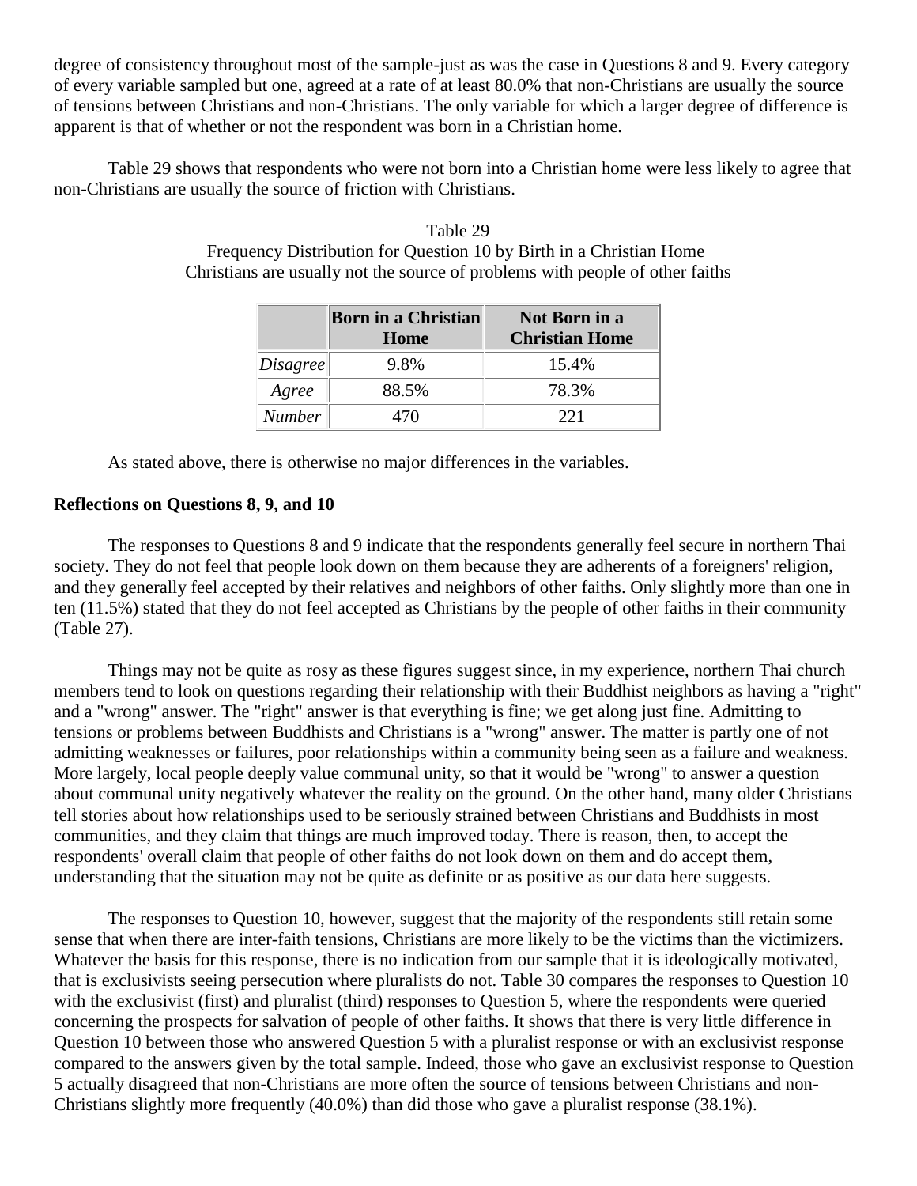degree of consistency throughout most of the sample-just as was the case in Questions 8 and 9. Every category of every variable sampled but one, agreed at a rate of at least 80.0% that non-Christians are usually the source of tensions between Christians and non-Christians. The only variable for which a larger degree of difference is apparent is that of whether or not the respondent was born in a Christian home.

Table 29 shows that respondents who were not born into a Christian home were less likely to agree that non-Christians are usually the source of friction with Christians.

Table 29
Frequency Distribution for Question 10 by Birth in a Christian Home
Christians are usually not the source of problems with people of other faiths

| | **Born in a Christian Home** | **Not Born in a Christian Home** |
|---|---|---|
| *Disagree* | 9.8% | 15.4% |
| *Agree* | 88.5% | 78.3% |
| *Number* | 470 | 221 |

As stated above, there is otherwise no major differences in the variables.

**Reflections on Questions 8, 9, and 10**

The responses to Questions 8 and 9 indicate that the respondents generally feel secure in northern Thai society. They do not feel that people look down on them because they are adherents of a foreigners' religion, and they generally feel accepted by their relatives and neighbors of other faiths. Only slightly more than one in ten (11.5%) stated that they do not feel accepted as Christians by the people of other faiths in their community (Table 27).

Things may not be quite as rosy as these figures suggest since, in my experience, northern Thai church members tend to look on questions regarding their relationship with their Buddhist neighbors as having a "right" and a "wrong" answer. The "right" answer is that everything is fine; we get along just fine. Admitting to tensions or problems between Buddhists and Christians is a "wrong" answer. The matter is partly one of not admitting weaknesses or failures, poor relationships within a community being seen as a failure and weakness. More largely, local people deeply value communal unity, so that it would be "wrong" to answer a question about communal unity negatively whatever the reality on the ground. On the other hand, many older Christians tell stories about how relationships used to be seriously strained between Christians and Buddhists in most communities, and they claim that things are much improved today. There is reason, then, to accept the respondents' overall claim that people of other faiths do not look down on them and do accept them, understanding that the situation may not be quite as definite or as positive as our data here suggests.

The responses to Question 10, however, suggest that the majority of the respondents still retain some sense that when there are inter-faith tensions, Christians are more likely to be the victims than the victimizers. Whatever the basis for this response, there is no indication from our sample that it is ideologically motivated, that is exclusivists seeing persecution where pluralists do not. Table 30 compares the responses to Question 10 with the exclusivist (first) and pluralist (third) responses to Question 5, where the respondents were queried concerning the prospects for salvation of people of other faiths. It shows that there is very little difference in Question 10 between those who answered Question 5 with a pluralist response or with an exclusivist response compared to the answers given by the total sample. Indeed, those who gave an exclusivist response to Question 5 actually disagreed that non-Christians are more often the source of tensions between Christians and non-Christians slightly more frequently (40.0%) than did those who gave a pluralist response (38.1%).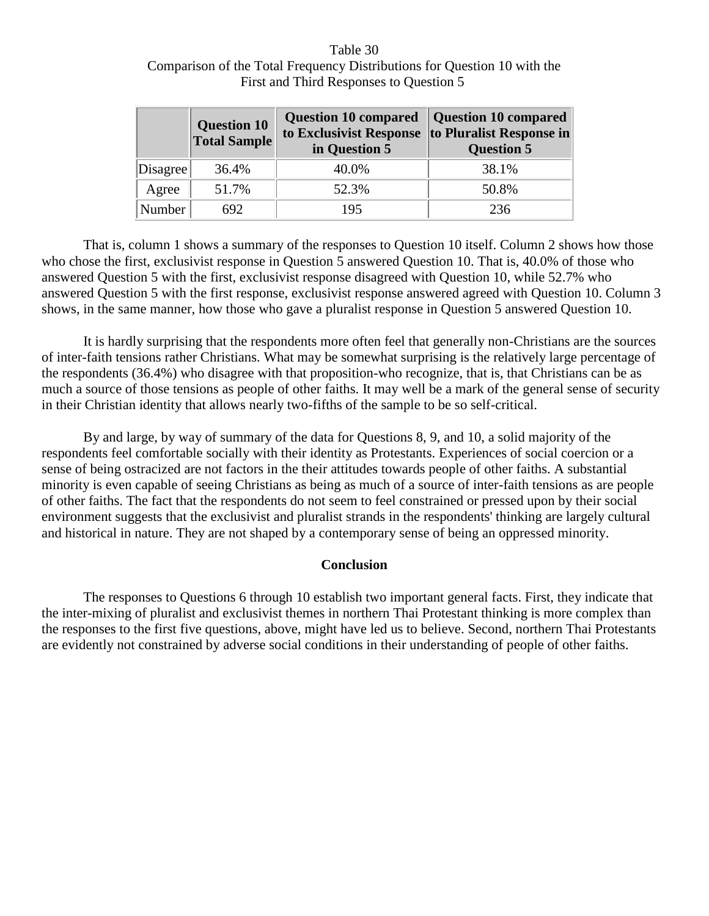Table 30
Comparison of the Total Frequency Distributions for Question 10 with the First and Third Responses to Question 5

| | Question 10 Total Sample | Question 10 compared to Exclusivist Response in Question 5 | Question 10 compared to Pluralist Response in Question 5 |
|---|---|---|---|
| Disagree | 36.4% | 40.0% | 38.1% |
| Agree | 51.7% | 52.3% | 50.8% |
| Number | 692 | 195 | 236 |

That is, column 1 shows a summary of the responses to Question 10 itself. Column 2 shows how those who chose the first, exclusivist response in Question 5 answered Question 10. That is, 40.0% of those who answered Question 5 with the first, exclusivist response disagreed with Question 10, while 52.7% who answered Question 5 with the first response, exclusivist response answered agreed with Question 10. Column 3 shows, in the same manner, how those who gave a pluralist response in Question 5 answered Question 10.

It is hardly surprising that the respondents more often feel that generally non-Christians are the sources of inter-faith tensions rather Christians. What may be somewhat surprising is the relatively large percentage of the respondents (36.4%) who disagree with that proposition-who recognize, that is, that Christians can be as much a source of those tensions as people of other faiths. It may well be a mark of the general sense of security in their Christian identity that allows nearly two-fifths of the sample to be so self-critical.

By and large, by way of summary of the data for Questions 8, 9, and 10, a solid majority of the respondents feel comfortable socially with their identity as Protestants. Experiences of social coercion or a sense of being ostracized are not factors in the their attitudes towards people of other faiths. A substantial minority is even capable of seeing Christians as being as much of a source of inter-faith tensions as are people of other faiths. The fact that the respondents do not seem to feel constrained or pressed upon by their social environment suggests that the exclusivist and pluralist strands in the respondents' thinking are largely cultural and historical in nature. They are not shaped by a contemporary sense of being an oppressed minority.

**Conclusion**

The responses to Questions 6 through 10 establish two important general facts. First, they indicate that the inter-mixing of pluralist and exclusivist themes in northern Thai Protestant thinking is more complex than the responses to the first five questions, above, might have led us to believe. Second, northern Thai Protestants are evidently not constrained by adverse social conditions in their understanding of people of other faiths.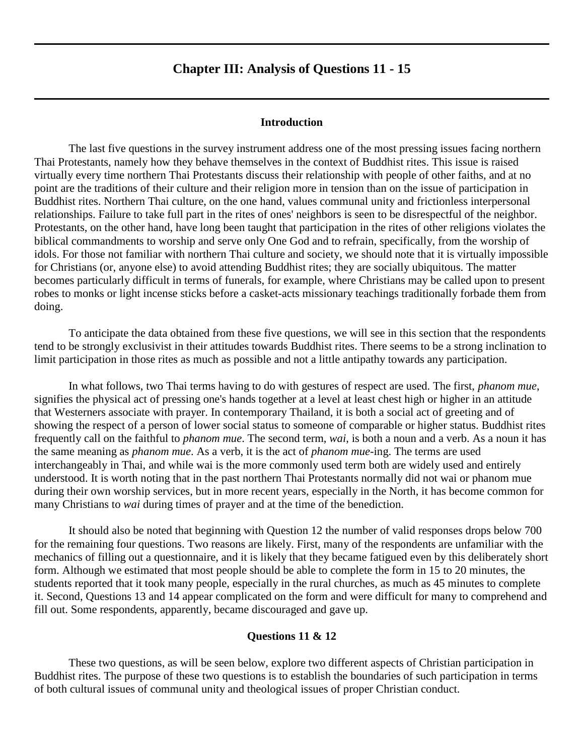# Chapter III: Analysis of Questions 11 - 15

### Introduction

The last five questions in the survey instrument address one of the most pressing issues facing northern Thai Protestants, namely how they behave themselves in the context of Buddhist rites. This issue is raised virtually every time northern Thai Protestants discuss their relationship with people of other faiths, and at no point are the traditions of their culture and their religion more in tension than on the issue of participation in Buddhist rites. Northern Thai culture, on the one hand, values communal unity and frictionless interpersonal relationships. Failure to take full part in the rites of ones' neighbors is seen to be disrespectful of the neighbor. Protestants, on the other hand, have long been taught that participation in the rites of other religions violates the biblical commandments to worship and serve only One God and to refrain, specifically, from the worship of idols. For those not familiar with northern Thai culture and society, we should note that it is virtually impossible for Christians (or, anyone else) to avoid attending Buddhist rites; they are socially ubiquitous. The matter becomes particularly difficult in terms of funerals, for example, where Christians may be called upon to present robes to monks or light incense sticks before a casket-acts missionary teachings traditionally forbade them from doing.

To anticipate the data obtained from these five questions, we will see in this section that the respondents tend to be strongly exclusivist in their attitudes towards Buddhist rites. There seems to be a strong inclination to limit participation in those rites as much as possible and not a little antipathy towards any participation.

In what follows, two Thai terms having to do with gestures of respect are used. The first, *phanom mue*, signifies the physical act of pressing one's hands together at a level at least chest high or higher in an attitude that Westerners associate with prayer. In contemporary Thailand, it is both a social act of greeting and of showing the respect of a person of lower social status to someone of comparable or higher status. Buddhist rites frequently call on the faithful to *phanom mue*. The second term, *wai*, is both a noun and a verb. As a noun it has the same meaning as *phanom mue*. As a verb, it is the act of *phanom mue*-ing. The terms are used interchangeably in Thai, and while wai is the more commonly used term both are widely used and entirely understood. It is worth noting that in the past northern Thai Protestants normally did not wai or phanom mue during their own worship services, but in more recent years, especially in the North, it has become common for many Christians to *wai* during times of prayer and at the time of the benediction.

It should also be noted that beginning with Question 12 the number of valid responses drops below 700 for the remaining four questions. Two reasons are likely. First, many of the respondents are unfamiliar with the mechanics of filling out a questionnaire, and it is likely that they became fatigued even by this deliberately short form. Although we estimated that most people should be able to complete the form in 15 to 20 minutes, the students reported that it took many people, especially in the rural churches, as much as 45 minutes to complete it. Second, Questions 13 and 14 appear complicated on the form and were difficult for many to comprehend and fill out. Some respondents, apparently, became discouraged and gave up.

### Questions 11 & 12

These two questions, as will be seen below, explore two different aspects of Christian participation in Buddhist rites. The purpose of these two questions is to establish the boundaries of such participation in terms of both cultural issues of communal unity and theological issues of proper Christian conduct.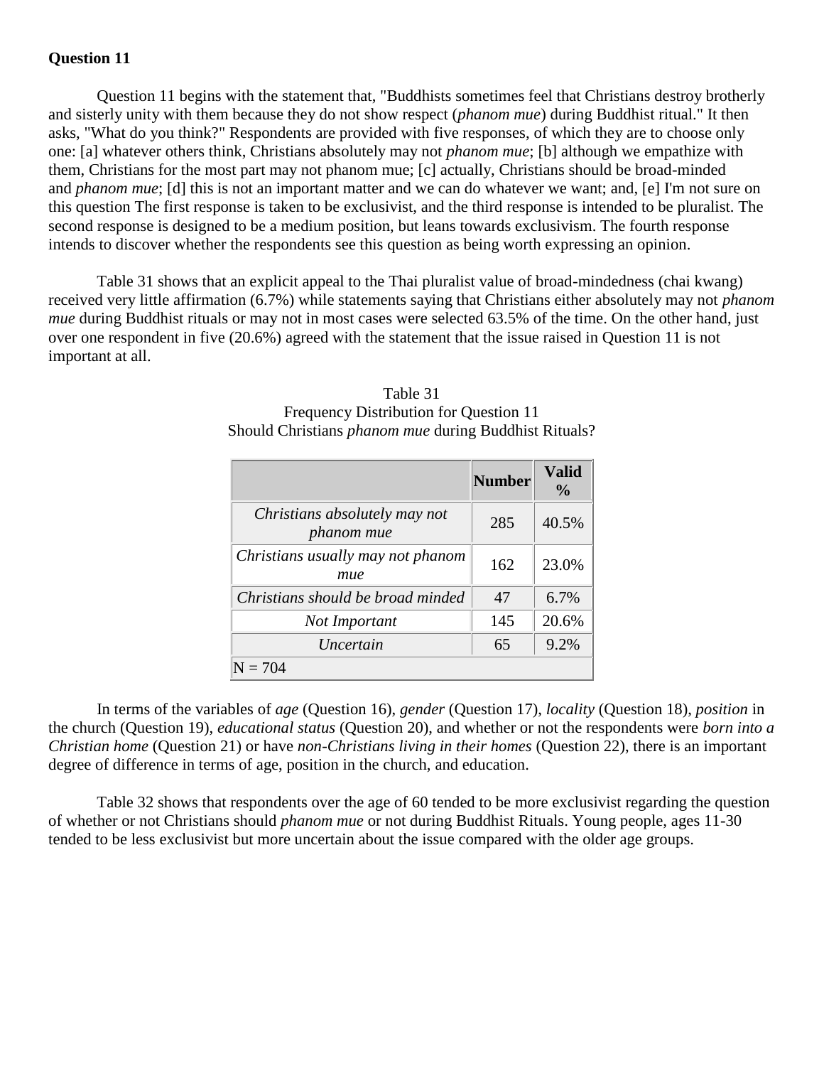**Question 11**

Question 11 begins with the statement that, "Buddhists sometimes feel that Christians destroy brotherly and sisterly unity with them because they do not show respect (*phanom mue*) during Buddhist ritual." It then asks, "What do you think?" Respondents are provided with five responses, of which they are to choose only one: [a] whatever others think, Christians absolutely may not *phanom mue*; [b] although we empathize with them, Christians for the most part may not phanom mue; [c] actually, Christians should be broad-minded and *phanom mue*; [d] this is not an important matter and we can do whatever we want; and, [e] I'm not sure on this question The first response is taken to be exclusivist, and the third response is intended to be pluralist. The second response is designed to be a medium position, but leans towards exclusivism. The fourth response intends to discover whether the respondents see this question as being worth expressing an opinion.

Table 31 shows that an explicit appeal to the Thai pluralist value of broad-mindedness (chai kwang) received very little affirmation (6.7%) while statements saying that Christians either absolutely may not *phanom mue* during Buddhist rituals or may not in most cases were selected 63.5% of the time. On the other hand, just over one respondent in five (20.6%) agreed with the statement that the issue raised in Question 11 is not important at all.

Table 31
Frequency Distribution for Question 11
Should Christians *phanom mue* during Buddhist Rituals?

| | Number | Valid % |
|---|---|---|
| *Christians absolutely may not phanom mue* | 285 | 40.5% |
| *Christians usually may not phanom mue* | 162 | 23.0% |
| *Christians should be broad minded* | 47 | 6.7% |
| *Not Important* | 145 | 20.6% |
| *Uncertain* | 65 | 9.2% |
| N = 704 | | |

In terms of the variables of *age* (Question 16), *gender* (Question 17), *locality* (Question 18), *position* in the church (Question 19), *educational status* (Question 20), and whether or not the respondents were *born into a Christian home* (Question 21) or have *non-Christians living in their homes* (Question 22), there is an important degree of difference in terms of age, position in the church, and education.

Table 32 shows that respondents over the age of 60 tended to be more exclusivist regarding the question of whether or not Christians should *phanom mue* or not during Buddhist Rituals. Young people, ages 11-30 tended to be less exclusivist but more uncertain about the issue compared with the older age groups.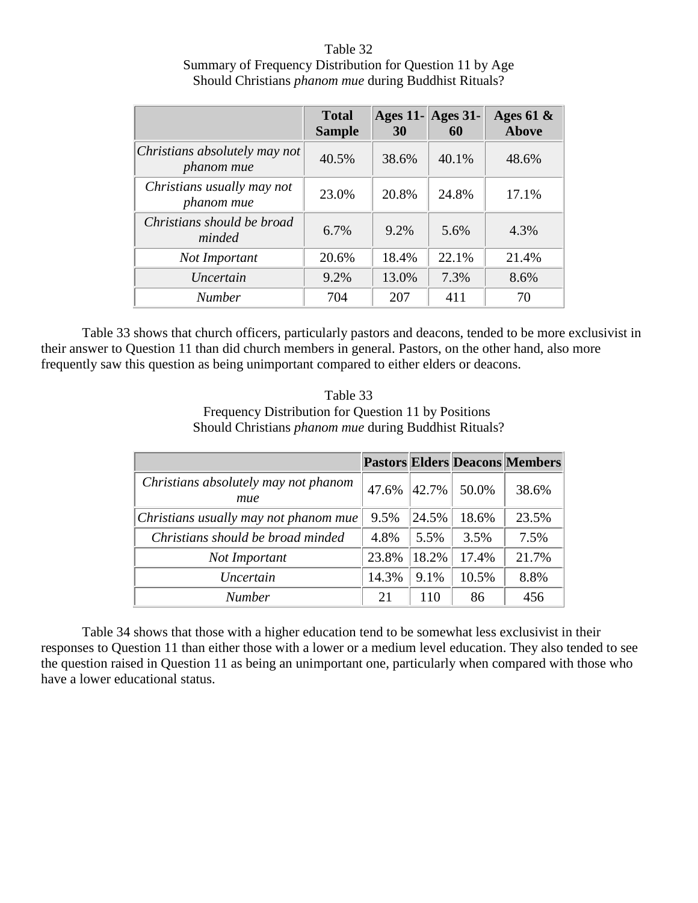Table 32
Summary of Frequency Distribution for Question 11 by Age
Should Christians *phanom mue* during Buddhist Rituals?

| | **Total Sample** | **Ages 11-30** | **Ages 31-60** | **Ages 61 & Above** |
|---|---|---|---|---|
| *Christians absolutely may not phanom mue* | 40.5% | 38.6% | 40.1% | 48.6% |
| *Christians usually may not phanom mue* | 23.0% | 20.8% | 24.8% | 17.1% |
| *Christians should be broad minded* | 6.7% | 9.2% | 5.6% | 4.3% |
| *Not Important* | 20.6% | 18.4% | 22.1% | 21.4% |
| *Uncertain* | 9.2% | 13.0% | 7.3% | 8.6% |
| *Number* | 704 | 207 | 411 | 70 |

Table 33 shows that church officers, particularly pastors and deacons, tended to be more exclusivist in their answer to Question 11 than did church members in general. Pastors, on the other hand, also more frequently saw this question as being unimportant compared to either elders or deacons.

Table 33
Frequency Distribution for Question 11 by Positions
Should Christians *phanom mue* during Buddhist Rituals?

| | **Pastors** | **Elders** | **Deacons** | **Members** |
|---|---|---|---|---|
| *Christians absolutely may not phanom mue* | 47.6% | 42.7% | 50.0% | 38.6% |
| *Christians usually may not phanom mue* | 9.5% | 24.5% | 18.6% | 23.5% |
| *Christians should be broad minded* | 4.8% | 5.5% | 3.5% | 7.5% |
| *Not Important* | 23.8% | 18.2% | 17.4% | 21.7% |
| *Uncertain* | 14.3% | 9.1% | 10.5% | 8.8% |
| *Number* | 21 | 110 | 86 | 456 |

Table 34 shows that those with a higher education tend to be somewhat less exclusivist in their responses to Question 11 than either those with a lower or a medium level education. They also tended to see the question raised in Question 11 as being an unimportant one, particularly when compared with those who have a lower educational status.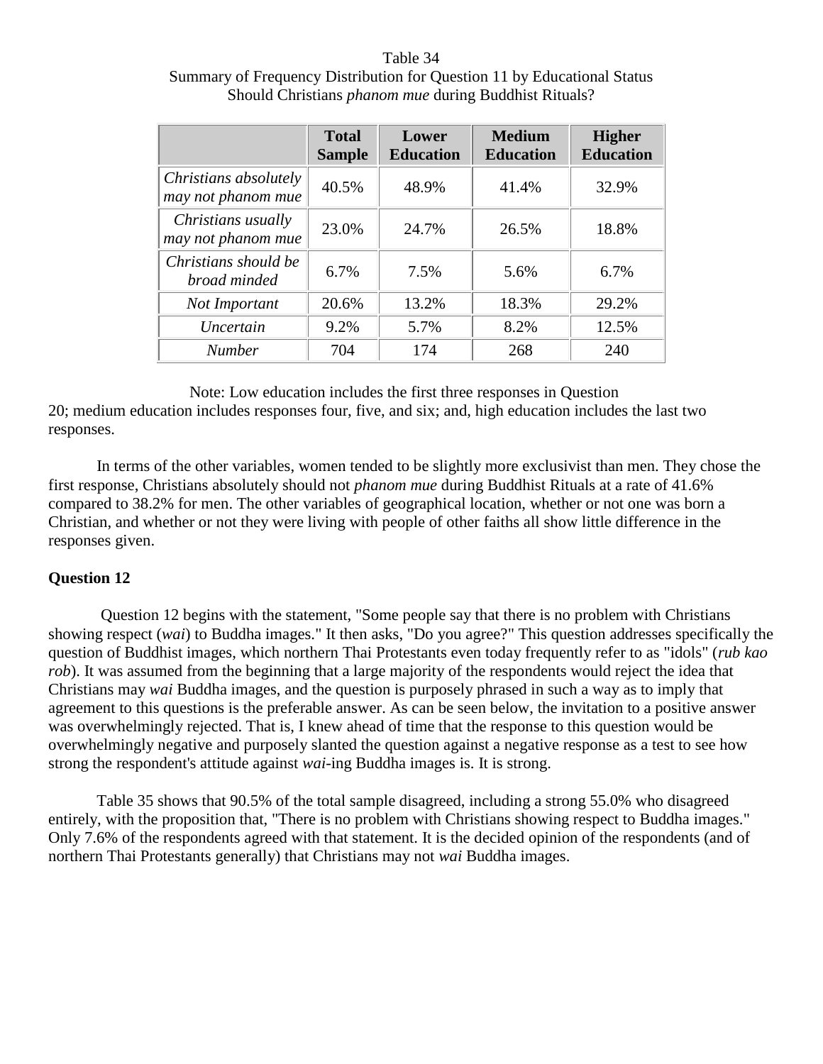Table 34
Summary of Frequency Distribution for Question 11 by Educational Status
Should Christians *phanom mue* during Buddhist Rituals?

| | Total Sample | Lower Education | Medium Education | Higher Education |
|---|---|---|---|---|
| *Christians absolutely may not phanom mue* | 40.5% | 48.9% | 41.4% | 32.9% |
| *Christians usually may not phanom mue* | 23.0% | 24.7% | 26.5% | 18.8% |
| *Christians should be broad minded* | 6.7% | 7.5% | 5.6% | 6.7% |
| *Not Important* | 20.6% | 13.2% | 18.3% | 29.2% |
| *Uncertain* | 9.2% | 5.7% | 8.2% | 12.5% |
| *Number* | 704 | 174 | 268 | 240 |

Note: Low education includes the first three responses in Question 20; medium education includes responses four, five, and six; and, high education includes the last two responses.

In terms of the other variables, women tended to be slightly more exclusivist than men. They chose the first response, Christians absolutely should not *phanom mue* during Buddhist Rituals at a rate of 41.6% compared to 38.2% for men. The other variables of geographical location, whether or not one was born a Christian, and whether or not they were living with people of other faiths all show little difference in the responses given.

**Question 12**

Question 12 begins with the statement, "Some people say that there is no problem with Christians showing respect (*wai*) to Buddha images." It then asks, "Do you agree?" This question addresses specifically the question of Buddhist images, which northern Thai Protestants even today frequently refer to as "idols" (*rub kao rob*). It was assumed from the beginning that a large majority of the respondents would reject the idea that Christians may *wai* Buddha images, and the question is purposely phrased in such a way as to imply that agreement to this questions is the preferable answer. As can be seen below, the invitation to a positive answer was overwhelmingly rejected. That is, I knew ahead of time that the response to this question would be overwhelmingly negative and purposely slanted the question against a negative response as a test to see how strong the respondent's attitude against *wai*-ing Buddha images is. It is strong.

Table 35 shows that 90.5% of the total sample disagreed, including a strong 55.0% who disagreed entirely, with the proposition that, "There is no problem with Christians showing respect to Buddha images." Only 7.6% of the respondents agreed with that statement. It is the decided opinion of the respondents (and of northern Thai Protestants generally) that Christians may not *wai* Buddha images.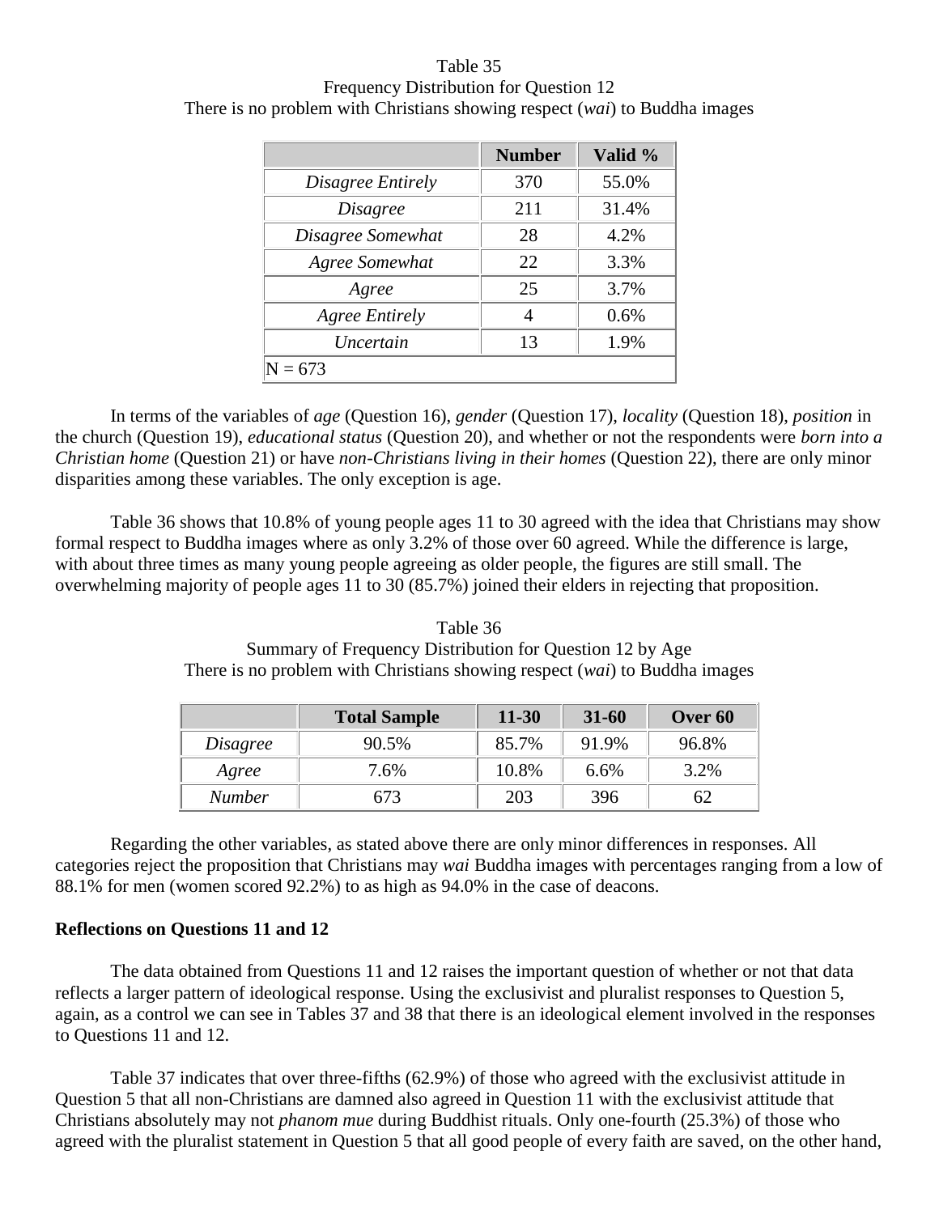Table 35
Frequency Distribution for Question 12
There is no problem with Christians showing respect (*wai*) to Buddha images

| | Number | Valid % |
|---|---|---|
| *Disagree Entirely* | 370 | 55.0% |
| *Disagree* | 211 | 31.4% |
| *Disagree Somewhat* | 28 | 4.2% |
| *Agree Somewhat* | 22 | 3.3% |
| *Agree* | 25 | 3.7% |
| *Agree Entirely* | 4 | 0.6% |
| *Uncertain* | 13 | 1.9% |
| N = 673 | | |

In terms of the variables of *age* (Question 16), *gender* (Question 17), *locality* (Question 18), *position* in the church (Question 19), *educational status* (Question 20), and whether or not the respondents were *born into a Christian home* (Question 21) or have *non-Christians living in their homes* (Question 22), there are only minor disparities among these variables. The only exception is age.

Table 36 shows that 10.8% of young people ages 11 to 30 agreed with the idea that Christians may show formal respect to Buddha images where as only 3.2% of those over 60 agreed. While the difference is large, with about three times as many young people agreeing as older people, the figures are still small. The overwhelming majority of people ages 11 to 30 (85.7%) joined their elders in rejecting that proposition.

Table 36
Summary of Frequency Distribution for Question 12 by Age
There is no problem with Christians showing respect (*wai*) to Buddha images

| | Total Sample | 11-30 | 31-60 | Over 60 |
|---|---|---|---|---|
| *Disagree* | 90.5% | 85.7% | 91.9% | 96.8% |
| *Agree* | 7.6% | 10.8% | 6.6% | 3.2% |
| *Number* | 673 | 203 | 396 | 62 |

Regarding the other variables, as stated above there are only minor differences in responses. All categories reject the proposition that Christians may *wai* Buddha images with percentages ranging from a low of 88.1% for men (women scored 92.2%) to as high as 94.0% in the case of deacons.

**Reflections on Questions 11 and 12**

The data obtained from Questions 11 and 12 raises the important question of whether or not that data reflects a larger pattern of ideological response. Using the exclusivist and pluralist responses to Question 5, again, as a control we can see in Tables 37 and 38 that there is an ideological element involved in the responses to Questions 11 and 12.

Table 37 indicates that over three-fifths (62.9%) of those who agreed with the exclusivist attitude in Question 5 that all non-Christians are damned also agreed in Question 11 with the exclusivist attitude that Christians absolutely may not *phanom mue* during Buddhist rituals. Only one-fourth (25.3%) of those who agreed with the pluralist statement in Question 5 that all good people of every faith are saved, on the other hand,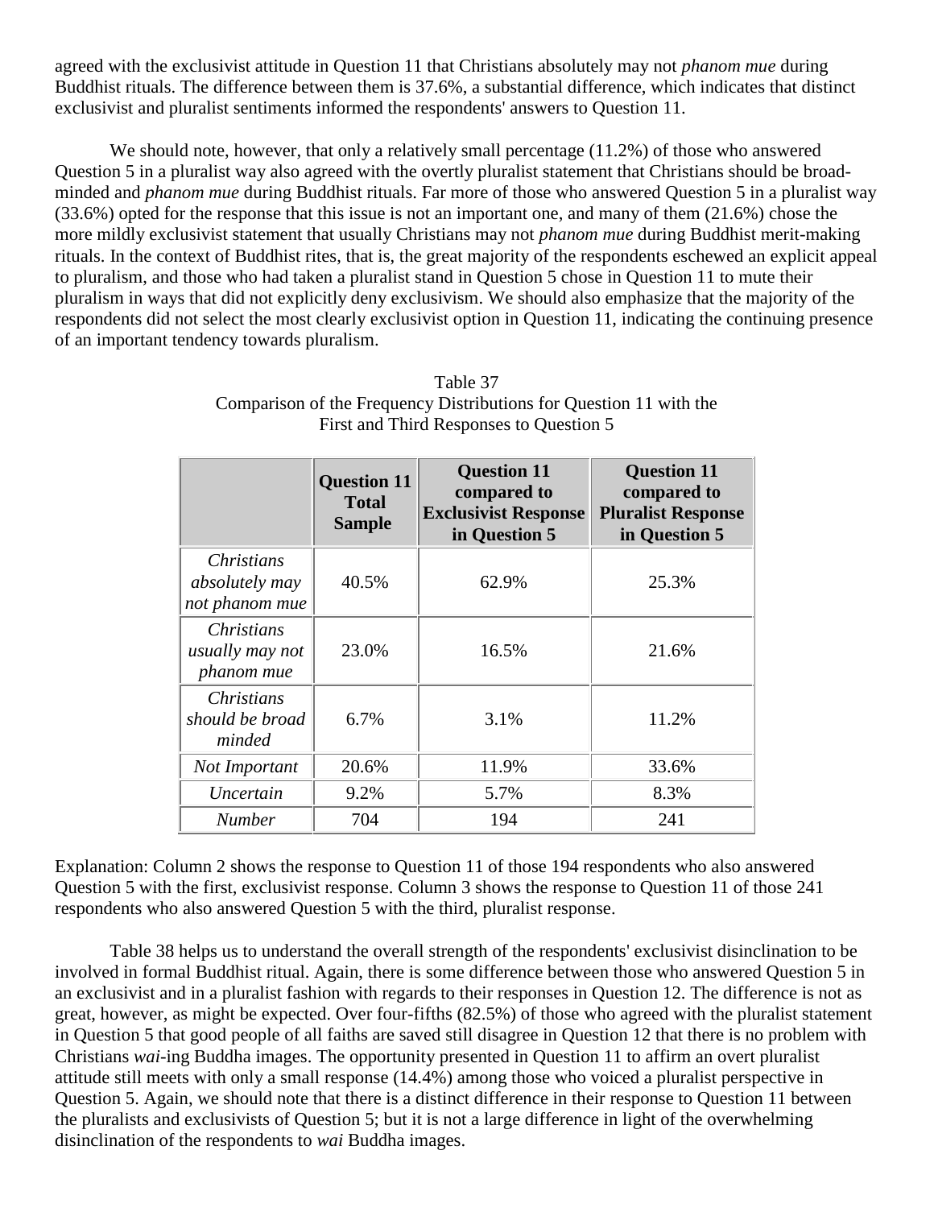agreed with the exclusivist attitude in Question 11 that Christians absolutely may not *phanom mue* during Buddhist rituals. The difference between them is 37.6%, a substantial difference, which indicates that distinct exclusivist and pluralist sentiments informed the respondents' answers to Question 11.

We should note, however, that only a relatively small percentage (11.2%) of those who answered Question 5 in a pluralist way also agreed with the overtly pluralist statement that Christians should be broad-minded and *phanom mue* during Buddhist rituals. Far more of those who answered Question 5 in a pluralist way (33.6%) opted for the response that this issue is not an important one, and many of them (21.6%) chose the more mildly exclusivist statement that usually Christians may not *phanom mue* during Buddhist merit-making rituals. In the context of Buddhist rites, that is, the great majority of the respondents eschewed an explicit appeal to pluralism, and those who had taken a pluralist stand in Question 5 chose in Question 11 to mute their pluralism in ways that did not explicitly deny exclusivism. We should also emphasize that the majority of the respondents did not select the most clearly exclusivist option in Question 11, indicating the continuing presence of an important tendency towards pluralism.

Table 37
Comparison of the Frequency Distributions for Question 11 with the First and Third Responses to Question 5

| | **Question 11 Total Sample** | **Question 11 compared to Exclusivist Response in Question 5** | **Question 11 compared to Pluralist Response in Question 5** |
|---|---|---|---|
| *Christians absolutely may not phanom mue* | 40.5% | 62.9% | 25.3% |
| *Christians usually may not phanom mue* | 23.0% | 16.5% | 21.6% |
| *Christians should be broad minded* | 6.7% | 3.1% | 11.2% |
| *Not Important* | 20.6% | 11.9% | 33.6% |
| *Uncertain* | 9.2% | 5.7% | 8.3% |
| *Number* | 704 | 194 | 241 |

Explanation: Column 2 shows the response to Question 11 of those 194 respondents who also answered Question 5 with the first, exclusivist response. Column 3 shows the response to Question 11 of those 241 respondents who also answered Question 5 with the third, pluralist response.

Table 38 helps us to understand the overall strength of the respondents' exclusivist disinclination to be involved in formal Buddhist ritual. Again, there is some difference between those who answered Question 5 in an exclusivist and in a pluralist fashion with regards to their responses in Question 12. The difference is not as great, however, as might be expected. Over four-fifths (82.5%) of those who agreed with the pluralist statement in Question 5 that good people of all faiths are saved still disagree in Question 12 that there is no problem with Christians *wai*-ing Buddha images. The opportunity presented in Question 11 to affirm an overt pluralist attitude still meets with only a small response (14.4%) among those who voiced a pluralist perspective in Question 5. Again, we should note that there is a distinct difference in their response to Question 11 between the pluralists and exclusivists of Question 5; but it is not a large difference in light of the overwhelming disinclination of the respondents to *wai* Buddha images.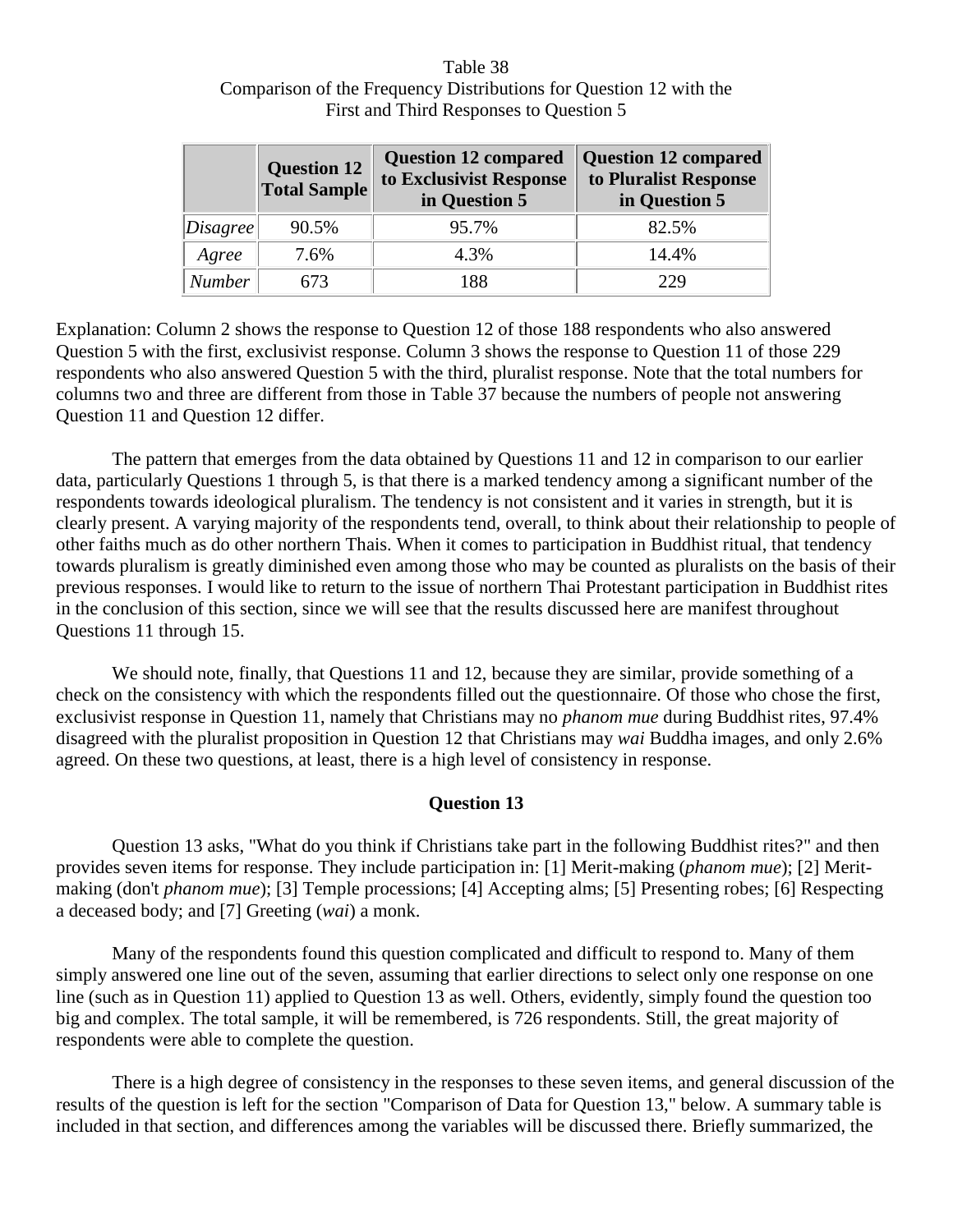Table 38
Comparison of the Frequency Distributions for Question 12 with the First and Third Responses to Question 5

| | Question 12 Total Sample | Question 12 compared to Exclusivist Response in Question 5 | Question 12 compared to Pluralist Response in Question 5 |
|---|---|---|---|
| *Disagree* | 90.5% | 95.7% | 82.5% |
| *Agree* | 7.6% | 4.3% | 14.4% |
| *Number* | 673 | 188 | 229 |

Explanation: Column 2 shows the response to Question 12 of those 188 respondents who also answered Question 5 with the first, exclusivist response. Column 3 shows the response to Question 11 of those 229 respondents who also answered Question 5 with the third, pluralist response. Note that the total numbers for columns two and three are different from those in Table 37 because the numbers of people not answering Question 11 and Question 12 differ.

The pattern that emerges from the data obtained by Questions 11 and 12 in comparison to our earlier data, particularly Questions 1 through 5, is that there is a marked tendency among a significant number of the respondents towards ideological pluralism. The tendency is not consistent and it varies in strength, but it is clearly present. A varying majority of the respondents tend, overall, to think about their relationship to people of other faiths much as do other northern Thais. When it comes to participation in Buddhist ritual, that tendency towards pluralism is greatly diminished even among those who may be counted as pluralists on the basis of their previous responses. I would like to return to the issue of northern Thai Protestant participation in Buddhist rites in the conclusion of this section, since we will see that the results discussed here are manifest throughout Questions 11 through 15.

We should note, finally, that Questions 11 and 12, because they are similar, provide something of a check on the consistency with which the respondents filled out the questionnaire. Of those who chose the first, exclusivist response in Question 11, namely that Christians may no *phanom mue* during Buddhist rites, 97.4% disagreed with the pluralist proposition in Question 12 that Christians may *wai* Buddha images, and only 2.6% agreed. On these two questions, at least, there is a high level of consistency in response.

### Question 13

Question 13 asks, "What do you think if Christians take part in the following Buddhist rites?" and then provides seven items for response. They include participation in: [1] Merit-making (*phanom mue*); [2] Merit-making (don't *phanom mue*); [3] Temple processions; [4] Accepting alms; [5] Presenting robes; [6] Respecting a deceased body; and [7] Greeting (*wai*) a monk.

Many of the respondents found this question complicated and difficult to respond to. Many of them simply answered one line out of the seven, assuming that earlier directions to select only one response on one line (such as in Question 11) applied to Question 13 as well. Others, evidently, simply found the question too big and complex. The total sample, it will be remembered, is 726 respondents. Still, the great majority of respondents were able to complete the question.

There is a high degree of consistency in the responses to these seven items, and general discussion of the results of the question is left for the section "Comparison of Data for Question 13," below. A summary table is included in that section, and differences among the variables will be discussed there. Briefly summarized, the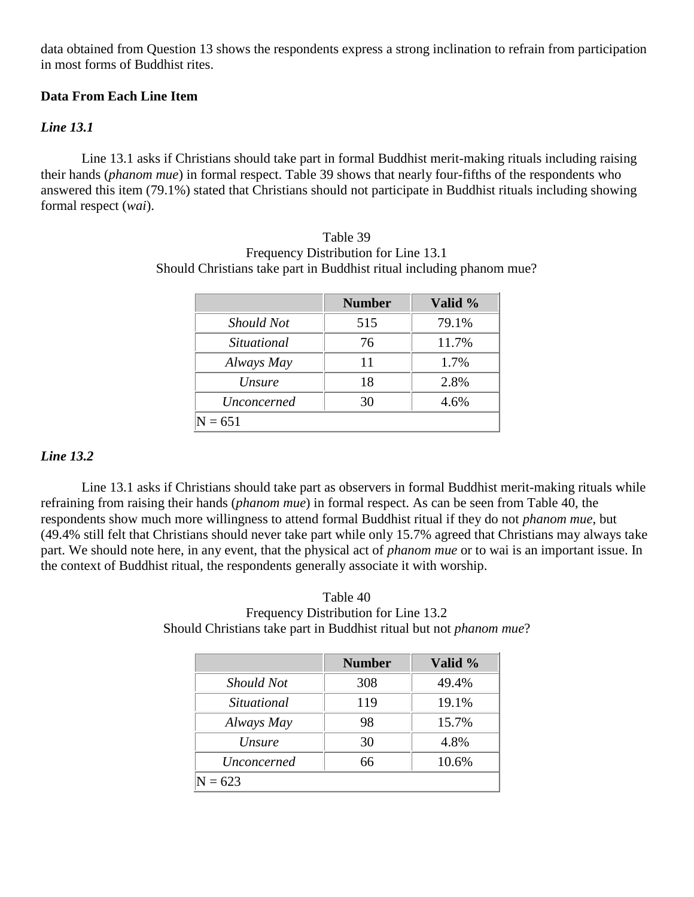data obtained from Question 13 shows the respondents express a strong inclination to refrain from participation in most forms of Buddhist rites.

### Data From Each Line Item

#### *Line 13.1*

Line 13.1 asks if Christians should take part in formal Buddhist merit-making rituals including raising their hands (*phanom mue*) in formal respect. Table 39 shows that nearly four-fifths of the respondents who answered this item (79.1%) stated that Christians should not participate in Buddhist rituals including showing formal respect (*wai*).

Table 39
Frequency Distribution for Line 13.1
Should Christians take part in Buddhist ritual including phanom mue?

| | Number | Valid % |
|---|---|---|
| *Should Not* | 515 | 79.1% |
| *Situational* | 76 | 11.7% |
| *Always May* | 11 | 1.7% |
| *Unsure* | 18 | 2.8% |
| *Unconcerned* | 30 | 4.6% |
| N = 651 | | |

#### *Line 13.2*

Line 13.1 asks if Christians should take part as observers in formal Buddhist merit-making rituals while refraining from raising their hands (*phanom mue*) in formal respect. As can be seen from Table 40, the respondents show much more willingness to attend formal Buddhist ritual if they do not *phanom mue*, but (49.4% still felt that Christians should never take part while only 15.7% agreed that Christians may always take part. We should note here, in any event, that the physical act of *phanom mue* or to wai is an important issue. In the context of Buddhist ritual, the respondents generally associate it with worship.

Table 40
Frequency Distribution for Line 13.2
Should Christians take part in Buddhist ritual but not *phanom mue*?

| | Number | Valid % |
|---|---|---|
| *Should Not* | 308 | 49.4% |
| *Situational* | 119 | 19.1% |
| *Always May* | 98 | 15.7% |
| *Unsure* | 30 | 4.8% |
| *Unconcerned* | 66 | 10.6% |
| N = 623 | | |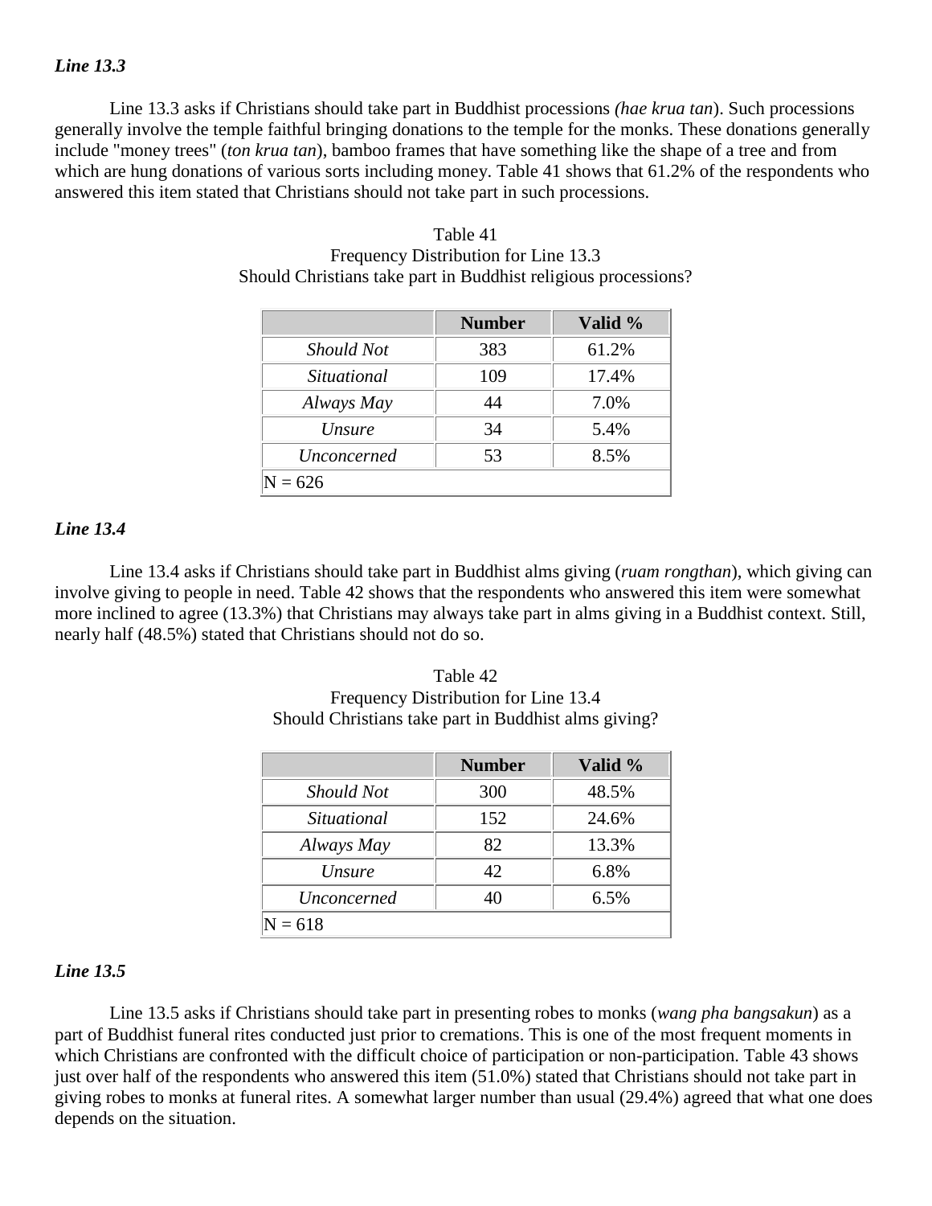### *Line 13.3*

Line 13.3 asks if Christians should take part in Buddhist processions *(hae krua tan*). Such processions generally involve the temple faithful bringing donations to the temple for the monks. These donations generally include "money trees" (*ton krua tan*), bamboo frames that have something like the shape of a tree and from which are hung donations of various sorts including money. Table 41 shows that 61.2% of the respondents who answered this item stated that Christians should not take part in such processions.

Table 41
Frequency Distribution for Line 13.3
Should Christians take part in Buddhist religious processions?

| | Number | Valid % |
|---|---|---|
| *Should Not* | 383 | 61.2% |
| *Situational* | 109 | 17.4% |
| *Always May* | 44 | 7.0% |
| *Unsure* | 34 | 5.4% |
| *Unconcerned* | 53 | 8.5% |
| N = 626 | | |

### *Line 13.4*

Line 13.4 asks if Christians should take part in Buddhist alms giving (*ruam rongthan*), which giving can involve giving to people in need. Table 42 shows that the respondents who answered this item were somewhat more inclined to agree (13.3%) that Christians may always take part in alms giving in a Buddhist context. Still, nearly half (48.5%) stated that Christians should not do so.

Table 42
Frequency Distribution for Line 13.4
Should Christians take part in Buddhist alms giving?

| | Number | Valid % |
|---|---|---|
| *Should Not* | 300 | 48.5% |
| *Situational* | 152 | 24.6% |
| *Always May* | 82 | 13.3% |
| *Unsure* | 42 | 6.8% |
| *Unconcerned* | 40 | 6.5% |
| N = 618 | | |

### *Line 13.5*

Line 13.5 asks if Christians should take part in presenting robes to monks (*wang pha bangsakun*) as a part of Buddhist funeral rites conducted just prior to cremations. This is one of the most frequent moments in which Christians are confronted with the difficult choice of participation or non-participation. Table 43 shows just over half of the respondents who answered this item (51.0%) stated that Christians should not take part in giving robes to monks at funeral rites. A somewhat larger number than usual (29.4%) agreed that what one does depends on the situation.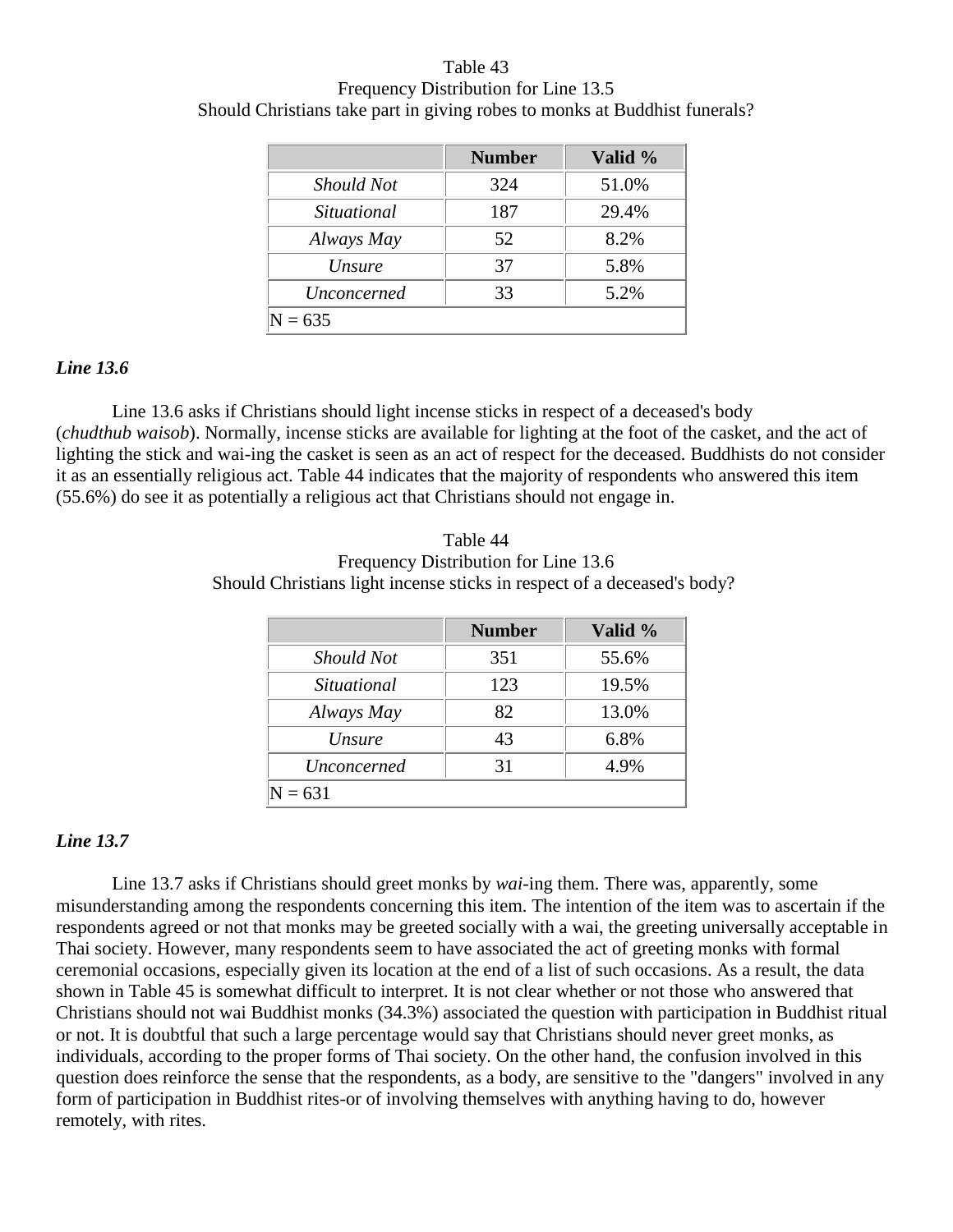Table 43
Frequency Distribution for Line 13.5
Should Christians take part in giving robes to monks at Buddhist funerals?

| | Number | Valid % |
|---|---|---|
| *Should Not* | 324 | 51.0% |
| *Situational* | 187 | 29.4% |
| *Always May* | 52 | 8.2% |
| *Unsure* | 37 | 5.8% |
| *Unconcerned* | 33 | 5.2% |
| N = 635 | | |

***Line 13.6***

Line 13.6 asks if Christians should light incense sticks in respect of a deceased's body (*chudthub waisob*). Normally, incense sticks are available for lighting at the foot of the casket, and the act of lighting the stick and wai-ing the casket is seen as an act of respect for the deceased. Buddhists do not consider it as an essentially religious act. Table 44 indicates that the majority of respondents who answered this item (55.6%) do see it as potentially a religious act that Christians should not engage in.

Table 44
Frequency Distribution for Line 13.6
Should Christians light incense sticks in respect of a deceased's body?

| | Number | Valid % |
|---|---|---|
| *Should Not* | 351 | 55.6% |
| *Situational* | 123 | 19.5% |
| *Always May* | 82 | 13.0% |
| *Unsure* | 43 | 6.8% |
| *Unconcerned* | 31 | 4.9% |
| N = 631 | | |

***Line 13.7***

Line 13.7 asks if Christians should greet monks by *wai*-ing them. There was, apparently, some misunderstanding among the respondents concerning this item. The intention of the item was to ascertain if the respondents agreed or not that monks may be greeted socially with a wai, the greeting universally acceptable in Thai society. However, many respondents seem to have associated the act of greeting monks with formal ceremonial occasions, especially given its location at the end of a list of such occasions. As a result, the data shown in Table 45 is somewhat difficult to interpret. It is not clear whether or not those who answered that Christians should not wai Buddhist monks (34.3%) associated the question with participation in Buddhist ritual or not. It is doubtful that such a large percentage would say that Christians should never greet monks, as individuals, according to the proper forms of Thai society. On the other hand, the confusion involved in this question does reinforce the sense that the respondents, as a body, are sensitive to the "dangers" involved in any form of participation in Buddhist rites-or of involving themselves with anything having to do, however remotely, with rites.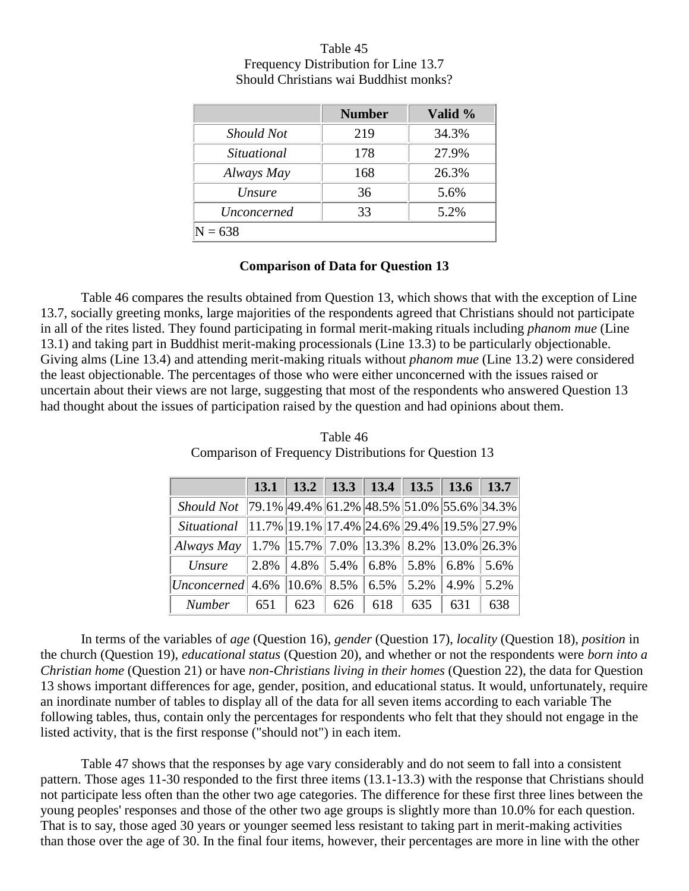Table 45
Frequency Distribution for Line 13.7
Should Christians wai Buddhist monks?

| | Number | Valid % |
|---|---|---|
| *Should Not* | 219 | 34.3% |
| *Situational* | 178 | 27.9% |
| *Always May* | 168 | 26.3% |
| *Unsure* | 36 | 5.6% |
| *Unconcerned* | 33 | 5.2% |
| N = 638 | | |

**Comparison of Data for Question 13**

Table 46 compares the results obtained from Question 13, which shows that with the exception of Line 13.7, socially greeting monks, large majorities of the respondents agreed that Christians should not participate in all of the rites listed. They found participating in formal merit-making rituals including *phanom mue* (Line 13.1) and taking part in Buddhist merit-making processionals (Line 13.3) to be particularly objectionable. Giving alms (Line 13.4) and attending merit-making rituals without *phanom mue* (Line 13.2) were considered the least objectionable. The percentages of those who were either unconcerned with the issues raised or uncertain about their views are not large, suggesting that most of the respondents who answered Question 13 had thought about the issues of participation raised by the question and had opinions about them.

Table 46
Comparison of Frequency Distributions for Question 13

| | 13.1 | 13.2 | 13.3 | 13.4 | 13.5 | 13.6 | 13.7 |
|---|---|---|---|---|---|---|---|
| *Should Not* | 79.1% | 49.4% | 61.2% | 48.5% | 51.0% | 55.6% | 34.3% |
| *Situational* | 11.7% | 19.1% | 17.4% | 24.6% | 29.4% | 19.5% | 27.9% |
| *Always May* | 1.7% | 15.7% | 7.0% | 13.3% | 8.2% | 13.0% | 26.3% |
| *Unsure* | 2.8% | 4.8% | 5.4% | 6.8% | 5.8% | 6.8% | 5.6% |
| *Unconcerned* | 4.6% | 10.6% | 8.5% | 6.5% | 5.2% | 4.9% | 5.2% |
| *Number* | 651 | 623 | 626 | 618 | 635 | 631 | 638 |

In terms of the variables of *age* (Question 16), *gender* (Question 17), *locality* (Question 18), *position* in the church (Question 19), *educational status* (Question 20), and whether or not the respondents were *born into a Christian home* (Question 21) or have *non-Christians living in their homes* (Question 22), the data for Question 13 shows important differences for age, gender, position, and educational status. It would, unfortunately, require an inordinate number of tables to display all of the data for all seven items according to each variable The following tables, thus, contain only the percentages for respondents who felt that they should not engage in the listed activity, that is the first response ("should not") in each item.

Table 47 shows that the responses by age vary considerably and do not seem to fall into a consistent pattern. Those ages 11-30 responded to the first three items (13.1-13.3) with the response that Christians should not participate less often than the other two age categories. The difference for these first three lines between the young peoples' responses and those of the other two age groups is slightly more than 10.0% for each question. That is to say, those aged 30 years or younger seemed less resistant to taking part in merit-making activities than those over the age of 30. In the final four items, however, their percentages are more in line with the other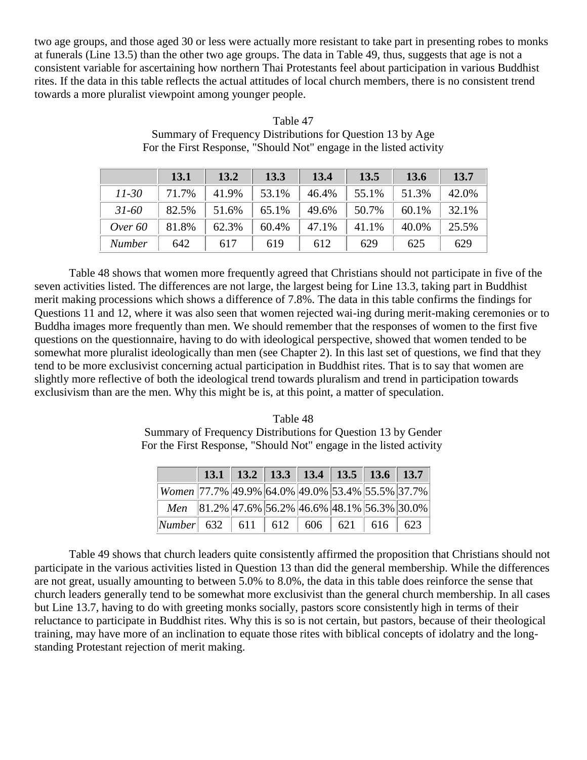two age groups, and those aged 30 or less were actually more resistant to take part in presenting robes to monks at funerals (Line 13.5) than the other two age groups. The data in Table 49, thus, suggests that age is not a consistent variable for ascertaining how northern Thai Protestants feel about participation in various Buddhist rites. If the data in this table reflects the actual attitudes of local church members, there is no consistent trend towards a more pluralist viewpoint among younger people.

Table 47
Summary of Frequency Distributions for Question 13 by Age
For the First Response, "Should Not" engage in the listed activity

| | 13.1 | 13.2 | 13.3 | 13.4 | 13.5 | 13.6 | 13.7 |
|---|---|---|---|---|---|---|---|
| *11-30* | 71.7% | 41.9% | 53.1% | 46.4% | 55.1% | 51.3% | 42.0% |
| *31-60* | 82.5% | 51.6% | 65.1% | 49.6% | 50.7% | 60.1% | 32.1% |
| *Over 60* | 81.8% | 62.3% | 60.4% | 47.1% | 41.1% | 40.0% | 25.5% |
| *Number* | 642 | 617 | 619 | 612 | 629 | 625 | 629 |

Table 48 shows that women more frequently agreed that Christians should not participate in five of the seven activities listed. The differences are not large, the largest being for Line 13.3, taking part in Buddhist merit making processions which shows a difference of 7.8%. The data in this table confirms the findings for Questions 11 and 12, where it was also seen that women rejected wai-ing during merit-making ceremonies or to Buddha images more frequently than men. We should remember that the responses of women to the first five questions on the questionnaire, having to do with ideological perspective, showed that women tended to be somewhat more pluralist ideologically than men (see Chapter 2). In this last set of questions, we find that they tend to be more exclusivist concerning actual participation in Buddhist rites. That is to say that women are slightly more reflective of both the ideological trend towards pluralism and trend in participation towards exclusivism than are the men. Why this might be is, at this point, a matter of speculation.

Table 48
Summary of Frequency Distributions for Question 13 by Gender
For the First Response, "Should Not" engage in the listed activity

| | 13.1 | 13.2 | 13.3 | 13.4 | 13.5 | 13.6 | 13.7 |
|---|---|---|---|---|---|---|---|
| *Women* | 77.7% | 49.9% | 64.0% | 49.0% | 53.4% | 55.5% | 37.7% |
| *Men* | 81.2% | 47.6% | 56.2% | 46.6% | 48.1% | 56.3% | 30.0% |
| *Number* | 632 | 611 | 612 | 606 | 621 | 616 | 623 |

Table 49 shows that church leaders quite consistently affirmed the proposition that Christians should not participate in the various activities listed in Question 13 than did the general membership. While the differences are not great, usually amounting to between 5.0% to 8.0%, the data in this table does reinforce the sense that church leaders generally tend to be somewhat more exclusivist than the general church membership. In all cases but Line 13.7, having to do with greeting monks socially, pastors score consistently high in terms of their reluctance to participate in Buddhist rites. Why this is so is not certain, but pastors, because of their theological training, may have more of an inclination to equate those rites with biblical concepts of idolatry and the long-standing Protestant rejection of merit making.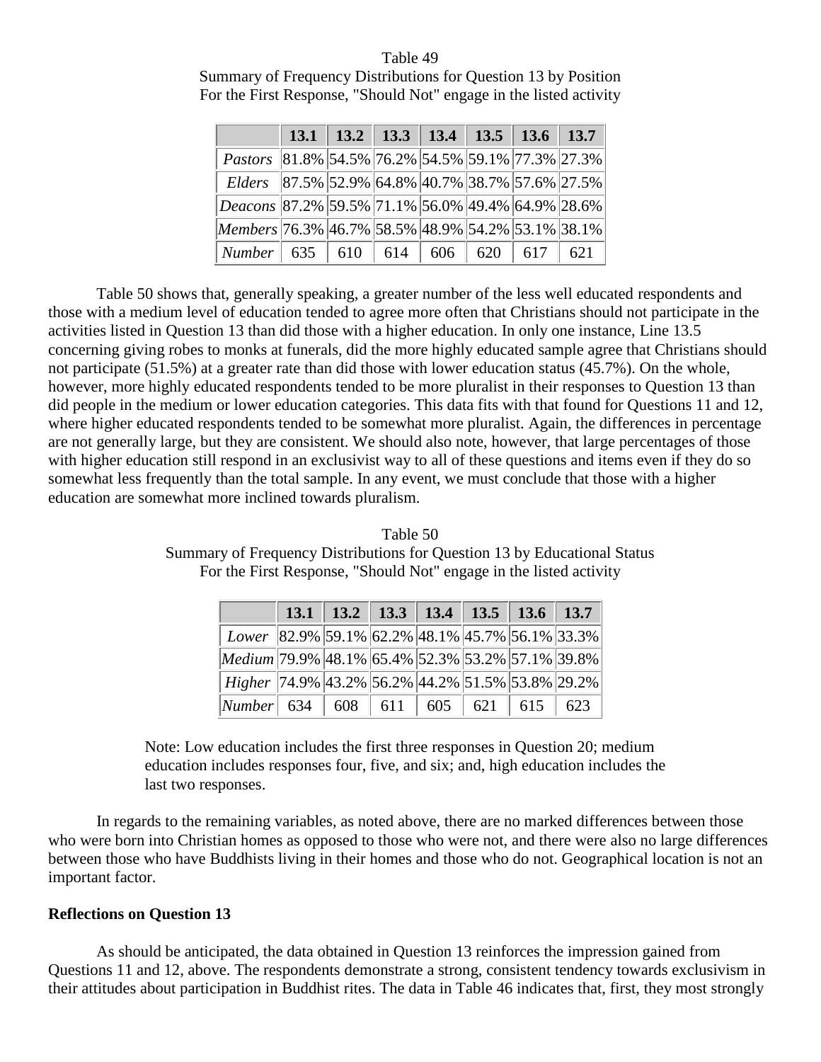Table 49
Summary of Frequency Distributions for Question 13 by Position
For the First Response, "Should Not" engage in the listed activity

| | 13.1 | 13.2 | 13.3 | 13.4 | 13.5 | 13.6 | 13.7 |
|---|---|---|---|---|---|---|---|
| *Pastors* | 81.8% | 54.5% | 76.2% | 54.5% | 59.1% | 77.3% | 27.3% |
| *Elders* | 87.5% | 52.9% | 64.8% | 40.7% | 38.7% | 57.6% | 27.5% |
| *Deacons* | 87.2% | 59.5% | 71.1% | 56.0% | 49.4% | 64.9% | 28.6% |
| *Members* | 76.3% | 46.7% | 58.5% | 48.9% | 54.2% | 53.1% | 38.1% |
| *Number* | 635 | 610 | 614 | 606 | 620 | 617 | 621 |

Table 50 shows that, generally speaking, a greater number of the less well educated respondents and those with a medium level of education tended to agree more often that Christians should not participate in the activities listed in Question 13 than did those with a higher education. In only one instance, Line 13.5 concerning giving robes to monks at funerals, did the more highly educated sample agree that Christians should not participate (51.5%) at a greater rate than did those with lower education status (45.7%). On the whole, however, more highly educated respondents tended to be more pluralist in their responses to Question 13 than did people in the medium or lower education categories. This data fits with that found for Questions 11 and 12, where higher educated respondents tended to be somewhat more pluralist. Again, the differences in percentage are not generally large, but they are consistent. We should also note, however, that large percentages of those with higher education still respond in an exclusivist way to all of these questions and items even if they do so somewhat less frequently than the total sample. In any event, we must conclude that those with a higher education are somewhat more inclined towards pluralism.

Table 50
Summary of Frequency Distributions for Question 13 by Educational Status
For the First Response, "Should Not" engage in the listed activity

| | 13.1 | 13.2 | 13.3 | 13.4 | 13.5 | 13.6 | 13.7 |
|---|---|---|---|---|---|---|---|
| *Lower* | 82.9% | 59.1% | 62.2% | 48.1% | 45.7% | 56.1% | 33.3% |
| *Medium* | 79.9% | 48.1% | 65.4% | 52.3% | 53.2% | 57.1% | 39.8% |
| *Higher* | 74.9% | 43.2% | 56.2% | 44.2% | 51.5% | 53.8% | 29.2% |
| *Number* | 634 | 608 | 611 | 605 | 621 | 615 | 623 |

Note: Low education includes the first three responses in Question 20; medium education includes responses four, five, and six; and, high education includes the last two responses.

In regards to the remaining variables, as noted above, there are no marked differences between those who were born into Christian homes as opposed to those who were not, and there were also no large differences between those who have Buddhists living in their homes and those who do not. Geographical location is not an important factor.

**Reflections on Question 13**

As should be anticipated, the data obtained in Question 13 reinforces the impression gained from Questions 11 and 12, above. The respondents demonstrate a strong, consistent tendency towards exclusivism in their attitudes about participation in Buddhist rites. The data in Table 46 indicates that, first, they most strongly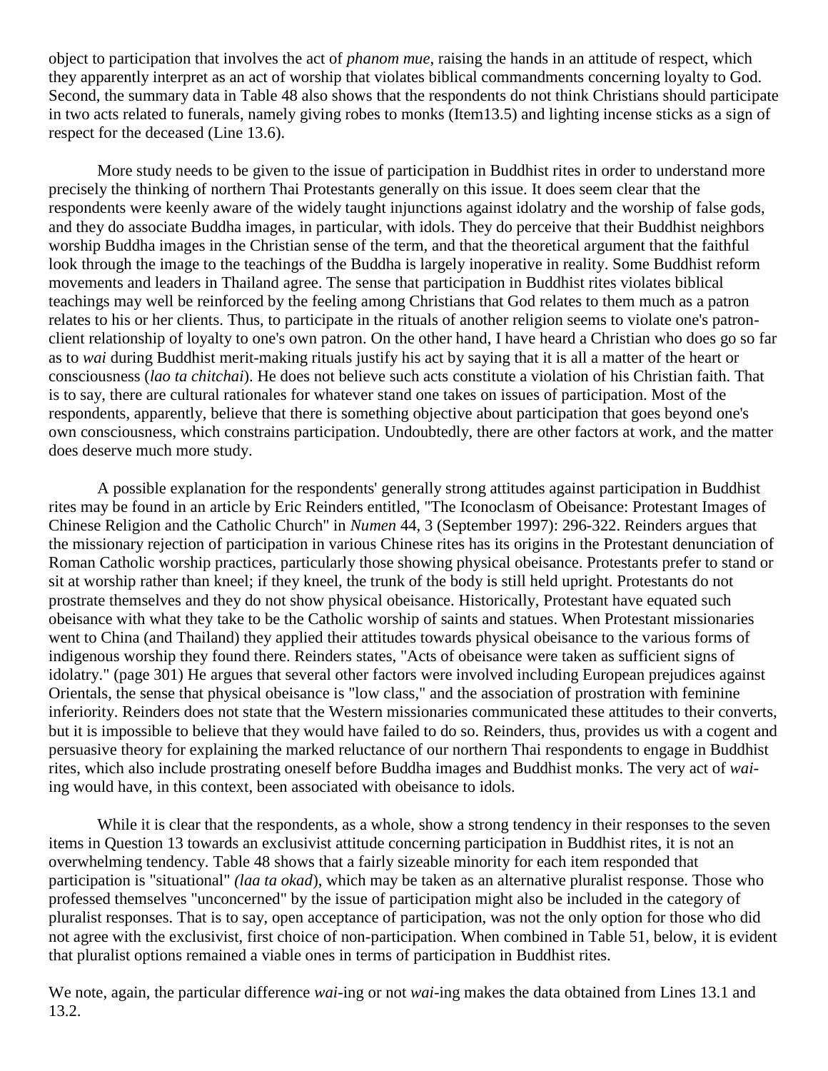object to participation that involves the act of *phanom mue*, raising the hands in an attitude of respect, which they apparently interpret as an act of worship that violates biblical commandments concerning loyalty to God. Second, the summary data in Table 48 also shows that the respondents do not think Christians should participate in two acts related to funerals, namely giving robes to monks (Item13.5) and lighting incense sticks as a sign of respect for the deceased (Line 13.6).

More study needs to be given to the issue of participation in Buddhist rites in order to understand more precisely the thinking of northern Thai Protestants generally on this issue. It does seem clear that the respondents were keenly aware of the widely taught injunctions against idolatry and the worship of false gods, and they do associate Buddha images, in particular, with idols. They do perceive that their Buddhist neighbors worship Buddha images in the Christian sense of the term, and that the theoretical argument that the faithful look through the image to the teachings of the Buddha is largely inoperative in reality. Some Buddhist reform movements and leaders in Thailand agree. The sense that participation in Buddhist rites violates biblical teachings may well be reinforced by the feeling among Christians that God relates to them much as a patron relates to his or her clients. Thus, to participate in the rituals of another religion seems to violate one's patron-client relationship of loyalty to one's own patron. On the other hand, I have heard a Christian who does go so far as to *wai* during Buddhist merit-making rituals justify his act by saying that it is all a matter of the heart or consciousness (*lao ta chitchai*). He does not believe such acts constitute a violation of his Christian faith. That is to say, there are cultural rationales for whatever stand one takes on issues of participation. Most of the respondents, apparently, believe that there is something objective about participation that goes beyond one's own consciousness, which constrains participation. Undoubtedly, there are other factors at work, and the matter does deserve much more study.

A possible explanation for the respondents' generally strong attitudes against participation in Buddhist rites may be found in an article by Eric Reinders entitled, "The Iconoclasm of Obeisance: Protestant Images of Chinese Religion and the Catholic Church" in *Numen* 44, 3 (September 1997): 296-322. Reinders argues that the missionary rejection of participation in various Chinese rites has its origins in the Protestant denunciation of Roman Catholic worship practices, particularly those showing physical obeisance. Protestants prefer to stand or sit at worship rather than kneel; if they kneel, the trunk of the body is still held upright. Protestants do not prostrate themselves and they do not show physical obeisance. Historically, Protestant have equated such obeisance with what they take to be the Catholic worship of saints and statues. When Protestant missionaries went to China (and Thailand) they applied their attitudes towards physical obeisance to the various forms of indigenous worship they found there. Reinders states, "Acts of obeisance were taken as sufficient signs of idolatry." (page 301) He argues that several other factors were involved including European prejudices against Orientals, the sense that physical obeisance is "low class," and the association of prostration with feminine inferiority. Reinders does not state that the Western missionaries communicated these attitudes to their converts, but it is impossible to believe that they would have failed to do so. Reinders, thus, provides us with a cogent and persuasive theory for explaining the marked reluctance of our northern Thai respondents to engage in Buddhist rites, which also include prostrating oneself before Buddha images and Buddhist monks. The very act of *wai*-ing would have, in this context, been associated with obeisance to idols.

While it is clear that the respondents, as a whole, show a strong tendency in their responses to the seven items in Question 13 towards an exclusivist attitude concerning participation in Buddhist rites, it is not an overwhelming tendency. Table 48 shows that a fairly sizeable minority for each item responded that participation is "situational" *(laa ta okad*), which may be taken as an alternative pluralist response. Those who professed themselves "unconcerned" by the issue of participation might also be included in the category of pluralist responses. That is to say, open acceptance of participation, was not the only option for those who did not agree with the exclusivist, first choice of non-participation. When combined in Table 51, below, it is evident that pluralist options remained a viable ones in terms of participation in Buddhist rites.

We note, again, the particular difference *wai*-ing or not *wai*-ing makes the data obtained from Lines 13.1 and 13.2.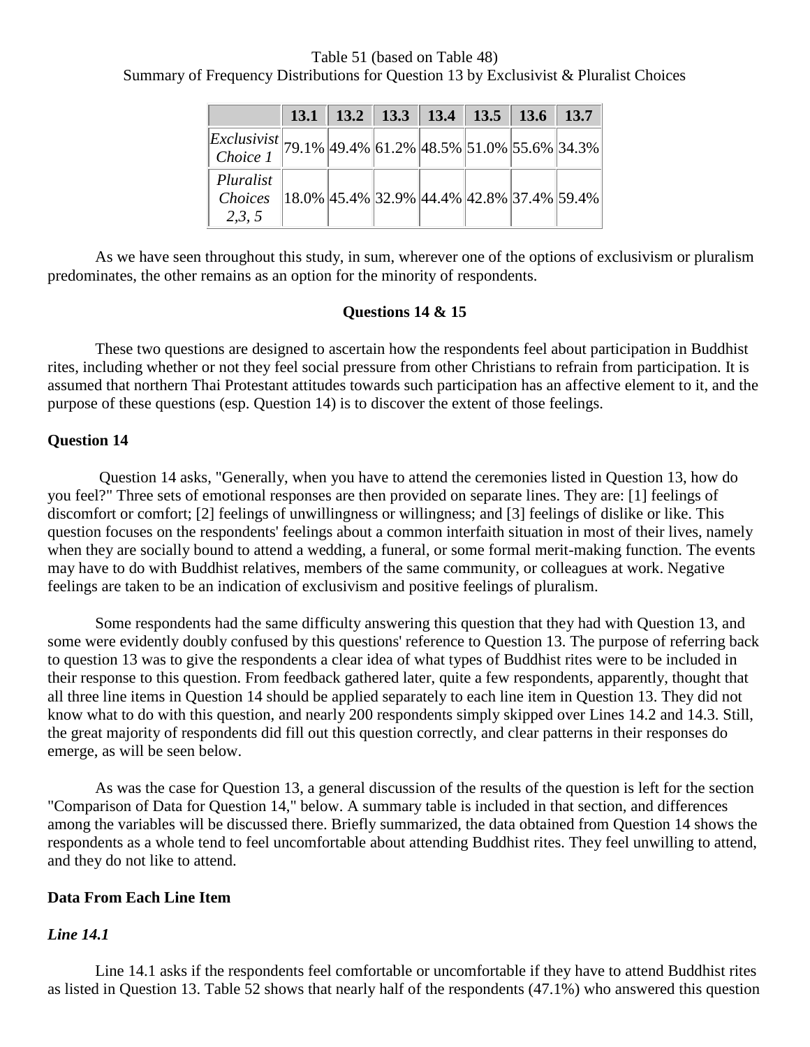Table 51 (based on Table 48)
Summary of Frequency Distributions for Question 13 by Exclusivist & Pluralist Choices

| | 13.1 | 13.2 | 13.3 | 13.4 | 13.5 | 13.6 | 13.7 |
|---|---|---|---|---|---|---|---|
| *Exclusivist Choice 1* | 79.1% | 49.4% | 61.2% | 48.5% | 51.0% | 55.6% | 34.3% |
| *Pluralist Choices 2,3, 5* | 18.0% | 45.4% | 32.9% | 44.4% | 42.8% | 37.4% | 59.4% |

As we have seen throughout this study, in sum, wherever one of the options of exclusivism or pluralism predominates, the other remains as an option for the minority of respondents.

**Questions 14 & 15**

These two questions are designed to ascertain how the respondents feel about participation in Buddhist rites, including whether or not they feel social pressure from other Christians to refrain from participation. It is assumed that northern Thai Protestant attitudes towards such participation has an affective element to it, and the purpose of these questions (esp. Question 14) is to discover the extent of those feelings.

## Question 14

Question 14 asks, "Generally, when you have to attend the ceremonies listed in Question 13, how do you feel?" Three sets of emotional responses are then provided on separate lines. They are: [1] feelings of discomfort or comfort; [2] feelings of unwillingness or willingness; and [3] feelings of dislike or like. This question focuses on the respondents' feelings about a common interfaith situation in most of their lives, namely when they are socially bound to attend a wedding, a funeral, or some formal merit-making function. The events may have to do with Buddhist relatives, members of the same community, or colleagues at work. Negative feelings are taken to be an indication of exclusivism and positive feelings of pluralism.

Some respondents had the same difficulty answering this question that they had with Question 13, and some were evidently doubly confused by this questions' reference to Question 13. The purpose of referring back to question 13 was to give the respondents a clear idea of what types of Buddhist rites were to be included in their response to this question. From feedback gathered later, quite a few respondents, apparently, thought that all three line items in Question 14 should be applied separately to each line item in Question 13. They did not know what to do with this question, and nearly 200 respondents simply skipped over Lines 14.2 and 14.3. Still, the great majority of respondents did fill out this question correctly, and clear patterns in their responses do emerge, as will be seen below.

As was the case for Question 13, a general discussion of the results of the question is left for the section "Comparison of Data for Question 14," below. A summary table is included in that section, and differences among the variables will be discussed there. Briefly summarized, the data obtained from Question 14 shows the respondents as a whole tend to feel uncomfortable about attending Buddhist rites. They feel unwilling to attend, and they do not like to attend.

## Data From Each Line Item

### *Line 14.1*

Line 14.1 asks if the respondents feel comfortable or uncomfortable if they have to attend Buddhist rites as listed in Question 13. Table 52 shows that nearly half of the respondents (47.1%) who answered this question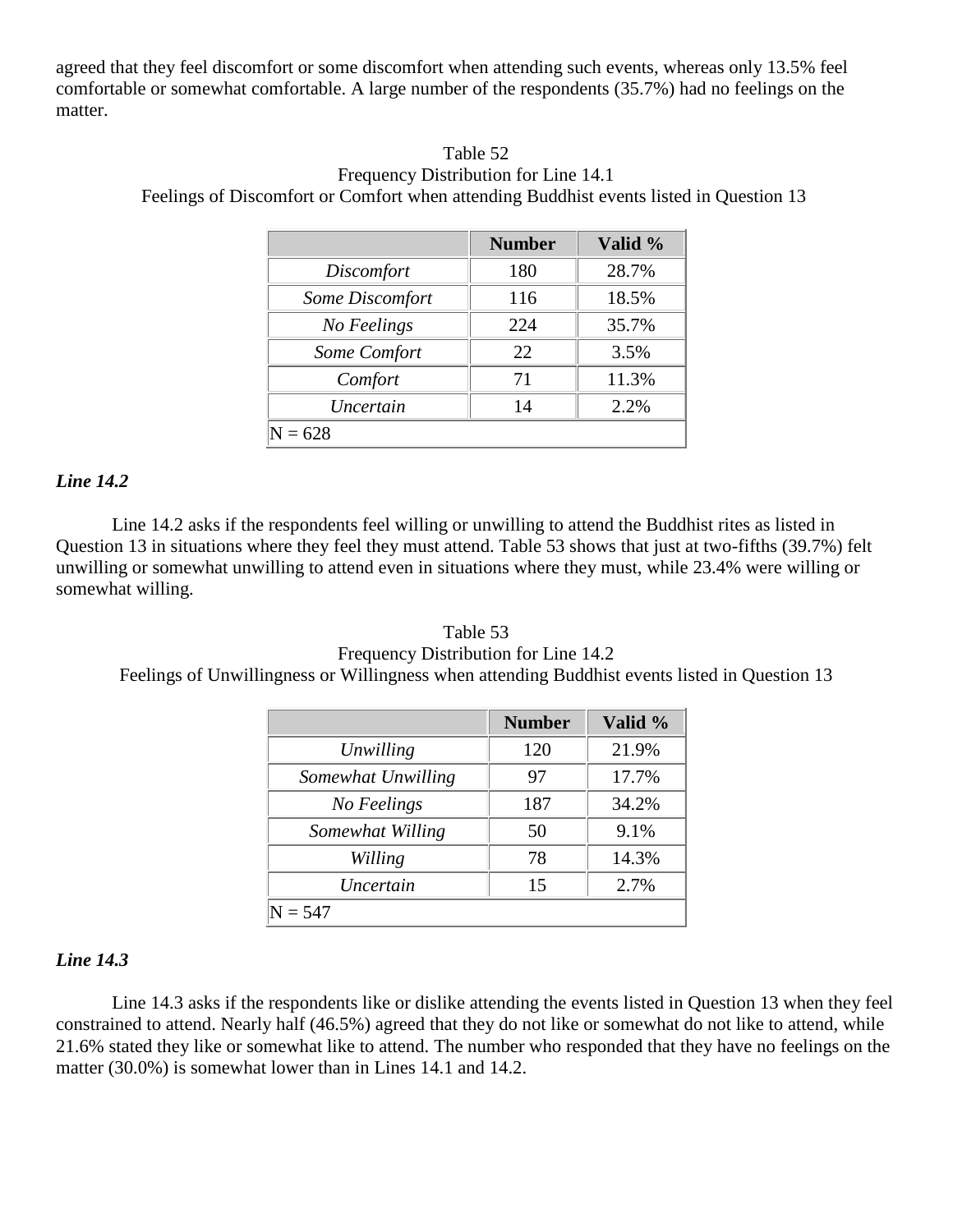agreed that they feel discomfort or some discomfort when attending such events, whereas only 13.5% feel comfortable or somewhat comfortable. A large number of the respondents (35.7%) had no feelings on the matter.

Table 52
Frequency Distribution for Line 14.1
Feelings of Discomfort or Comfort when attending Buddhist events listed in Question 13

| | Number | Valid % |
|---|---|---|
| *Discomfort* | 180 | 28.7% |
| *Some Discomfort* | 116 | 18.5% |
| *No Feelings* | 224 | 35.7% |
| *Some Comfort* | 22 | 3.5% |
| *Comfort* | 71 | 11.3% |
| *Uncertain* | 14 | 2.2% |
| N = 628 | | |

### *Line 14.2*

Line 14.2 asks if the respondents feel willing or unwilling to attend the Buddhist rites as listed in Question 13 in situations where they feel they must attend. Table 53 shows that just at two-fifths (39.7%) felt unwilling or somewhat unwilling to attend even in situations where they must, while 23.4% were willing or somewhat willing.

Table 53
Frequency Distribution for Line 14.2
Feelings of Unwillingness or Willingness when attending Buddhist events listed in Question 13

| | Number | Valid % |
|---|---|---|
| *Unwilling* | 120 | 21.9% |
| *Somewhat Unwilling* | 97 | 17.7% |
| *No Feelings* | 187 | 34.2% |
| *Somewhat Willing* | 50 | 9.1% |
| *Willing* | 78 | 14.3% |
| *Uncertain* | 15 | 2.7% |
| N = 547 | | |

### *Line 14.3*

Line 14.3 asks if the respondents like or dislike attending the events listed in Question 13 when they feel constrained to attend. Nearly half (46.5%) agreed that they do not like or somewhat do not like to attend, while 21.6% stated they like or somewhat like to attend. The number who responded that they have no feelings on the matter (30.0%) is somewhat lower than in Lines 14.1 and 14.2.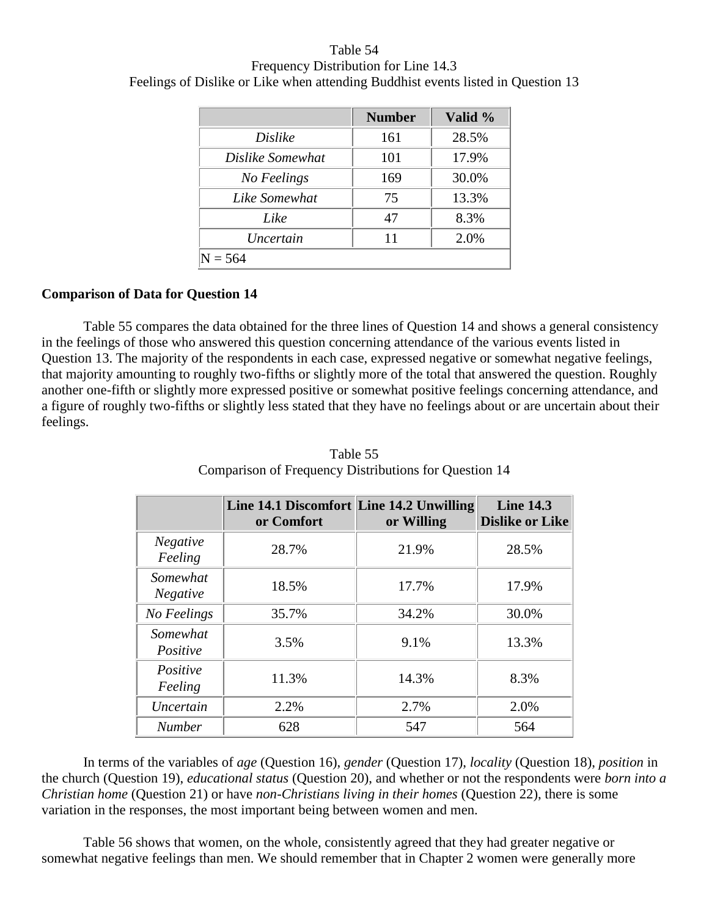Table 54
Frequency Distribution for Line 14.3
Feelings of Dislike or Like when attending Buddhist events listed in Question 13

| | Number | Valid % |
|---|---|---|
| *Dislike* | 161 | 28.5% |
| *Dislike Somewhat* | 101 | 17.9% |
| *No Feelings* | 169 | 30.0% |
| *Like Somewhat* | 75 | 13.3% |
| *Like* | 47 | 8.3% |
| *Uncertain* | 11 | 2.0% |
| N = 564 | | |

**Comparison of Data for Question 14**

Table 55 compares the data obtained for the three lines of Question 14 and shows a general consistency in the feelings of those who answered this question concerning attendance of the various events listed in Question 13. The majority of the respondents in each case, expressed negative or somewhat negative feelings, that majority amounting to roughly two-fifths or slightly more of the total that answered the question. Roughly another one-fifth or slightly more expressed positive or somewhat positive feelings concerning attendance, and a figure of roughly two-fifths or slightly less stated that they have no feelings about or are uncertain about their feelings.

Table 55
Comparison of Frequency Distributions for Question 14

| | Line 14.1 Discomfort or Comfort | Line 14.2 Unwilling or Willing | Line 14.3 Dislike or Like |
|---|---|---|---|
| *Negative Feeling* | 28.7% | 21.9% | 28.5% |
| *Somewhat Negative* | 18.5% | 17.7% | 17.9% |
| *No Feelings* | 35.7% | 34.2% | 30.0% |
| *Somewhat Positive* | 3.5% | 9.1% | 13.3% |
| *Positive Feeling* | 11.3% | 14.3% | 8.3% |
| *Uncertain* | 2.2% | 2.7% | 2.0% |
| *Number* | 628 | 547 | 564 |

In terms of the variables of *age* (Question 16), *gender* (Question 17), *locality* (Question 18), *position* in the church (Question 19), *educational status* (Question 20), and whether or not the respondents were *born into a Christian home* (Question 21) or have *non-Christians living in their homes* (Question 22), there is some variation in the responses, the most important being between women and men.

Table 56 shows that women, on the whole, consistently agreed that they had greater negative or somewhat negative feelings than men. We should remember that in Chapter 2 women were generally more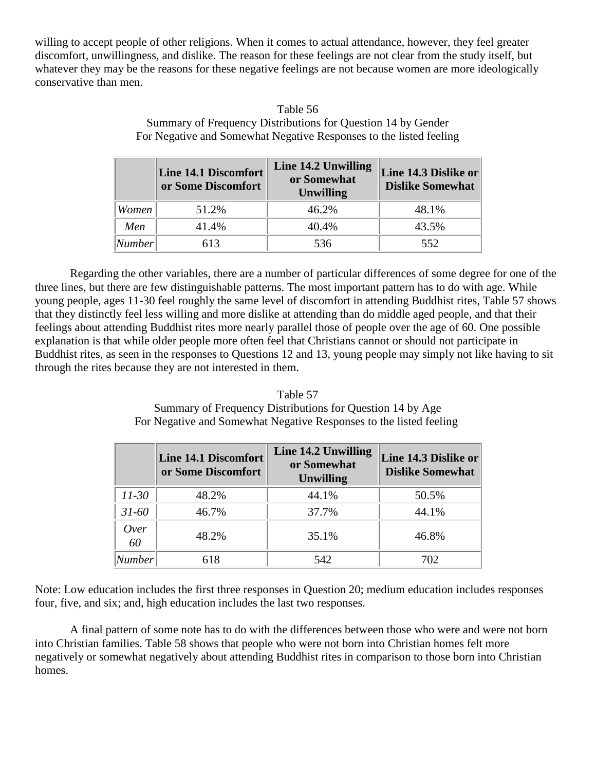willing to accept people of other religions. When it comes to actual attendance, however, they feel greater discomfort, unwillingness, and dislike. The reason for these feelings are not clear from the study itself, but whatever they may be the reasons for these negative feelings are not because women are more ideologically conservative than men.

Table 56
Summary of Frequency Distributions for Question 14 by Gender
For Negative and Somewhat Negative Responses to the listed feeling

| | Line 14.1 Discomfort or Some Discomfort | Line 14.2 Unwilling or Somewhat Unwilling | Line 14.3 Dislike or Dislike Somewhat |
|---|---|---|---|
| *Women* | 51.2% | 46.2% | 48.1% |
| *Men* | 41.4% | 40.4% | 43.5% |
| *Number* | 613 | 536 | 552 |

Regarding the other variables, there are a number of particular differences of some degree for one of the three lines, but there are few distinguishable patterns. The most important pattern has to do with age. While young people, ages 11-30 feel roughly the same level of discomfort in attending Buddhist rites, Table 57 shows that they distinctly feel less willing and more dislike at attending than do middle aged people, and that their feelings about attending Buddhist rites more nearly parallel those of people over the age of 60. One possible explanation is that while older people more often feel that Christians cannot or should not participate in Buddhist rites, as seen in the responses to Questions 12 and 13, young people may simply not like having to sit through the rites because they are not interested in them.

Table 57
Summary of Frequency Distributions for Question 14 by Age
For Negative and Somewhat Negative Responses to the listed feeling

| | Line 14.1 Discomfort or Some Discomfort | Line 14.2 Unwilling or Somewhat Unwilling | Line 14.3 Dislike or Dislike Somewhat |
|---|---|---|---|
| *11-30* | 48.2% | 44.1% | 50.5% |
| *31-60* | 46.7% | 37.7% | 44.1% |
| *Over 60* | 48.2% | 35.1% | 46.8% |
| *Number* | 618 | 542 | 702 |

Note: Low education includes the first three responses in Question 20; medium education includes responses four, five, and six; and, high education includes the last two responses.

A final pattern of some note has to do with the differences between those who were and were not born into Christian families. Table 58 shows that people who were not born into Christian homes felt more negatively or somewhat negatively about attending Buddhist rites in comparison to those born into Christian homes.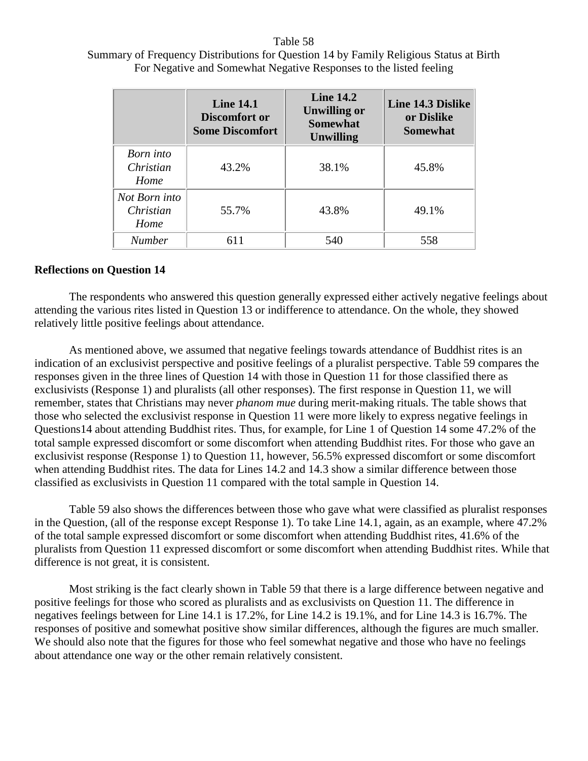Table 58
Summary of Frequency Distributions for Question 14 by Family Religious Status at Birth
For Negative and Somewhat Negative Responses to the listed feeling

| | Line 14.1 Discomfort or Some Discomfort | Line 14.2 Unwilling or Somewhat Unwilling | Line 14.3 Dislike or Dislike Somewhat |
|---|---|---|---|
| *Born into Christian Home* | 43.2% | 38.1% | 45.8% |
| *Not Born into Christian Home* | 55.7% | 43.8% | 49.1% |
| *Number* | 611 | 540 | 558 |

**Reflections on Question 14**

The respondents who answered this question generally expressed either actively negative feelings about attending the various rites listed in Question 13 or indifference to attendance. On the whole, they showed relatively little positive feelings about attendance.

As mentioned above, we assumed that negative feelings towards attendance of Buddhist rites is an indication of an exclusivist perspective and positive feelings of a pluralist perspective. Table 59 compares the responses given in the three lines of Question 14 with those in Question 11 for those classified there as exclusivists (Response 1) and pluralists (all other responses). The first response in Question 11, we will remember, states that Christians may never *phanom mue* during merit-making rituals. The table shows that those who selected the exclusivist response in Question 11 were more likely to express negative feelings in Questions14 about attending Buddhist rites. Thus, for example, for Line 1 of Question 14 some 47.2% of the total sample expressed discomfort or some discomfort when attending Buddhist rites. For those who gave an exclusivist response (Response 1) to Question 11, however, 56.5% expressed discomfort or some discomfort when attending Buddhist rites. The data for Lines 14.2 and 14.3 show a similar difference between those classified as exclusivists in Question 11 compared with the total sample in Question 14.

Table 59 also shows the differences between those who gave what were classified as pluralist responses in the Question, (all of the response except Response 1). To take Line 14.1, again, as an example, where 47.2% of the total sample expressed discomfort or some discomfort when attending Buddhist rites, 41.6% of the pluralists from Question 11 expressed discomfort or some discomfort when attending Buddhist rites. While that difference is not great, it is consistent.

Most striking is the fact clearly shown in Table 59 that there is a large difference between negative and positive feelings for those who scored as pluralists and as exclusivists on Question 11. The difference in negatives feelings between for Line 14.1 is 17.2%, for Line 14.2 is 19.1%, and for Line 14.3 is 16.7%. The responses of positive and somewhat positive show similar differences, although the figures are much smaller. We should also note that the figures for those who feel somewhat negative and those who have no feelings about attendance one way or the other remain relatively consistent.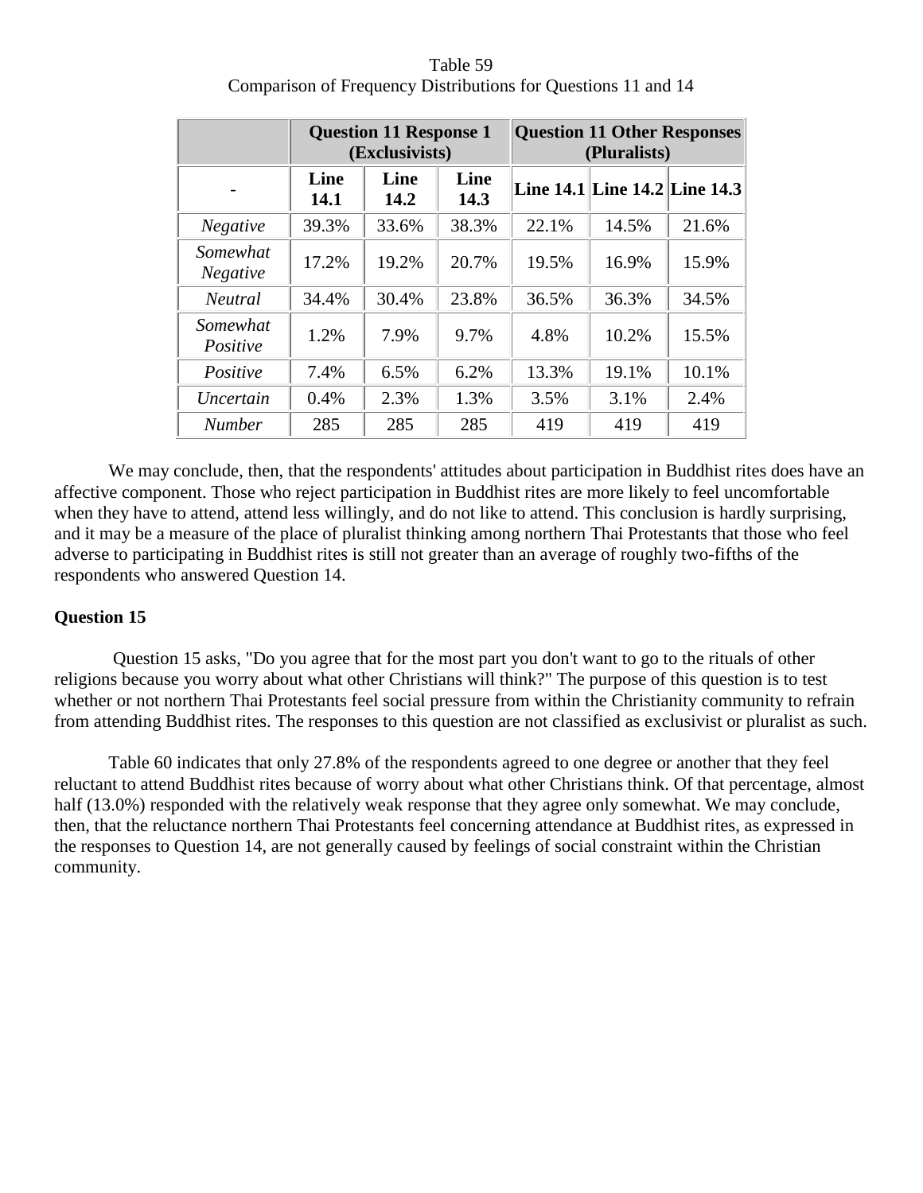Table 59
Comparison of Frequency Distributions for Questions 11 and 14

| | Question 11 Response 1 (Exclusivists) | | | Question 11 Other Responses (Pluralists) | | |
|---|---|---|---|---|---|---|
| - | Line 14.1 | Line 14.2 | Line 14.3 | Line 14.1 | Line 14.2 | Line 14.3 |
| *Negative* | 39.3% | 33.6% | 38.3% | 22.1% | 14.5% | 21.6% |
| *Somewhat Negative* | 17.2% | 19.2% | 20.7% | 19.5% | 16.9% | 15.9% |
| *Neutral* | 34.4% | 30.4% | 23.8% | 36.5% | 36.3% | 34.5% |
| *Somewhat Positive* | 1.2% | 7.9% | 9.7% | 4.8% | 10.2% | 15.5% |
| *Positive* | 7.4% | 6.5% | 6.2% | 13.3% | 19.1% | 10.1% |
| *Uncertain* | 0.4% | 2.3% | 1.3% | 3.5% | 3.1% | 2.4% |
| *Number* | 285 | 285 | 285 | 419 | 419 | 419 |

We may conclude, then, that the respondents' attitudes about participation in Buddhist rites does have an affective component. Those who reject participation in Buddhist rites are more likely to feel uncomfortable when they have to attend, attend less willingly, and do not like to attend. This conclusion is hardly surprising, and it may be a measure of the place of pluralist thinking among northern Thai Protestants that those who feel adverse to participating in Buddhist rites is still not greater than an average of roughly two-fifths of the respondents who answered Question 14.

**Question 15**

Question 15 asks, "Do you agree that for the most part you don't want to go to the rituals of other religions because you worry about what other Christians will think?" The purpose of this question is to test whether or not northern Thai Protestants feel social pressure from within the Christianity community to refrain from attending Buddhist rites. The responses to this question are not classified as exclusivist or pluralist as such.

Table 60 indicates that only 27.8% of the respondents agreed to one degree or another that they feel reluctant to attend Buddhist rites because of worry about what other Christians think. Of that percentage, almost half (13.0%) responded with the relatively weak response that they agree only somewhat. We may conclude, then, that the reluctance northern Thai Protestants feel concerning attendance at Buddhist rites, as expressed in the responses to Question 14, are not generally caused by feelings of social constraint within the Christian community.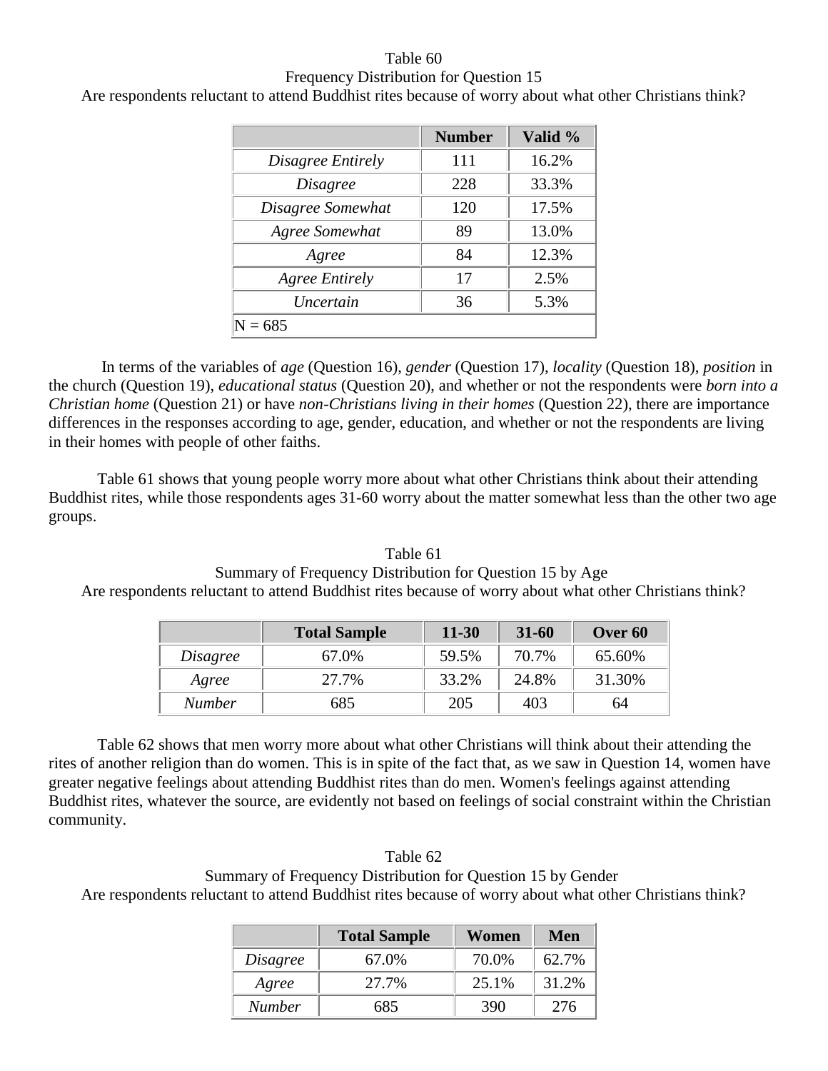Table 60
Frequency Distribution for Question 15
Are respondents reluctant to attend Buddhist rites because of worry about what other Christians think?

| | Number | Valid % |
|---|---|---|
| *Disagree Entirely* | 111 | 16.2% |
| *Disagree* | 228 | 33.3% |
| *Disagree Somewhat* | 120 | 17.5% |
| *Agree Somewhat* | 89 | 13.0% |
| *Agree* | 84 | 12.3% |
| *Agree Entirely* | 17 | 2.5% |
| *Uncertain* | 36 | 5.3% |
| N = 685 | | |

In terms of the variables of *age* (Question 16), *gender* (Question 17), *locality* (Question 18), *position* in the church (Question 19), *educational status* (Question 20), and whether or not the respondents were *born into a Christian home* (Question 21) or have *non-Christians living in their homes* (Question 22), there are importance differences in the responses according to age, gender, education, and whether or not the respondents are living in their homes with people of other faiths.

Table 61 shows that young people worry more about what other Christians think about their attending Buddhist rites, while those respondents ages 31-60 worry about the matter somewhat less than the other two age groups.

Table 61
Summary of Frequency Distribution for Question 15 by Age
Are respondents reluctant to attend Buddhist rites because of worry about what other Christians think?

| | Total Sample | 11-30 | 31-60 | Over 60 |
|---|---|---|---|---|
| *Disagree* | 67.0% | 59.5% | 70.7% | 65.60% |
| *Agree* | 27.7% | 33.2% | 24.8% | 31.30% |
| *Number* | 685 | 205 | 403 | 64 |

Table 62 shows that men worry more about what other Christians will think about their attending the rites of another religion than do women. This is in spite of the fact that, as we saw in Question 14, women have greater negative feelings about attending Buddhist rites than do men. Women's feelings against attending Buddhist rites, whatever the source, are evidently not based on feelings of social constraint within the Christian community.

Table 62
Summary of Frequency Distribution for Question 15 by Gender
Are respondents reluctant to attend Buddhist rites because of worry about what other Christians think?

| | Total Sample | Women | Men |
|---|---|---|---|
| *Disagree* | 67.0% | 70.0% | 62.7% |
| *Agree* | 27.7% | 25.1% | 31.2% |
| *Number* | 685 | 390 | 276 |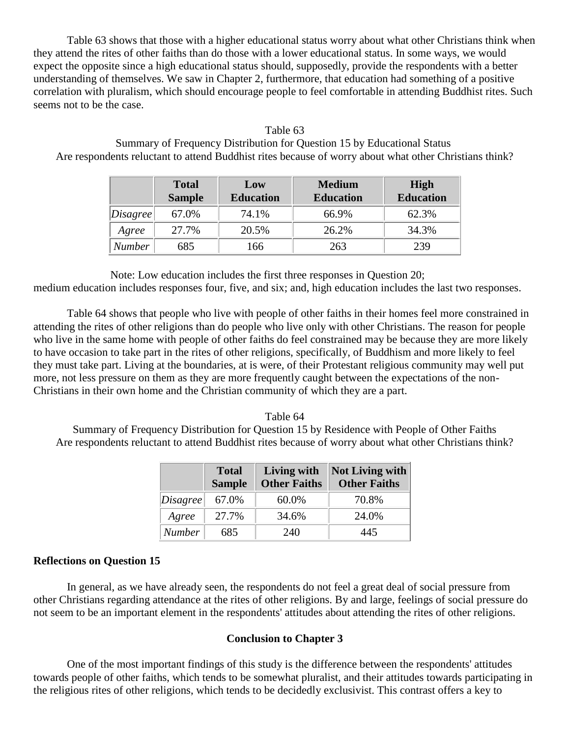Table 63 shows that those with a higher educational status worry about what other Christians think when they attend the rites of other faiths than do those with a lower educational status. In some ways, we would expect the opposite since a high educational status should, supposedly, provide the respondents with a better understanding of themselves. We saw in Chapter 2, furthermore, that education had something of a positive correlation with pluralism, which should encourage people to feel comfortable in attending Buddhist rites. Such seems not to be the case.

Table 63
Summary of Frequency Distribution for Question 15 by Educational Status
Are respondents reluctant to attend Buddhist rites because of worry about what other Christians think?

| | Total Sample | Low Education | Medium Education | High Education |
|---|---|---|---|---|
| *Disagree* | 67.0% | 74.1% | 66.9% | 62.3% |
| *Agree* | 27.7% | 20.5% | 26.2% | 34.3% |
| *Number* | 685 | 166 | 263 | 239 |

Note: Low education includes the first three responses in Question 20; medium education includes responses four, five, and six; and, high education includes the last two responses.

Table 64 shows that people who live with people of other faiths in their homes feel more constrained in attending the rites of other religions than do people who live only with other Christians. The reason for people who live in the same home with people of other faiths do feel constrained may be because they are more likely to have occasion to take part in the rites of other religions, specifically, of Buddhism and more likely to feel they must take part. Living at the boundaries, at is were, of their Protestant religious community may well put more, not less pressure on them as they are more frequently caught between the expectations of the non-Christians in their own home and the Christian community of which they are a part.

Table 64
Summary of Frequency Distribution for Question 15 by Residence with People of Other Faiths
Are respondents reluctant to attend Buddhist rites because of worry about what other Christians think?

| | Total Sample | Living with Other Faiths | Not Living with Other Faiths |
|---|---|---|---|
| *Disagree* | 67.0% | 60.0% | 70.8% |
| *Agree* | 27.7% | 34.6% | 24.0% |
| *Number* | 685 | 240 | 445 |

**Reflections on Question 15**

In general, as we have already seen, the respondents do not feel a great deal of social pressure from other Christians regarding attendance at the rites of other religions. By and large, feelings of social pressure do not seem to be an important element in the respondents' attitudes about attending the rites of other religions.

## Conclusion to Chapter 3

One of the most important findings of this study is the difference between the respondents' attitudes towards people of other faiths, which tends to be somewhat pluralist, and their attitudes towards participating in the religious rites of other religions, which tends to be decidedly exclusivist. This contrast offers a key to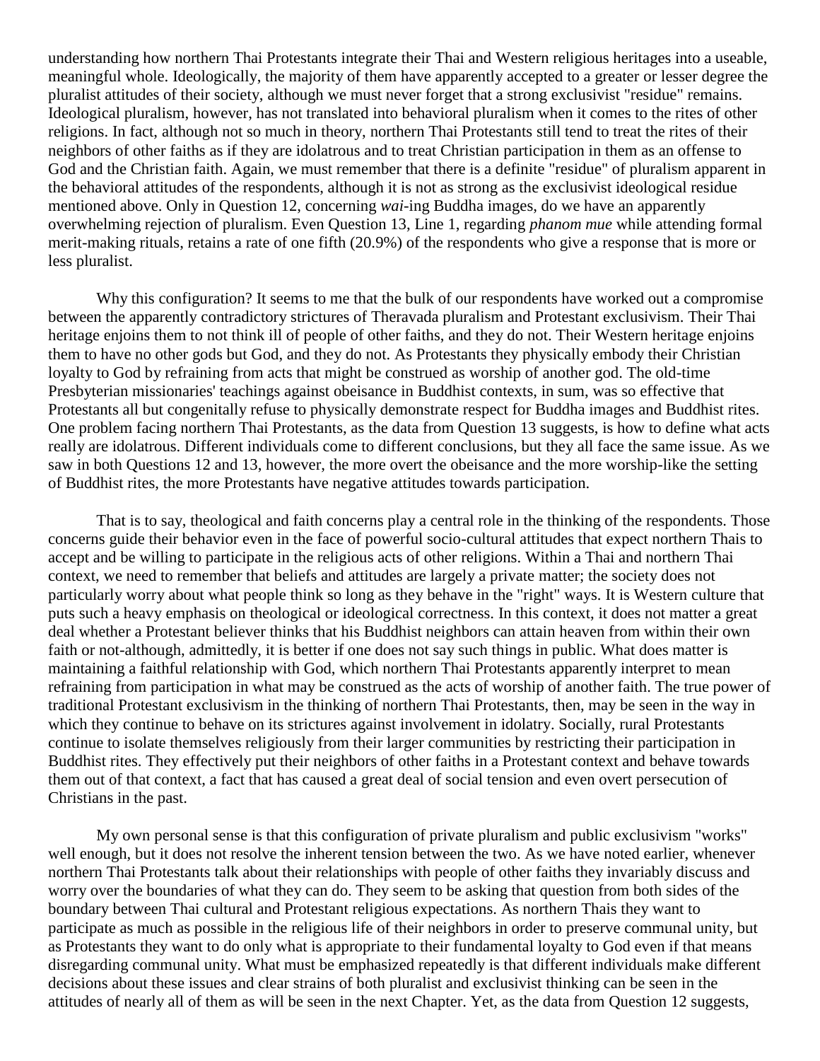understanding how northern Thai Protestants integrate their Thai and Western religious heritages into a useable, meaningful whole. Ideologically, the majority of them have apparently accepted to a greater or lesser degree the pluralist attitudes of their society, although we must never forget that a strong exclusivist "residue" remains. Ideological pluralism, however, has not translated into behavioral pluralism when it comes to the rites of other religions. In fact, although not so much in theory, northern Thai Protestants still tend to treat the rites of their neighbors of other faiths as if they are idolatrous and to treat Christian participation in them as an offense to God and the Christian faith. Again, we must remember that there is a definite "residue" of pluralism apparent in the behavioral attitudes of the respondents, although it is not as strong as the exclusivist ideological residue mentioned above. Only in Question 12, concerning *wai*-ing Buddha images, do we have an apparently overwhelming rejection of pluralism. Even Question 13, Line 1, regarding *phanom mue* while attending formal merit-making rituals, retains a rate of one fifth (20.9%) of the respondents who give a response that is more or less pluralist.

Why this configuration? It seems to me that the bulk of our respondents have worked out a compromise between the apparently contradictory strictures of Theravada pluralism and Protestant exclusivism. Their Thai heritage enjoins them to not think ill of people of other faiths, and they do not. Their Western heritage enjoins them to have no other gods but God, and they do not. As Protestants they physically embody their Christian loyalty to God by refraining from acts that might be construed as worship of another god. The old-time Presbyterian missionaries' teachings against obeisance in Buddhist contexts, in sum, was so effective that Protestants all but congenitally refuse to physically demonstrate respect for Buddha images and Buddhist rites. One problem facing northern Thai Protestants, as the data from Question 13 suggests, is how to define what acts really are idolatrous. Different individuals come to different conclusions, but they all face the same issue. As we saw in both Questions 12 and 13, however, the more overt the obeisance and the more worship-like the setting of Buddhist rites, the more Protestants have negative attitudes towards participation.

That is to say, theological and faith concerns play a central role in the thinking of the respondents. Those concerns guide their behavior even in the face of powerful socio-cultural attitudes that expect northern Thais to accept and be willing to participate in the religious acts of other religions. Within a Thai and northern Thai context, we need to remember that beliefs and attitudes are largely a private matter; the society does not particularly worry about what people think so long as they behave in the "right" ways. It is Western culture that puts such a heavy emphasis on theological or ideological correctness. In this context, it does not matter a great deal whether a Protestant believer thinks that his Buddhist neighbors can attain heaven from within their own faith or not-although, admittedly, it is better if one does not say such things in public. What does matter is maintaining a faithful relationship with God, which northern Thai Protestants apparently interpret to mean refraining from participation in what may be construed as the acts of worship of another faith. The true power of traditional Protestant exclusivism in the thinking of northern Thai Protestants, then, may be seen in the way in which they continue to behave on its strictures against involvement in idolatry. Socially, rural Protestants continue to isolate themselves religiously from their larger communities by restricting their participation in Buddhist rites. They effectively put their neighbors of other faiths in a Protestant context and behave towards them out of that context, a fact that has caused a great deal of social tension and even overt persecution of Christians in the past.

My own personal sense is that this configuration of private pluralism and public exclusivism "works" well enough, but it does not resolve the inherent tension between the two. As we have noted earlier, whenever northern Thai Protestants talk about their relationships with people of other faiths they invariably discuss and worry over the boundaries of what they can do. They seem to be asking that question from both sides of the boundary between Thai cultural and Protestant religious expectations. As northern Thais they want to participate as much as possible in the religious life of their neighbors in order to preserve communal unity, but as Protestants they want to do only what is appropriate to their fundamental loyalty to God even if that means disregarding communal unity. What must be emphasized repeatedly is that different individuals make different decisions about these issues and clear strains of both pluralist and exclusivist thinking can be seen in the attitudes of nearly all of them as will be seen in the next Chapter. Yet, as the data from Question 12 suggests,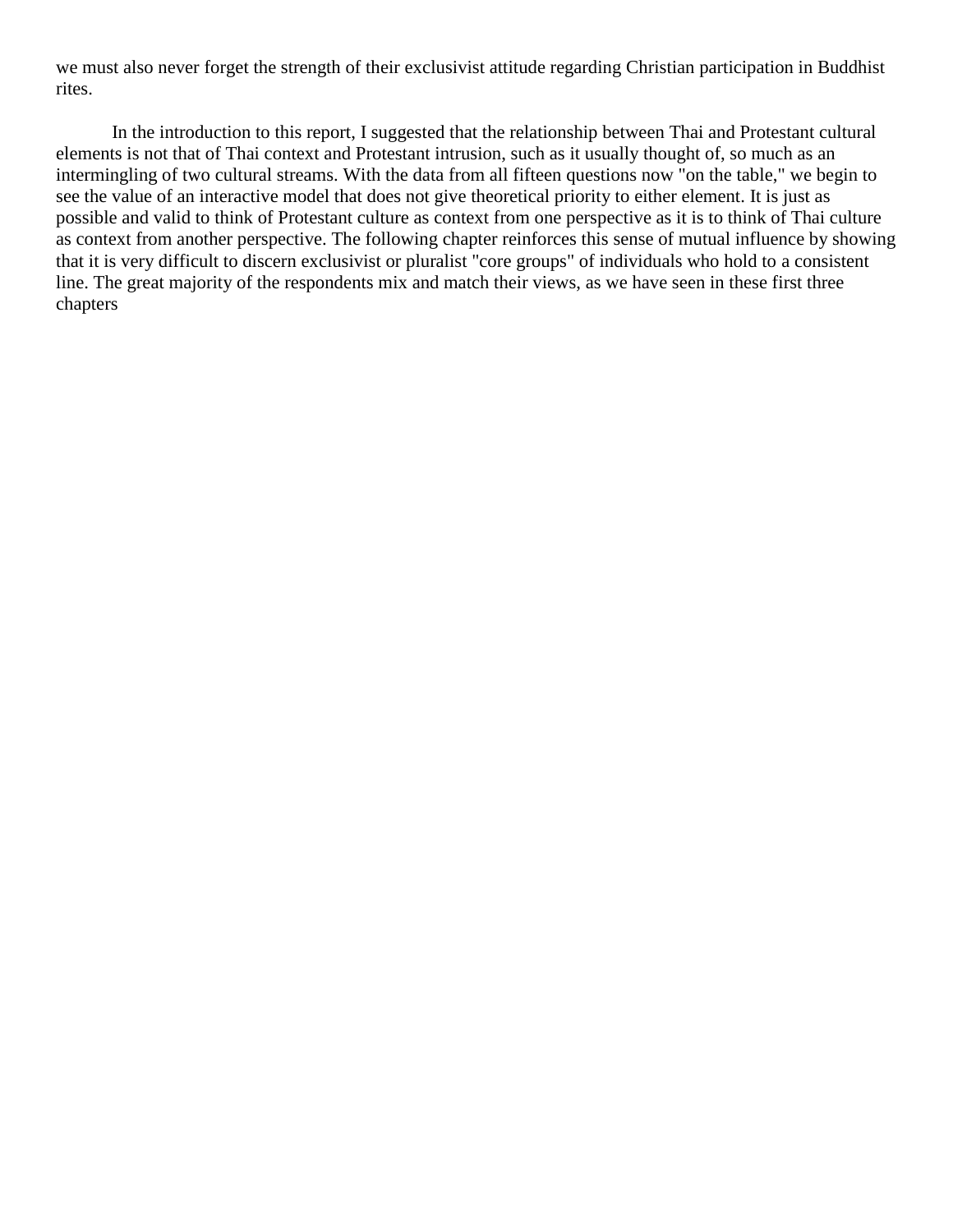we must also never forget the strength of their exclusivist attitude regarding Christian participation in Buddhist rites.

In the introduction to this report, I suggested that the relationship between Thai and Protestant cultural elements is not that of Thai context and Protestant intrusion, such as it usually thought of, so much as an intermingling of two cultural streams. With the data from all fifteen questions now "on the table," we begin to see the value of an interactive model that does not give theoretical priority to either element. It is just as possible and valid to think of Protestant culture as context from one perspective as it is to think of Thai culture as context from another perspective. The following chapter reinforces this sense of mutual influence by showing that it is very difficult to discern exclusivist or pluralist "core groups" of individuals who hold to a consistent line. The great majority of the respondents mix and match their views, as we have seen in these first three chapters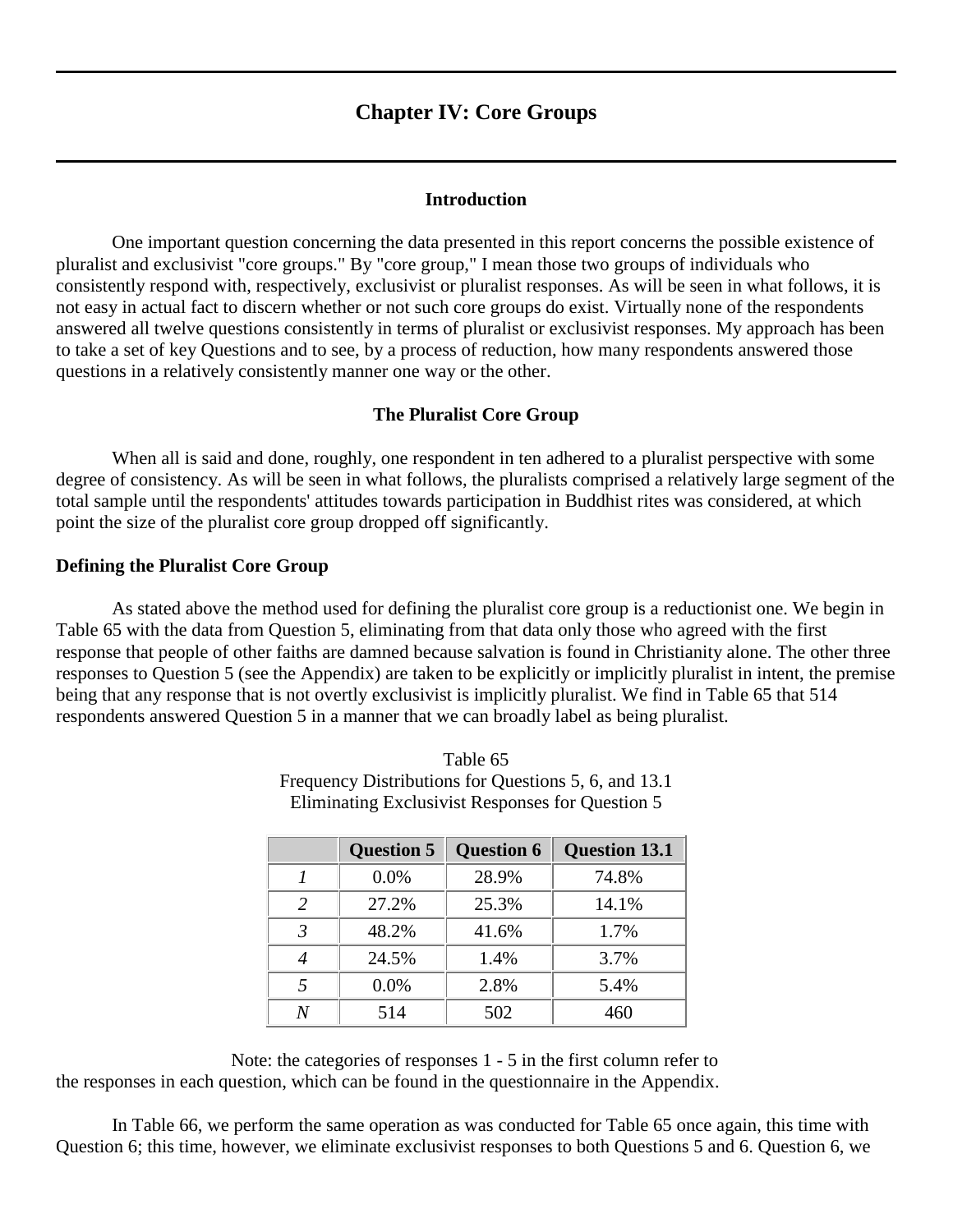# Chapter IV: Core Groups

### Introduction

One important question concerning the data presented in this report concerns the possible existence of pluralist and exclusivist "core groups." By "core group," I mean those two groups of individuals who consistently respond with, respectively, exclusivist or pluralist responses. As will be seen in what follows, it is not easy in actual fact to discern whether or not such core groups do exist. Virtually none of the respondents answered all twelve questions consistently in terms of pluralist or exclusivist responses. My approach has been to take a set of key Questions and to see, by a process of reduction, how many respondents answered those questions in a relatively consistently manner one way or the other.

### The Pluralist Core Group

When all is said and done, roughly, one respondent in ten adhered to a pluralist perspective with some degree of consistency. As will be seen in what follows, the pluralists comprised a relatively large segment of the total sample until the respondents' attitudes towards participation in Buddhist rites was considered, at which point the size of the pluralist core group dropped off significantly.

**Defining the Pluralist Core Group**

As stated above the method used for defining the pluralist core group is a reductionist one. We begin in Table 65 with the data from Question 5, eliminating from that data only those who agreed with the first response that people of other faiths are damned because salvation is found in Christianity alone. The other three responses to Question 5 (see the Appendix) are taken to be explicitly or implicitly pluralist in intent, the premise being that any response that is not overtly exclusivist is implicitly pluralist. We find in Table 65 that 514 respondents answered Question 5 in a manner that we can broadly label as being pluralist.

Table 65
Frequency Distributions for Questions 5, 6, and 13.1
Eliminating Exclusivist Responses for Question 5

| | Question 5 | Question 6 | Question 13.1 |
|---|---|---|---|
| *1* | 0.0% | 28.9% | 74.8% |
| *2* | 27.2% | 25.3% | 14.1% |
| *3* | 48.2% | 41.6% | 1.7% |
| *4* | 24.5% | 1.4% | 3.7% |
| *5* | 0.0% | 2.8% | 5.4% |
| *N* | 514 | 502 | 460 |

Note: the categories of responses 1 - 5 in the first column refer to the responses in each question, which can be found in the questionnaire in the Appendix.

In Table 66, we perform the same operation as was conducted for Table 65 once again, this time with Question 6; this time, however, we eliminate exclusivist responses to both Questions 5 and 6. Question 6, we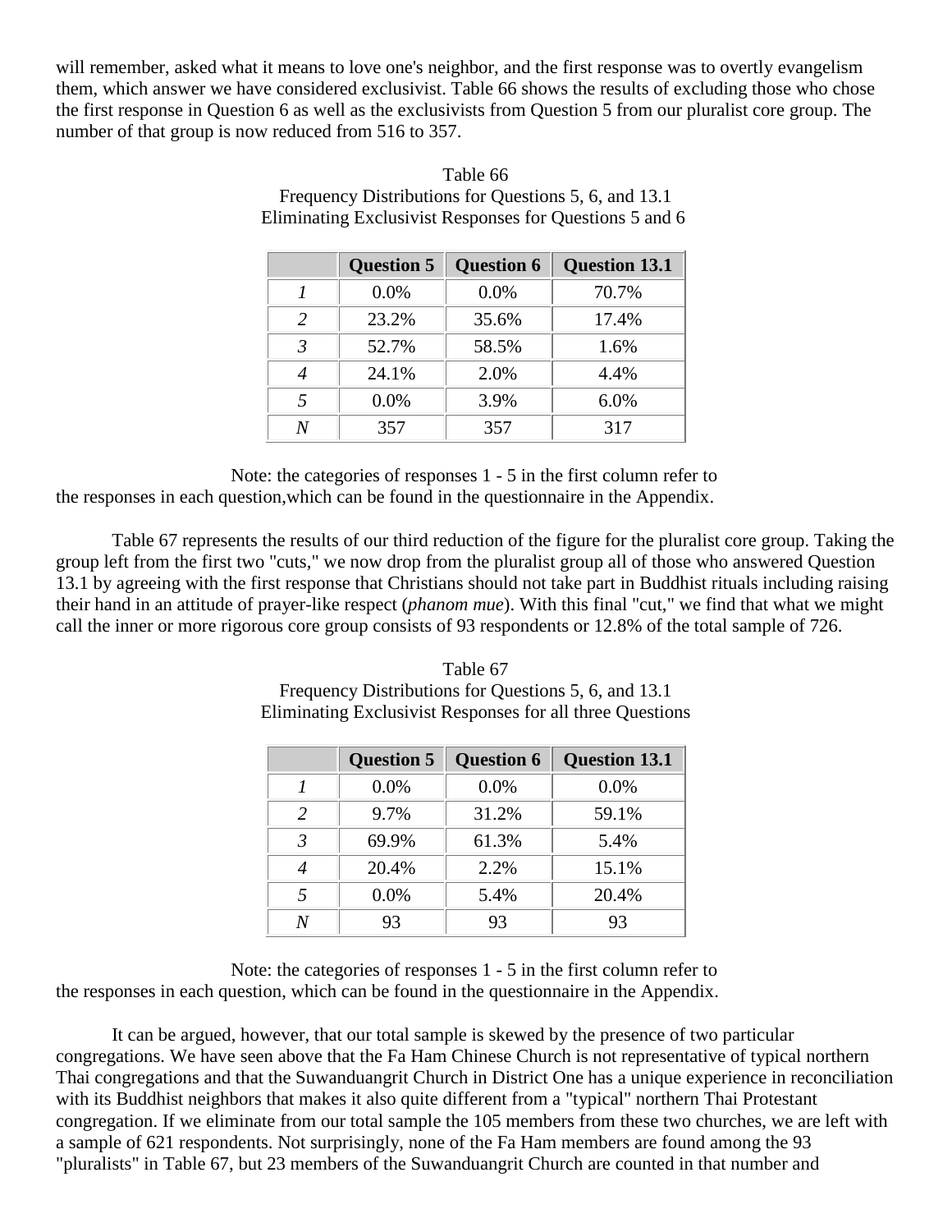will remember, asked what it means to love one's neighbor, and the first response was to overtly evangelism them, which answer we have considered exclusivist. Table 66 shows the results of excluding those who chose the first response in Question 6 as well as the exclusivists from Question 5 from our pluralist core group. The number of that group is now reduced from 516 to 357.

Table 66
Frequency Distributions for Questions 5, 6, and 13.1
Eliminating Exclusivist Responses for Questions 5 and 6

| | Question 5 | Question 6 | Question 13.1 |
|---|---|---|---|
| *1* | 0.0% | 0.0% | 70.7% |
| *2* | 23.2% | 35.6% | 17.4% |
| *3* | 52.7% | 58.5% | 1.6% |
| *4* | 24.1% | 2.0% | 4.4% |
| *5* | 0.0% | 3.9% | 6.0% |
| *N* | 357 | 357 | 317 |

Note: the categories of responses 1 - 5 in the first column refer to the responses in each question,which can be found in the questionnaire in the Appendix.

Table 67 represents the results of our third reduction of the figure for the pluralist core group. Taking the group left from the first two "cuts," we now drop from the pluralist group all of those who answered Question 13.1 by agreeing with the first response that Christians should not take part in Buddhist rituals including raising their hand in an attitude of prayer-like respect (*phanom mue*). With this final "cut," we find that what we might call the inner or more rigorous core group consists of 93 respondents or 12.8% of the total sample of 726.

Table 67
Frequency Distributions for Questions 5, 6, and 13.1
Eliminating Exclusivist Responses for all three Questions

| | Question 5 | Question 6 | Question 13.1 |
|---|---|---|---|
| *1* | 0.0% | 0.0% | 0.0% |
| *2* | 9.7% | 31.2% | 59.1% |
| *3* | 69.9% | 61.3% | 5.4% |
| *4* | 20.4% | 2.2% | 15.1% |
| *5* | 0.0% | 5.4% | 20.4% |
| *N* | 93 | 93 | 93 |

Note: the categories of responses 1 - 5 in the first column refer to the responses in each question, which can be found in the questionnaire in the Appendix.

It can be argued, however, that our total sample is skewed by the presence of two particular congregations. We have seen above that the Fa Ham Chinese Church is not representative of typical northern Thai congregations and that the Suwanduangrit Church in District One has a unique experience in reconciliation with its Buddhist neighbors that makes it also quite different from a "typical" northern Thai Protestant congregation. If we eliminate from our total sample the 105 members from these two churches, we are left with a sample of 621 respondents. Not surprisingly, none of the Fa Ham members are found among the 93 "pluralists" in Table 67, but 23 members of the Suwanduangrit Church are counted in that number and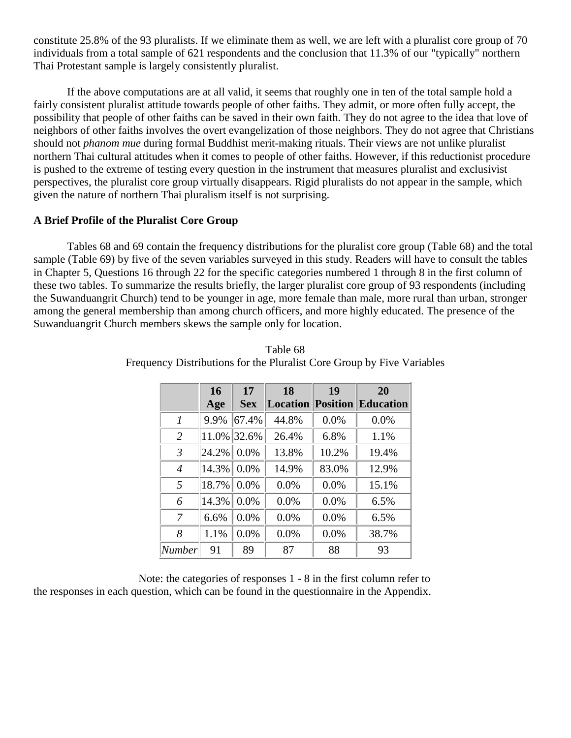constitute 25.8% of the 93 pluralists. If we eliminate them as well, we are left with a pluralist core group of 70 individuals from a total sample of 621 respondents and the conclusion that 11.3% of our "typically" northern Thai Protestant sample is largely consistently pluralist.

If the above computations are at all valid, it seems that roughly one in ten of the total sample hold a fairly consistent pluralist attitude towards people of other faiths. They admit, or more often fully accept, the possibility that people of other faiths can be saved in their own faith. They do not agree to the idea that love of neighbors of other faiths involves the overt evangelization of those neighbors. They do not agree that Christians should not *phanom mue* during formal Buddhist merit-making rituals. Their views are not unlike pluralist northern Thai cultural attitudes when it comes to people of other faiths. However, if this reductionist procedure is pushed to the extreme of testing every question in the instrument that measures pluralist and exclusivist perspectives, the pluralist core group virtually disappears. Rigid pluralists do not appear in the sample, which given the nature of northern Thai pluralism itself is not surprising.

**A Brief Profile of the Pluralist Core Group**

Tables 68 and 69 contain the frequency distributions for the pluralist core group (Table 68) and the total sample (Table 69) by five of the seven variables surveyed in this study. Readers will have to consult the tables in Chapter 5, Questions 16 through 22 for the specific categories numbered 1 through 8 in the first column of these two tables. To summarize the results briefly, the larger pluralist core group of 93 respondents (including the Suwanduangrit Church) tend to be younger in age, more female than male, more rural than urban, stronger among the general membership than among church officers, and more highly educated. The presence of the Suwanduangrit Church members skews the sample only for location.

Table 68
Frequency Distributions for the Pluralist Core Group by Five Variables

| | **16 Age** | **17 Sex** | **18 Location** | **19 Position** | **20 Education** |
|---|---|---|---|---|---|
| *1* | 9.9% | 67.4% | 44.8% | 0.0% | 0.0% |
| *2* | 11.0% | 32.6% | 26.4% | 6.8% | 1.1% |
| *3* | 24.2% | 0.0% | 13.8% | 10.2% | 19.4% |
| *4* | 14.3% | 0.0% | 14.9% | 83.0% | 12.9% |
| *5* | 18.7% | 0.0% | 0.0% | 0.0% | 15.1% |
| *6* | 14.3% | 0.0% | 0.0% | 0.0% | 6.5% |
| *7* | 6.6% | 0.0% | 0.0% | 0.0% | 6.5% |
| *8* | 1.1% | 0.0% | 0.0% | 0.0% | 38.7% |
| *Number* | 91 | 89 | 87 | 88 | 93 |

Note: the categories of responses 1 - 8 in the first column refer to the responses in each question, which can be found in the questionnaire in the Appendix.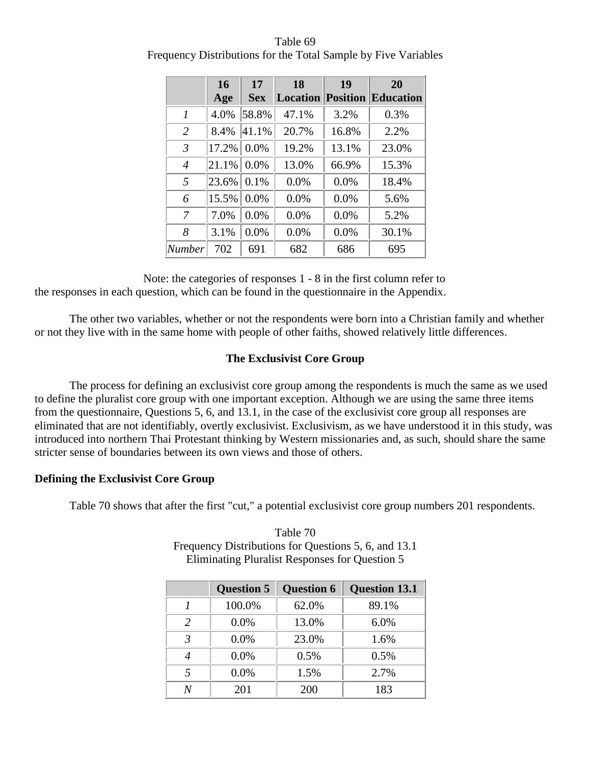Table 69
Frequency Distributions for the Total Sample by Five Variables

| | 16 Age | 17 Sex | 18 Location | 19 Position | 20 Education |
|---|---|---|---|---|---|
| *1* | 4.0% | 58.8% | 47.1% | 3.2% | 0.3% |
| *2* | 8.4% | 41.1% | 20.7% | 16.8% | 2.2% |
| *3* | 17.2% | 0.0% | 19.2% | 13.1% | 23.0% |
| *4* | 21.1% | 0.0% | 13.0% | 66.9% | 15.3% |
| *5* | 23.6% | 0.1% | 0.0% | 0.0% | 18.4% |
| *6* | 15.5% | 0.0% | 0.0% | 0.0% | 5.6% |
| *7* | 7.0% | 0.0% | 0.0% | 0.0% | 5.2% |
| *8* | 3.1% | 0.0% | 0.0% | 0.0% | 30.1% |
| *Number* | 702 | 691 | 682 | 686 | 695 |

Note: the categories of responses 1 - 8 in the first column refer to the responses in each question, which can be found in the questionnaire in the Appendix.

The other two variables, whether or not the respondents were born into a Christian family and whether or not they live with in the same home with people of other faiths, showed relatively little differences.

## The Exclusivist Core Group

The process for defining an exclusivist core group among the respondents is much the same as we used to define the pluralist core group with one important exception. Although we are using the same three items from the questionnaire, Questions 5, 6, and 13.1, in the case of the exclusivist core group all responses are eliminated that are not identifiably, overtly exclusivist. Exclusivism, as we have understood it in this study, was introduced into northern Thai Protestant thinking by Western missionaries and, as such, should share the same stricter sense of boundaries between its own views and those of others.

### Defining the Exclusivist Core Group

Table 70 shows that after the first "cut," a potential exclusivist core group numbers 201 respondents.

Table 70
Frequency Distributions for Questions 5, 6, and 13.1
Eliminating Pluralist Responses for Question 5

| | Question 5 | Question 6 | Question 13.1 |
|---|---|---|---|
| *1* | 100.0% | 62.0% | 89.1% |
| *2* | 0.0% | 13.0% | 6.0% |
| *3* | 0.0% | 23.0% | 1.6% |
| *4* | 0.0% | 0.5% | 0.5% |
| *5* | 0.0% | 1.5% | 2.7% |
| *N* | 201 | 200 | 183 |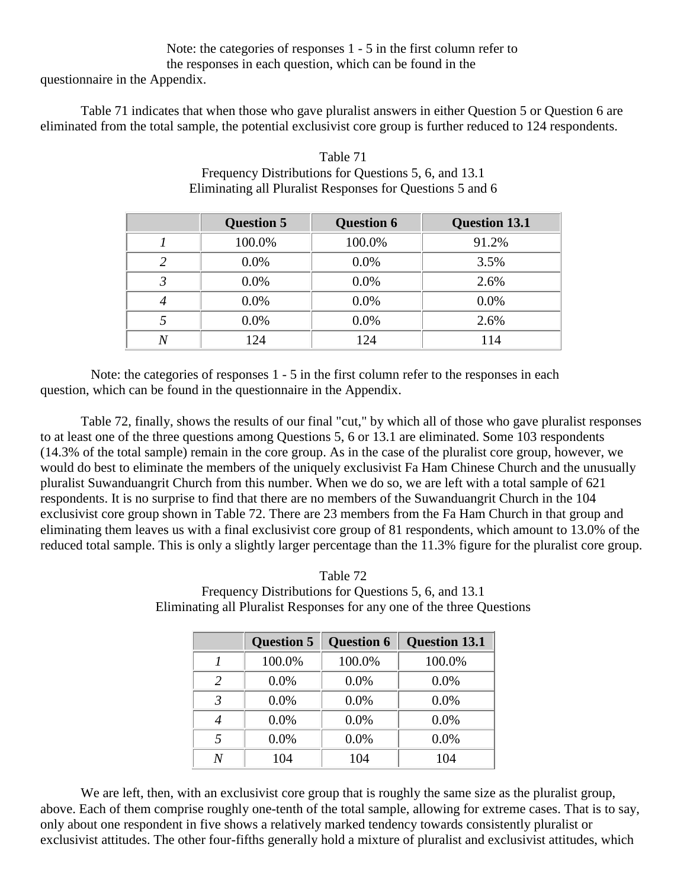Note: the categories of responses 1 - 5 in the first column refer to the responses in each question, which can be found in the questionnaire in the Appendix.

Table 71 indicates that when those who gave pluralist answers in either Question 5 or Question 6 are eliminated from the total sample, the potential exclusivist core group is further reduced to 124 respondents.

Table 71
Frequency Distributions for Questions 5, 6, and 13.1
Eliminating all Pluralist Responses for Questions 5 and 6

| | Question 5 | Question 6 | Question 13.1 |
|---|---|---|---|
| *1* | 100.0% | 100.0% | 91.2% |
| *2* | 0.0% | 0.0% | 3.5% |
| *3* | 0.0% | 0.0% | 2.6% |
| *4* | 0.0% | 0.0% | 0.0% |
| *5* | 0.0% | 0.0% | 2.6% |
| *N* | 124 | 124 | 114 |

Note: the categories of responses 1 - 5 in the first column refer to the responses in each question, which can be found in the questionnaire in the Appendix.

Table 72, finally, shows the results of our final "cut," by which all of those who gave pluralist responses to at least one of the three questions among Questions 5, 6 or 13.1 are eliminated. Some 103 respondents (14.3% of the total sample) remain in the core group. As in the case of the pluralist core group, however, we would do best to eliminate the members of the uniquely exclusivist Fa Ham Chinese Church and the unusually pluralist Suwanduangrit Church from this number. When we do so, we are left with a total sample of 621 respondents. It is no surprise to find that there are no members of the Suwanduangrit Church in the 104 exclusivist core group shown in Table 72. There are 23 members from the Fa Ham Church in that group and eliminating them leaves us with a final exclusivist core group of 81 respondents, which amount to 13.0% of the reduced total sample. This is only a slightly larger percentage than the 11.3% figure for the pluralist core group.

Table 72
Frequency Distributions for Questions 5, 6, and 13.1
Eliminating all Pluralist Responses for any one of the three Questions

| | Question 5 | Question 6 | Question 13.1 |
|---|---|---|---|
| *1* | 100.0% | 100.0% | 100.0% |
| *2* | 0.0% | 0.0% | 0.0% |
| *3* | 0.0% | 0.0% | 0.0% |
| *4* | 0.0% | 0.0% | 0.0% |
| *5* | 0.0% | 0.0% | 0.0% |
| *N* | 104 | 104 | 104 |

We are left, then, with an exclusivist core group that is roughly the same size as the pluralist group, above. Each of them comprise roughly one-tenth of the total sample, allowing for extreme cases. That is to say, only about one respondent in five shows a relatively marked tendency towards consistently pluralist or exclusivist attitudes. The other four-fifths generally hold a mixture of pluralist and exclusivist attitudes, which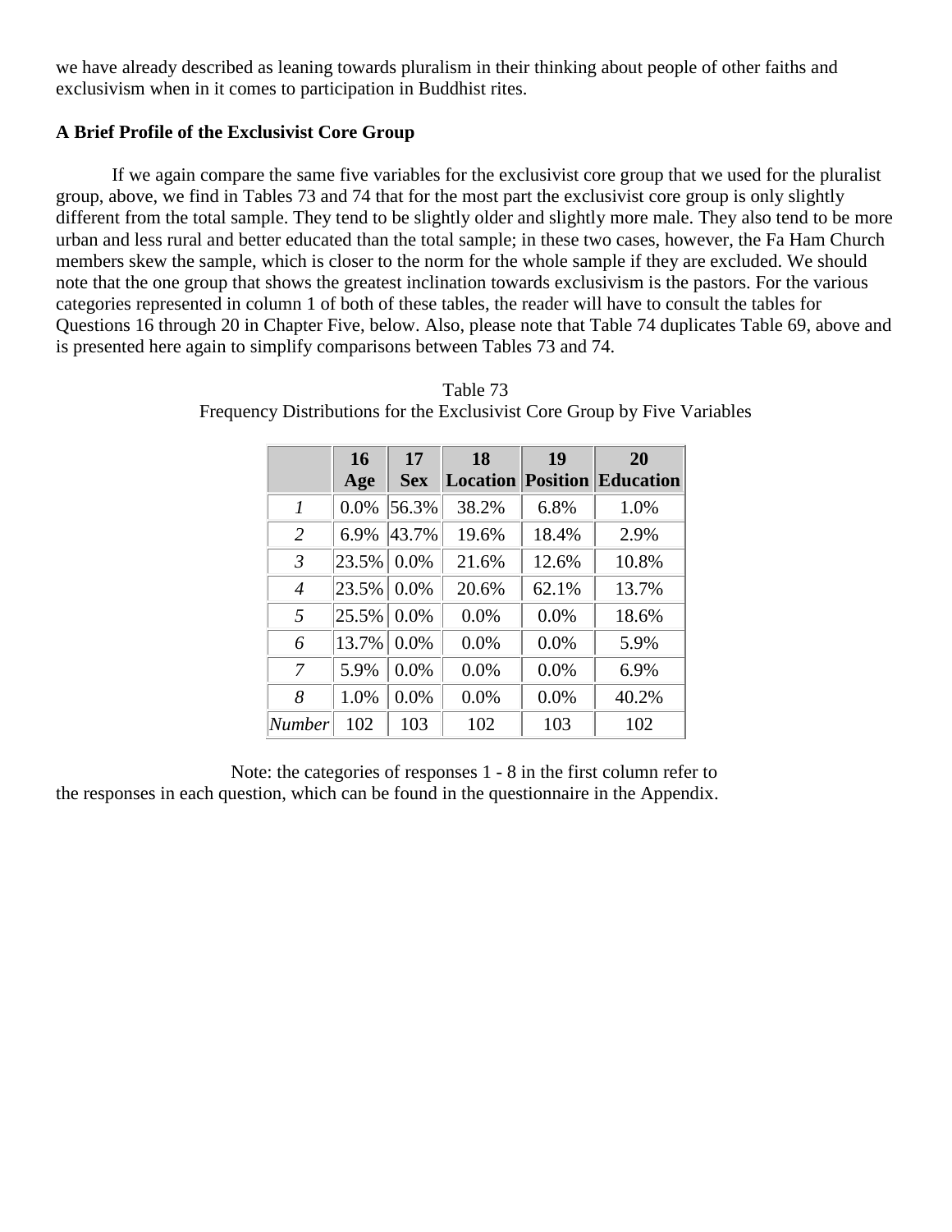we have already described as leaning towards pluralism in their thinking about people of other faiths and exclusivism when in it comes to participation in Buddhist rites.

**A Brief Profile of the Exclusivist Core Group**

If we again compare the same five variables for the exclusivist core group that we used for the pluralist group, above, we find in Tables 73 and 74 that for the most part the exclusivist core group is only slightly different from the total sample. They tend to be slightly older and slightly more male. They also tend to be more urban and less rural and better educated than the total sample; in these two cases, however, the Fa Ham Church members skew the sample, which is closer to the norm for the whole sample if they are excluded. We should note that the one group that shows the greatest inclination towards exclusivism is the pastors. For the various categories represented in column 1 of both of these tables, the reader will have to consult the tables for Questions 16 through 20 in Chapter Five, below. Also, please note that Table 74 duplicates Table 69, above and is presented here again to simplify comparisons between Tables 73 and 74.

Table 73
Frequency Distributions for the Exclusivist Core Group by Five Variables

| | **16 Age** | **17 Sex** | **18 Location** | **19 Position** | **20 Education** |
|---|---|---|---|---|---|
| *1* | 0.0% | 56.3% | 38.2% | 6.8% | 1.0% |
| *2* | 6.9% | 43.7% | 19.6% | 18.4% | 2.9% |
| *3* | 23.5% | 0.0% | 21.6% | 12.6% | 10.8% |
| *4* | 23.5% | 0.0% | 20.6% | 62.1% | 13.7% |
| *5* | 25.5% | 0.0% | 0.0% | 0.0% | 18.6% |
| *6* | 13.7% | 0.0% | 0.0% | 0.0% | 5.9% |
| *7* | 5.9% | 0.0% | 0.0% | 0.0% | 6.9% |
| *8* | 1.0% | 0.0% | 0.0% | 0.0% | 40.2% |
| *Number* | 102 | 103 | 102 | 103 | 102 |

Note: the categories of responses 1 - 8 in the first column refer to the responses in each question, which can be found in the questionnaire in the Appendix.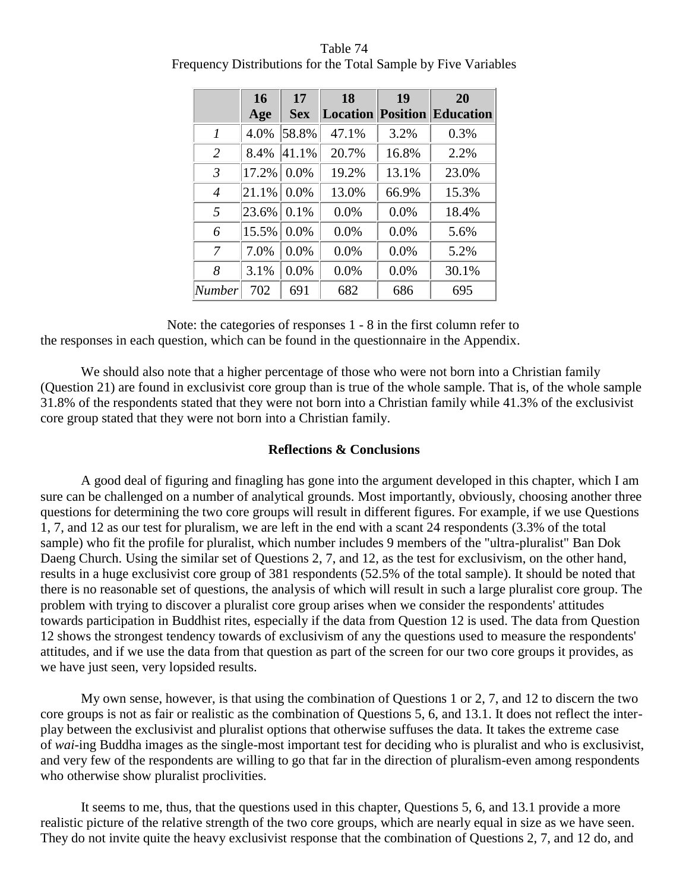Table 74
Frequency Distributions for the Total Sample by Five Variables

| | 16 Age | 17 Sex | 18 Location | 19 Position | 20 Education |
|---|---|---|---|---|---|
| *1* | 4.0% | 58.8% | 47.1% | 3.2% | 0.3% |
| *2* | 8.4% | 41.1% | 20.7% | 16.8% | 2.2% |
| *3* | 17.2% | 0.0% | 19.2% | 13.1% | 23.0% |
| *4* | 21.1% | 0.0% | 13.0% | 66.9% | 15.3% |
| *5* | 23.6% | 0.1% | 0.0% | 0.0% | 18.4% |
| *6* | 15.5% | 0.0% | 0.0% | 0.0% | 5.6% |
| *7* | 7.0% | 0.0% | 0.0% | 0.0% | 5.2% |
| *8* | 3.1% | 0.0% | 0.0% | 0.0% | 30.1% |
| *Number* | 702 | 691 | 682 | 686 | 695 |

Note: the categories of responses 1 - 8 in the first column refer to the responses in each question, which can be found in the questionnaire in the Appendix.

We should also note that a higher percentage of those who were not born into a Christian family (Question 21) are found in exclusivist core group than is true of the whole sample. That is, of the whole sample 31.8% of the respondents stated that they were not born into a Christian family while 41.3% of the exclusivist core group stated that they were not born into a Christian family.

**Reflections & Conclusions**

A good deal of figuring and finagling has gone into the argument developed in this chapter, which I am sure can be challenged on a number of analytical grounds. Most importantly, obviously, choosing another three questions for determining the two core groups will result in different figures. For example, if we use Questions 1, 7, and 12 as our test for pluralism, we are left in the end with a scant 24 respondents (3.3% of the total sample) who fit the profile for pluralist, which number includes 9 members of the "ultra-pluralist" Ban Dok Daeng Church. Using the similar set of Questions 2, 7, and 12, as the test for exclusivism, on the other hand, results in a huge exclusivist core group of 381 respondents (52.5% of the total sample). It should be noted that there is no reasonable set of questions, the analysis of which will result in such a large pluralist core group. The problem with trying to discover a pluralist core group arises when we consider the respondents' attitudes towards participation in Buddhist rites, especially if the data from Question 12 is used. The data from Question 12 shows the strongest tendency towards of exclusivism of any the questions used to measure the respondents' attitudes, and if we use the data from that question as part of the screen for our two core groups it provides, as we have just seen, very lopsided results.

My own sense, however, is that using the combination of Questions 1 or 2, 7, and 12 to discern the two core groups is not as fair or realistic as the combination of Questions 5, 6, and 13.1. It does not reflect the inter-play between the exclusivist and pluralist options that otherwise suffuses the data. It takes the extreme case of *wai*-ing Buddha images as the single-most important test for deciding who is pluralist and who is exclusivist, and very few of the respondents are willing to go that far in the direction of pluralism-even among respondents who otherwise show pluralist proclivities.

It seems to me, thus, that the questions used in this chapter, Questions 5, 6, and 13.1 provide a more realistic picture of the relative strength of the two core groups, which are nearly equal in size as we have seen. They do not invite quite the heavy exclusivist response that the combination of Questions 2, 7, and 12 do, and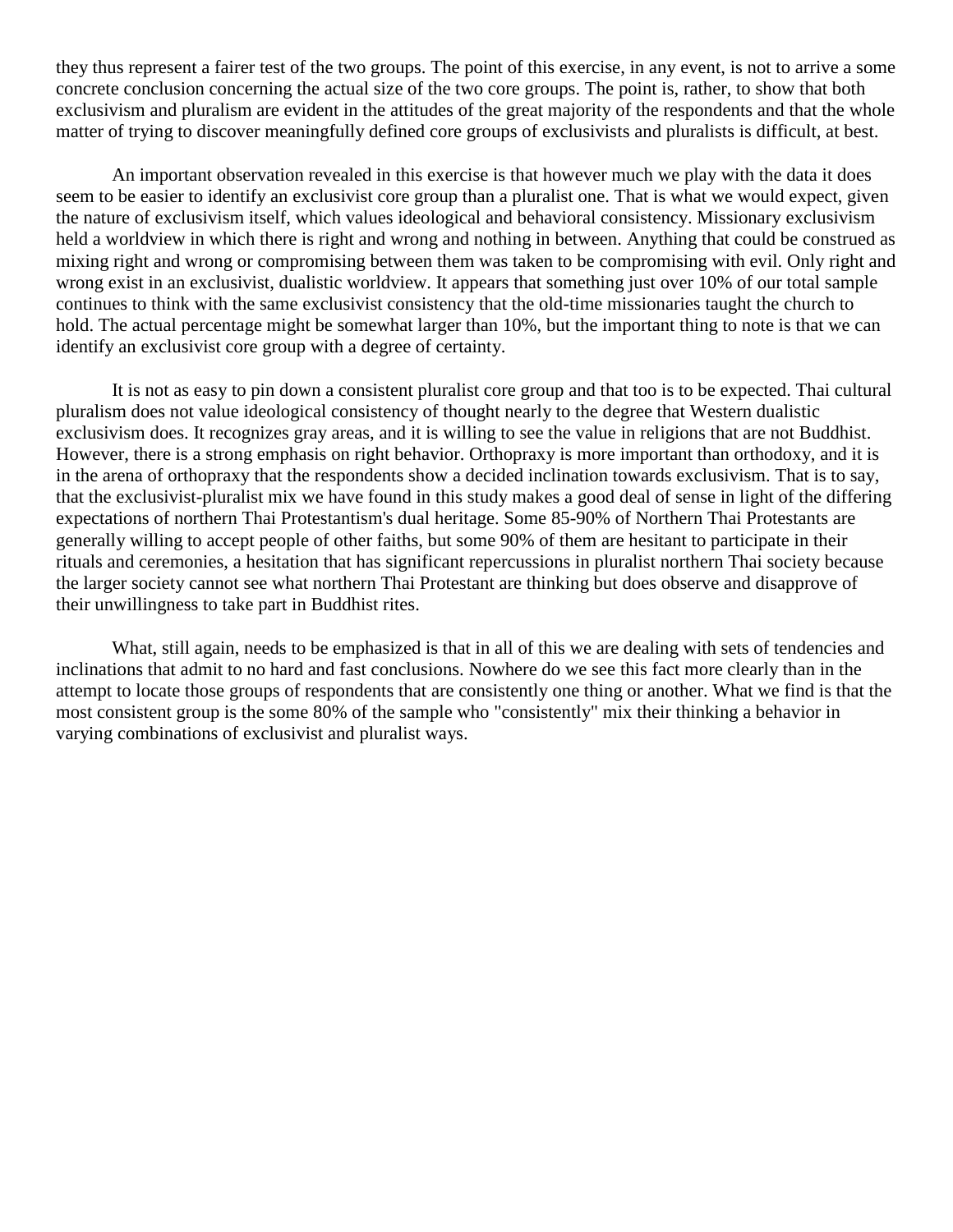they thus represent a fairer test of the two groups. The point of this exercise, in any event, is not to arrive a some concrete conclusion concerning the actual size of the two core groups. The point is, rather, to show that both exclusivism and pluralism are evident in the attitudes of the great majority of the respondents and that the whole matter of trying to discover meaningfully defined core groups of exclusivists and pluralists is difficult, at best.

An important observation revealed in this exercise is that however much we play with the data it does seem to be easier to identify an exclusivist core group than a pluralist one. That is what we would expect, given the nature of exclusivism itself, which values ideological and behavioral consistency. Missionary exclusivism held a worldview in which there is right and wrong and nothing in between. Anything that could be construed as mixing right and wrong or compromising between them was taken to be compromising with evil. Only right and wrong exist in an exclusivist, dualistic worldview. It appears that something just over 10% of our total sample continues to think with the same exclusivist consistency that the old-time missionaries taught the church to hold. The actual percentage might be somewhat larger than 10%, but the important thing to note is that we can identify an exclusivist core group with a degree of certainty.

It is not as easy to pin down a consistent pluralist core group and that too is to be expected. Thai cultural pluralism does not value ideological consistency of thought nearly to the degree that Western dualistic exclusivism does. It recognizes gray areas, and it is willing to see the value in religions that are not Buddhist. However, there is a strong emphasis on right behavior. Orthopraxy is more important than orthodoxy, and it is in the arena of orthopraxy that the respondents show a decided inclination towards exclusivism. That is to say, that the exclusivist-pluralist mix we have found in this study makes a good deal of sense in light of the differing expectations of northern Thai Protestantism's dual heritage. Some 85-90% of Northern Thai Protestants are generally willing to accept people of other faiths, but some 90% of them are hesitant to participate in their rituals and ceremonies, a hesitation that has significant repercussions in pluralist northern Thai society because the larger society cannot see what northern Thai Protestant are thinking but does observe and disapprove of their unwillingness to take part in Buddhist rites.

What, still again, needs to be emphasized is that in all of this we are dealing with sets of tendencies and inclinations that admit to no hard and fast conclusions. Nowhere do we see this fact more clearly than in the attempt to locate those groups of respondents that are consistently one thing or another. What we find is that the most consistent group is the some 80% of the sample who "consistently" mix their thinking a behavior in varying combinations of exclusivist and pluralist ways.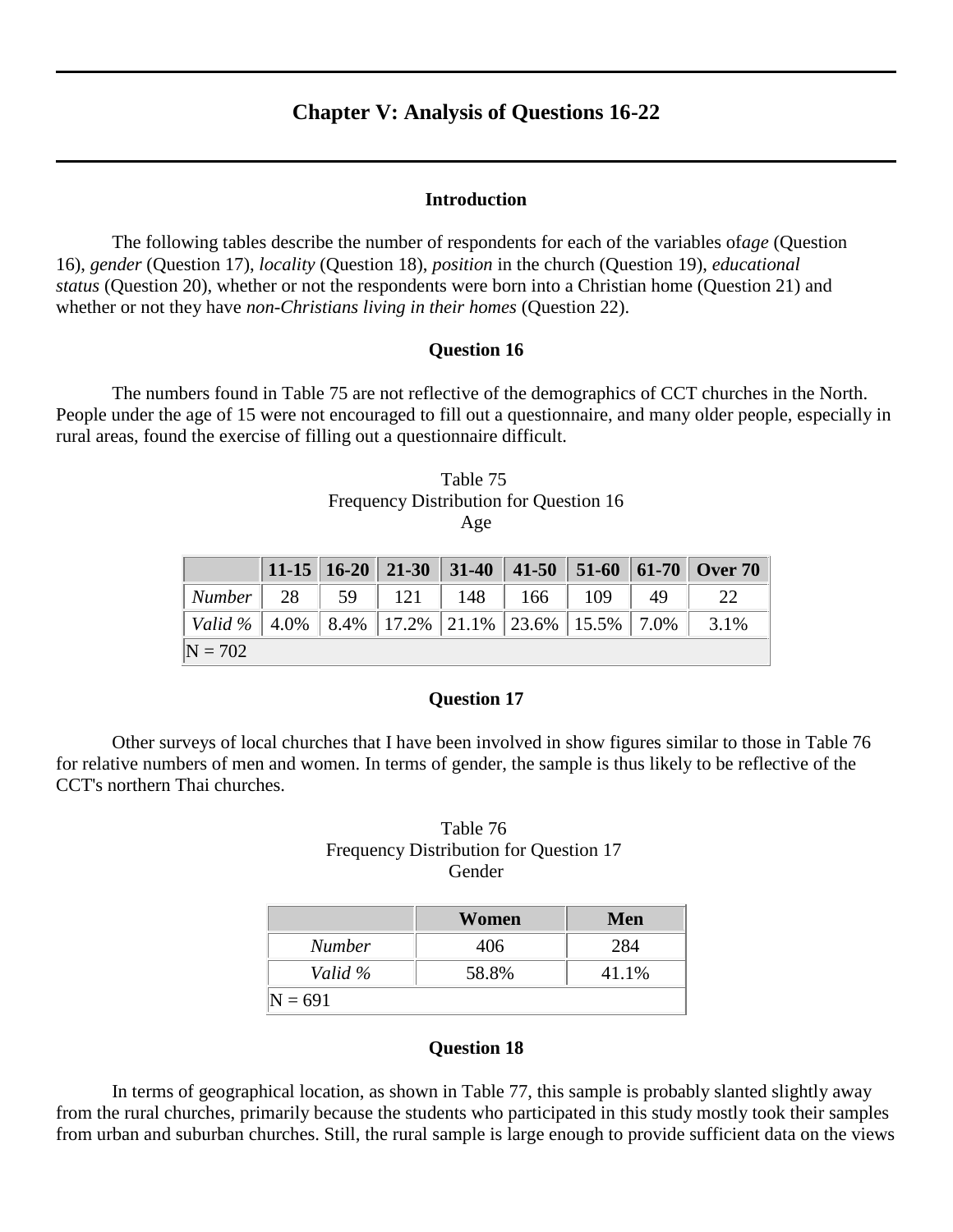# Chapter V: Analysis of Questions 16-22

### Introduction

The following tables describe the number of respondents for each of the variables of*age* (Question 16), *gender* (Question 17), *locality* (Question 18), *position* in the church (Question 19), *educational status* (Question 20), whether or not the respondents were born into a Christian home (Question 21) and whether or not they have *non-Christians living in their homes* (Question 22).

### Question 16

The numbers found in Table 75 are not reflective of the demographics of CCT churches in the North. People under the age of 15 were not encouraged to fill out a questionnaire, and many older people, especially in rural areas, found the exercise of filling out a questionnaire difficult.

Table 75
Frequency Distribution for Question 16
Age

| | 11-15 | 16-20 | 21-30 | 31-40 | 41-50 | 51-60 | 61-70 | Over 70 |
|---|---|---|---|---|---|---|---|---|
| *Number* | 28 | 59 | 121 | 148 | 166 | 109 | 49 | 22 |
| *Valid %* | 4.0% | 8.4% | 17.2% | 21.1% | 23.6% | 15.5% | 7.0% | 3.1% |
| N = 702 | | | | | | | | |

### Question 17

Other surveys of local churches that I have been involved in show figures similar to those in Table 76 for relative numbers of men and women. In terms of gender, the sample is thus likely to be reflective of the CCT's northern Thai churches.

Table 76
Frequency Distribution for Question 17
Gender

| | Women | Men |
|---|---|---|
| *Number* | 406 | 284 |
| *Valid %* | 58.8% | 41.1% |
| N = 691 | | |

### Question 18

In terms of geographical location, as shown in Table 77, this sample is probably slanted slightly away from the rural churches, primarily because the students who participated in this study mostly took their samples from urban and suburban churches. Still, the rural sample is large enough to provide sufficient data on the views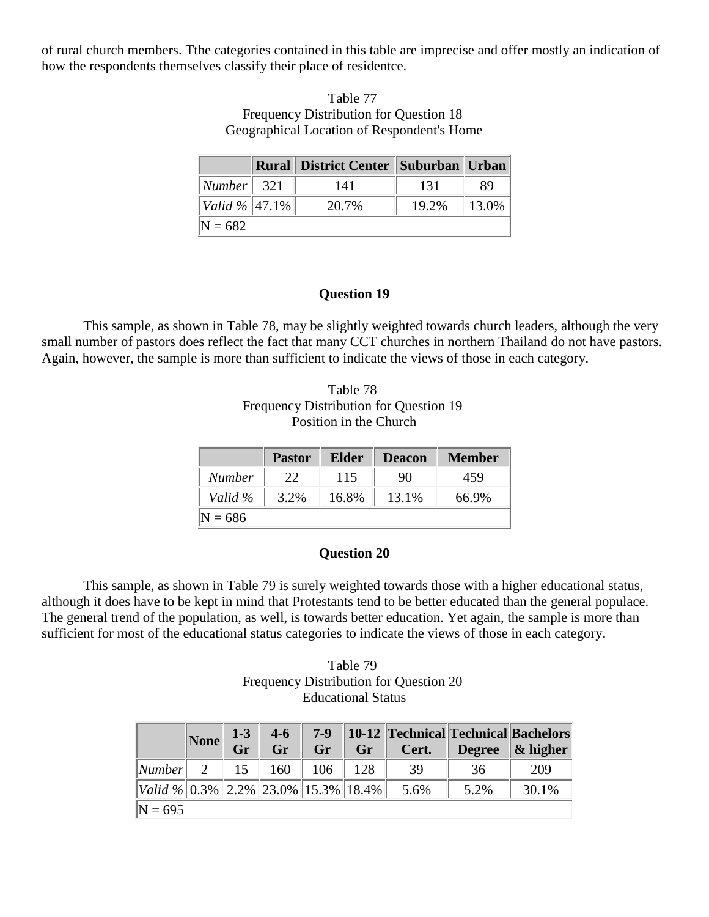of rural church members. Tthe categories contained in this table are imprecise and offer mostly an indication of how the respondents themselves classify their place of residentce.

Table 77
Frequency Distribution for Question 18
Geographical Location of Respondent's Home

| | Rural | District Center | Suburban | Urban |
|---|---|---|---|---|
| *Number* | 321 | 141 | 131 | 89 |
| *Valid %* | 47.1% | 20.7% | 19.2% | 13.0% |
| N = 682 | | | | |

### Question 19

This sample, as shown in Table 78, may be slightly weighted towards church leaders, although the very small number of pastors does reflect the fact that many CCT churches in northern Thailand do not have pastors. Again, however, the sample is more than sufficient to indicate the views of those in each category.

Table 78
Frequency Distribution for Question 19
Position in the Church

| | Pastor | Elder | Deacon | Member |
|---|---|---|---|---|
| *Number* | 22 | 115 | 90 | 459 |
| *Valid %* | 3.2% | 16.8% | 13.1% | 66.9% |
| N = 686 | | | | |

### Question 20

This sample, as shown in Table 79 is surely weighted towards those with a higher educational status, although it does have to be kept in mind that Protestants tend to be better educated than the general populace. The general trend of the population, as well, is towards better education. Yet again, the sample is more than sufficient for most of the educational status categories to indicate the views of those in each category.

Table 79
Frequency Distribution for Question 20
Educational Status

| | None | 1-3 Gr | 4-6 Gr | 7-9 Gr | 10-12 Gr | Technical Cert. | Technical Degree | Bachelors & higher |
|---|---|---|---|---|---|---|---|---|
| *Number* | 2 | 15 | 160 | 106 | 128 | 39 | 36 | 209 |
| *Valid %* | 0.3% | 2.2% | 23.0% | 15.3% | 18.4% | 5.6% | 5.2% | 30.1% |
| N = 695 | | | | | | | | |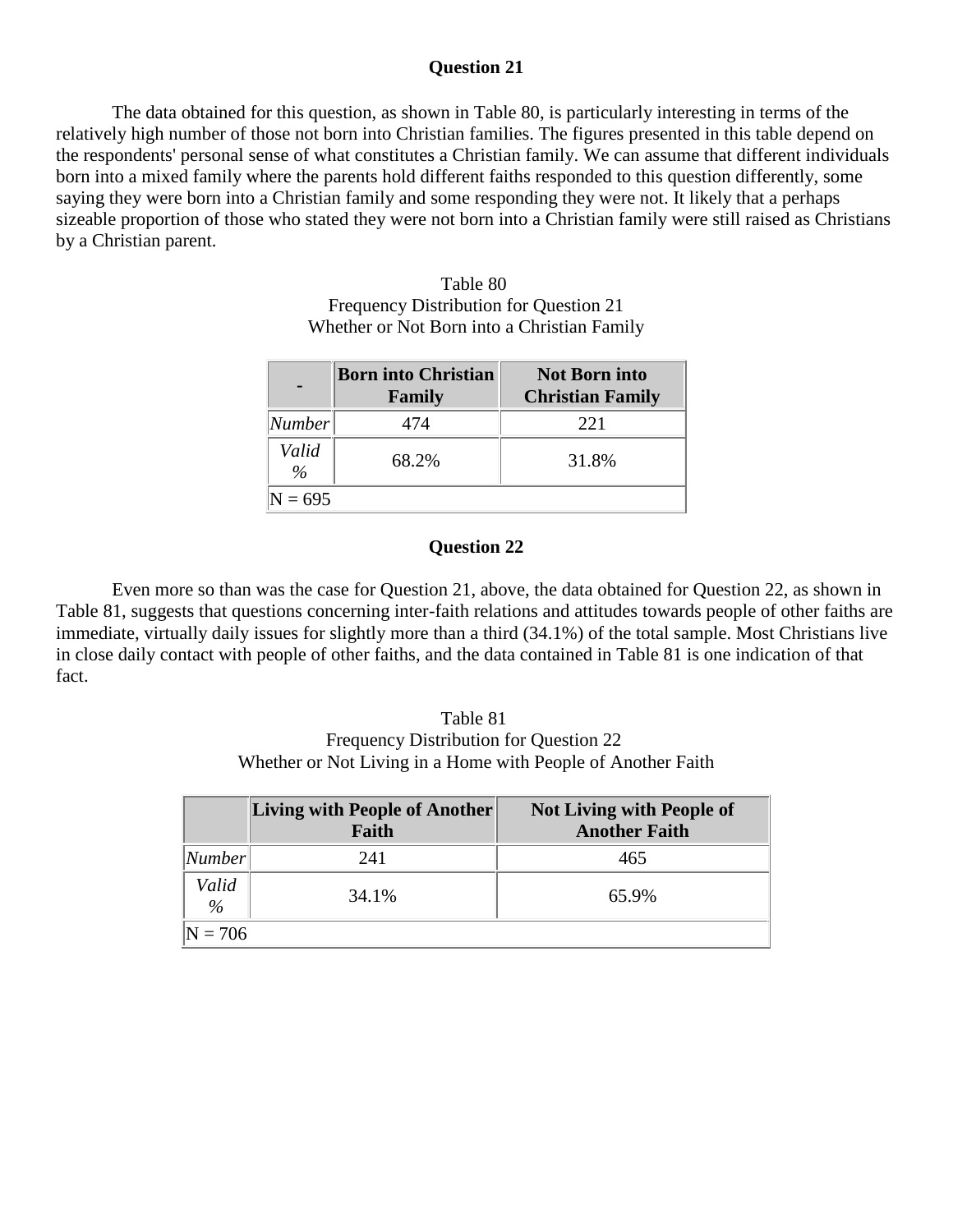### Question 21

The data obtained for this question, as shown in Table 80, is particularly interesting in terms of the relatively high number of those not born into Christian families. The figures presented in this table depend on the respondents' personal sense of what constitutes a Christian family. We can assume that different individuals born into a mixed family where the parents hold different faiths responded to this question differently, some saying they were born into a Christian family and some responding they were not. It likely that a perhaps sizeable proportion of those who stated they were not born into a Christian family were still raised as Christians by a Christian parent.

Table 80
Frequency Distribution for Question 21
Whether or Not Born into a Christian Family

| - | **Born into Christian Family** | **Not Born into Christian Family** |
|---|---|---|
| *Number* | 474 | 221 |
| *Valid %* | 68.2% | 31.8% |
| N = 695 | | |

### Question 22

Even more so than was the case for Question 21, above, the data obtained for Question 22, as shown in Table 81, suggests that questions concerning inter-faith relations and attitudes towards people of other faiths are immediate, virtually daily issues for slightly more than a third (34.1%) of the total sample. Most Christians live in close daily contact with people of other faiths, and the data contained in Table 81 is one indication of that fact.

Table 81
Frequency Distribution for Question 22
Whether or Not Living in a Home with People of Another Faith

| | **Living with People of Another Faith** | **Not Living with People of Another Faith** |
|---|---|---|
| *Number* | 241 | 465 |
| *Valid %* | 34.1% | 65.9% |
| N = 706 | | |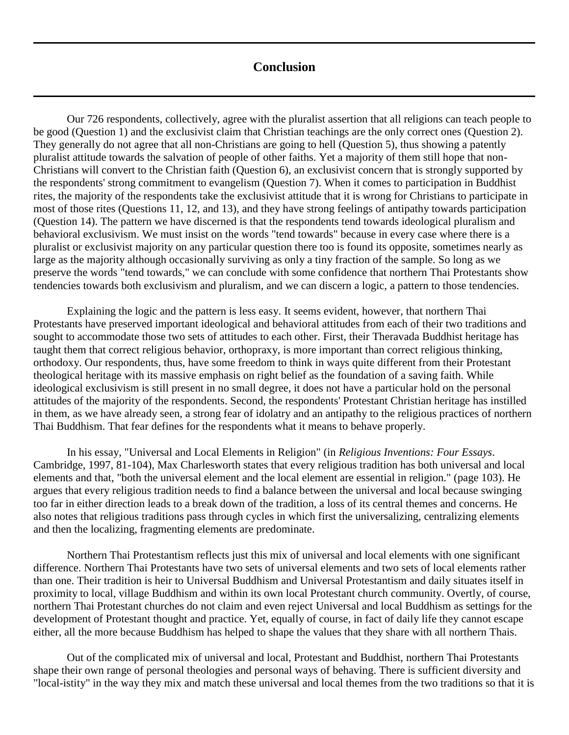# Conclusion

Our 726 respondents, collectively, agree with the pluralist assertion that all religions can teach people to be good (Question 1) and the exclusivist claim that Christian teachings are the only correct ones (Question 2). They generally do not agree that all non-Christians are going to hell (Question 5), thus showing a patently pluralist attitude towards the salvation of people of other faiths. Yet a majority of them still hope that non-Christians will convert to the Christian faith (Question 6), an exclusivist concern that is strongly supported by the respondents' strong commitment to evangelism (Question 7). When it comes to participation in Buddhist rites, the majority of the respondents take the exclusivist attitude that it is wrong for Christians to participate in most of those rites (Questions 11, 12, and 13), and they have strong feelings of antipathy towards participation (Question 14). The pattern we have discerned is that the respondents tend towards ideological pluralism and behavioral exclusivism. We must insist on the words "tend towards" because in every case where there is a pluralist or exclusivist majority on any particular question there too is found its opposite, sometimes nearly as large as the majority although occasionally surviving as only a tiny fraction of the sample. So long as we preserve the words "tend towards," we can conclude with some confidence that northern Thai Protestants show tendencies towards both exclusivism and pluralism, and we can discern a logic, a pattern to those tendencies.

Explaining the logic and the pattern is less easy. It seems evident, however, that northern Thai Protestants have preserved important ideological and behavioral attitudes from each of their two traditions and sought to accommodate those two sets of attitudes to each other. First, their Theravada Buddhist heritage has taught them that correct religious behavior, orthopraxy, is more important than correct religious thinking, orthodoxy. Our respondents, thus, have some freedom to think in ways quite different from their Protestant theological heritage with its massive emphasis on right belief as the foundation of a saving faith. While ideological exclusivism is still present in no small degree, it does not have a particular hold on the personal attitudes of the majority of the respondents. Second, the respondents' Protestant Christian heritage has instilled in them, as we have already seen, a strong fear of idolatry and an antipathy to the religious practices of northern Thai Buddhism. That fear defines for the respondents what it means to behave properly.

In his essay, "Universal and Local Elements in Religion" (in *Religious Inventions: Four Essays*. Cambridge, 1997, 81-104), Max Charlesworth states that every religious tradition has both universal and local elements and that, "both the universal element and the local element are essential in religion." (page 103). He argues that every religious tradition needs to find a balance between the universal and local because swinging too far in either direction leads to a break down of the tradition, a loss of its central themes and concerns. He also notes that religious traditions pass through cycles in which first the universalizing, centralizing elements and then the localizing, fragmenting elements are predominate.

Northern Thai Protestantism reflects just this mix of universal and local elements with one significant difference. Northern Thai Protestants have two sets of universal elements and two sets of local elements rather than one. Their tradition is heir to Universal Buddhism and Universal Protestantism and daily situates itself in proximity to local, village Buddhism and within its own local Protestant church community. Overtly, of course, northern Thai Protestant churches do not claim and even reject Universal and local Buddhism as settings for the development of Protestant thought and practice. Yet, equally of course, in fact of daily life they cannot escape either, all the more because Buddhism has helped to shape the values that they share with all northern Thais.

Out of the complicated mix of universal and local, Protestant and Buddhist, northern Thai Protestants shape their own range of personal theologies and personal ways of behaving. There is sufficient diversity and "local-istity" in the way they mix and match these universal and local themes from the two traditions so that it is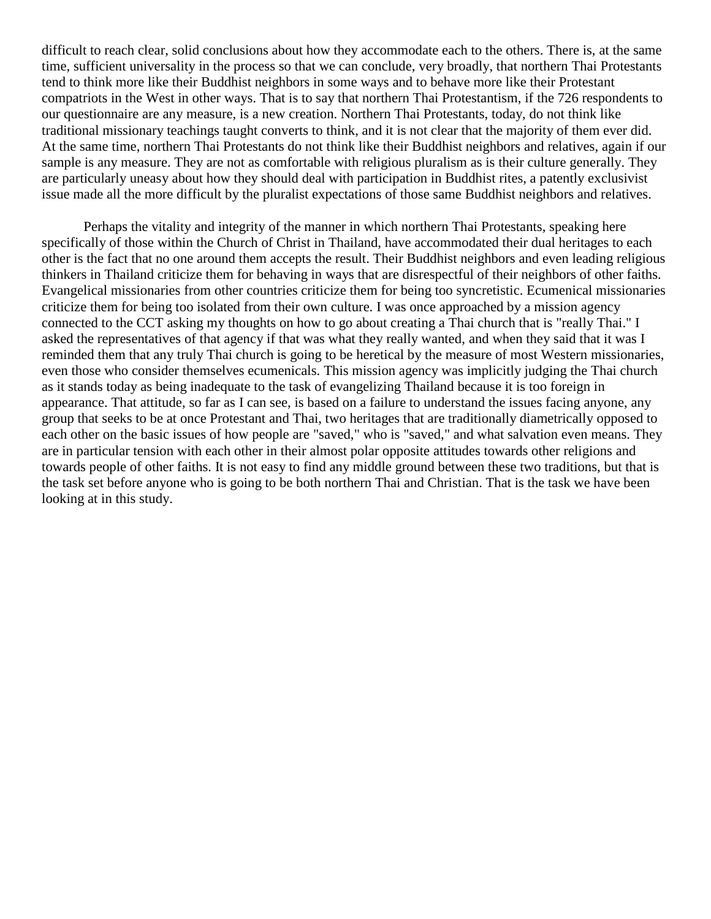difficult to reach clear, solid conclusions about how they accommodate each to the others. There is, at the same time, sufficient universality in the process so that we can conclude, very broadly, that northern Thai Protestants tend to think more like their Buddhist neighbors in some ways and to behave more like their Protestant compatriots in the West in other ways. That is to say that northern Thai Protestantism, if the 726 respondents to our questionnaire are any measure, is a new creation. Northern Thai Protestants, today, do not think like traditional missionary teachings taught converts to think, and it is not clear that the majority of them ever did. At the same time, northern Thai Protestants do not think like their Buddhist neighbors and relatives, again if our sample is any measure. They are not as comfortable with religious pluralism as is their culture generally. They are particularly uneasy about how they should deal with participation in Buddhist rites, a patently exclusivist issue made all the more difficult by the pluralist expectations of those same Buddhist neighbors and relatives.

Perhaps the vitality and integrity of the manner in which northern Thai Protestants, speaking here specifically of those within the Church of Christ in Thailand, have accommodated their dual heritages to each other is the fact that no one around them accepts the result. Their Buddhist neighbors and even leading religious thinkers in Thailand criticize them for behaving in ways that are disrespectful of their neighbors of other faiths. Evangelical missionaries from other countries criticize them for being too syncretistic. Ecumenical missionaries criticize them for being too isolated from their own culture. I was once approached by a mission agency connected to the CCT asking my thoughts on how to go about creating a Thai church that is "really Thai." I asked the representatives of that agency if that was what they really wanted, and when they said that it was I reminded them that any truly Thai church is going to be heretical by the measure of most Western missionaries, even those who consider themselves ecumenicals. This mission agency was implicitly judging the Thai church as it stands today as being inadequate to the task of evangelizing Thailand because it is too foreign in appearance. That attitude, so far as I can see, is based on a failure to understand the issues facing anyone, any group that seeks to be at once Protestant and Thai, two heritages that are traditionally diametrically opposed to each other on the basic issues of how people are "saved," who is "saved," and what salvation even means. They are in particular tension with each other in their almost polar opposite attitudes towards other religions and towards people of other faiths. It is not easy to find any middle ground between these two traditions, but that is the task set before anyone who is going to be both northern Thai and Christian. That is the task we have been looking at in this study.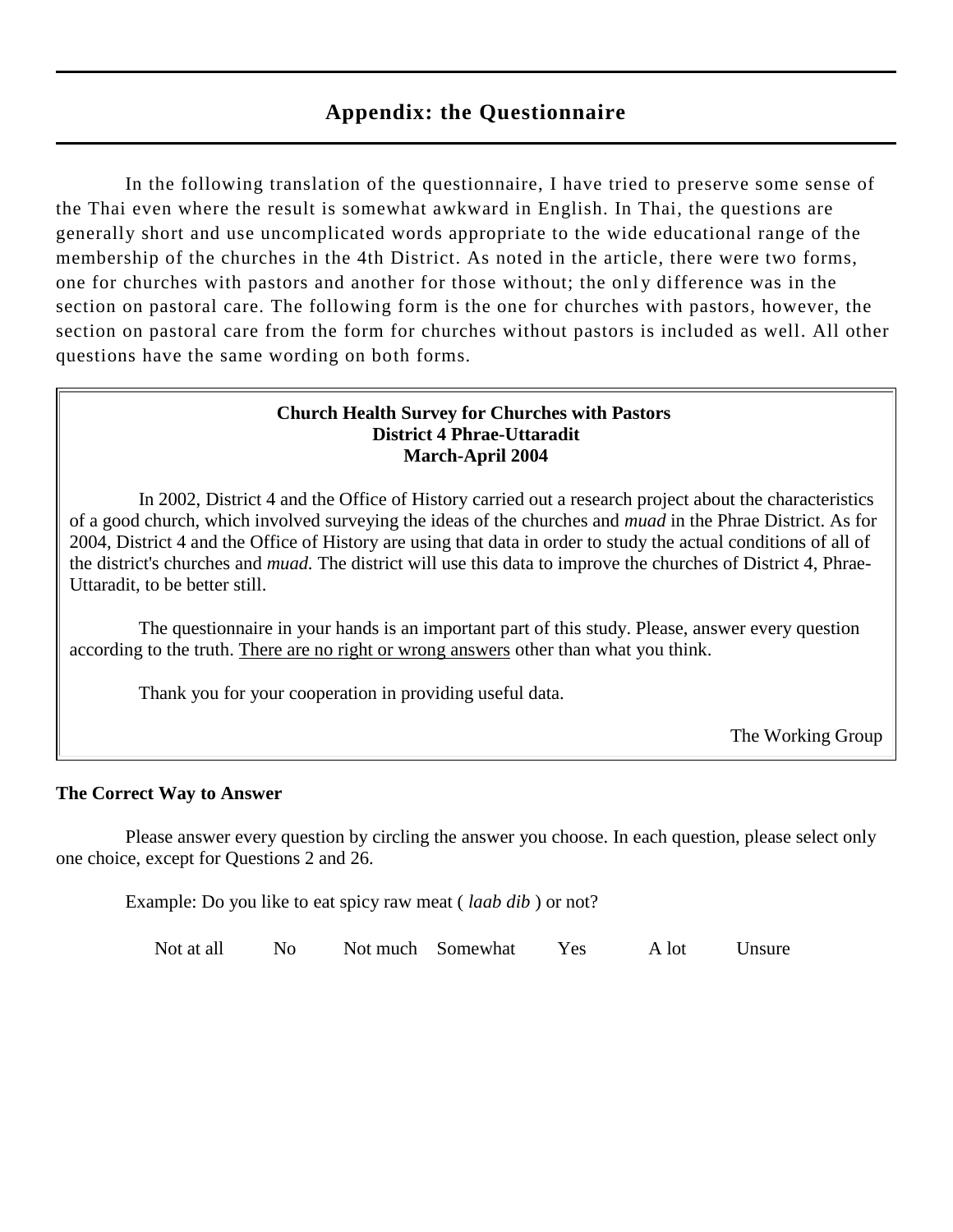## Appendix: the Questionnaire

In the following translation of the questionnaire, I have tried to preserve some sense of the Thai even where the result is somewhat awkward in English. In Thai, the questions are generally short and use uncomplicated words appropriate to the wide educational range of the membership of the churches in the 4th District. As noted in the article, there were two forms, one for churches with pastors and another for those without; the only difference was in the section on pastoral care. The following form is the one for churches with pastors, however, the section on pastoral care from the form for churches without pastors is included as well. All other questions have the same wording on both forms.

**Church Health Survey for Churches with Pastors**
**District 4 Phrae-Uttaradit**
**March-April 2004**

In 2002, District 4 and the Office of History carried out a research project about the characteristics of a good church, which involved surveying the ideas of the churches and *muad* in the Phrae District. As for 2004, District 4 and the Office of History are using that data in order to study the actual conditions of all of the district's churches and *muad.* The district will use this data to improve the churches of District 4, Phrae-Uttaradit, to be better still.

The questionnaire in your hands is an important part of this study. Please, answer every question according to the truth. <u>There are no right or wrong answers</u> other than what you think.

Thank you for your cooperation in providing useful data.

The Working Group

**The Correct Way to Answer**

Please answer every question by circling the answer you choose. In each question, please select only one choice, except for Questions 2 and 26.

Example: Do you like to eat spicy raw meat ( *laab dib* ) or not?

Not at all    No    Not much    Somewhat    Yes    A lot    Unsure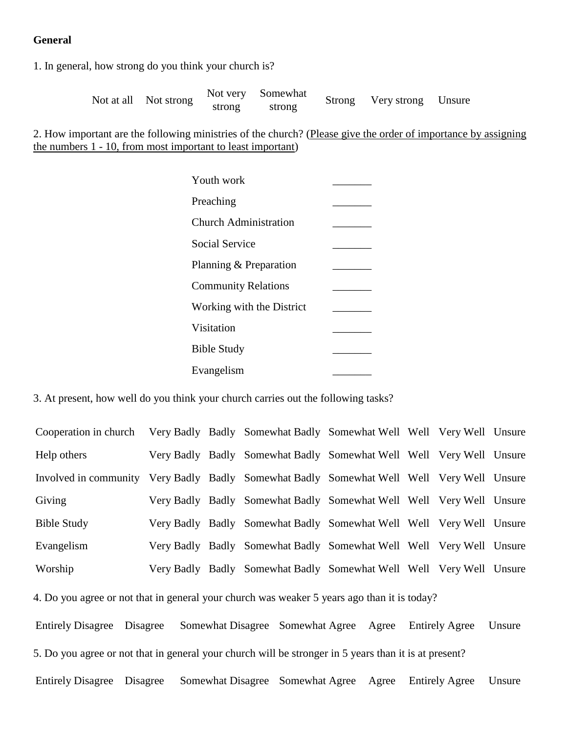**General**

1. In general, how strong do you think your church is?

| Not at all | Not strong | Not very strong | Somewhat strong | Strong | Very strong | Unsure |
|---|---|---|---|---|---|---|

2. How important are the following ministries of the church? (<u>Please give the order of importance by assigning the numbers 1 - 10, from most important to least important</u>)

| | |
|---|---|
| Youth work | _______ |
| Preaching | _______ |
| Church Administration | _______ |
| Social Service | _______ |
| Planning & Preparation | _______ |
| Community Relations | _______ |
| Working with the District | _______ |
| Visitation | _______ |
| Bible Study | _______ |
| Evangelism | _______ |

3. At present, how well do you think your church carries out the following tasks?

| | | | | | | | |
|---|---|---|---|---|---|---|---|
| Cooperation in church | Very Badly | Badly | Somewhat Badly | Somewhat Well | Well | Very Well | Unsure |
| Help others | Very Badly | Badly | Somewhat Badly | Somewhat Well | Well | Very Well | Unsure |
| Involved in community | Very Badly | Badly | Somewhat Badly | Somewhat Well | Well | Very Well | Unsure |
| Giving | Very Badly | Badly | Somewhat Badly | Somewhat Well | Well | Very Well | Unsure |
| Bible Study | Very Badly | Badly | Somewhat Badly | Somewhat Well | Well | Very Well | Unsure |
| Evangelism | Very Badly | Badly | Somewhat Badly | Somewhat Well | Well | Very Well | Unsure |
| Worship | Very Badly | Badly | Somewhat Badly | Somewhat Well | Well | Very Well | Unsure |

4. Do you agree or not that in general your church was weaker 5 years ago than it is today?

| Entirely Disagree | Disagree | Somewhat Disagree | Somewhat Agree | Agree | Entirely Agree | Unsure |
|---|---|---|---|---|---|---|

5. Do you agree or not that in general your church will be stronger in 5 years than it is at present?

| Entirely Disagree | Disagree | Somewhat Disagree | Somewhat Agree | Agree | Entirely Agree | Unsure |
|---|---|---|---|---|---|---|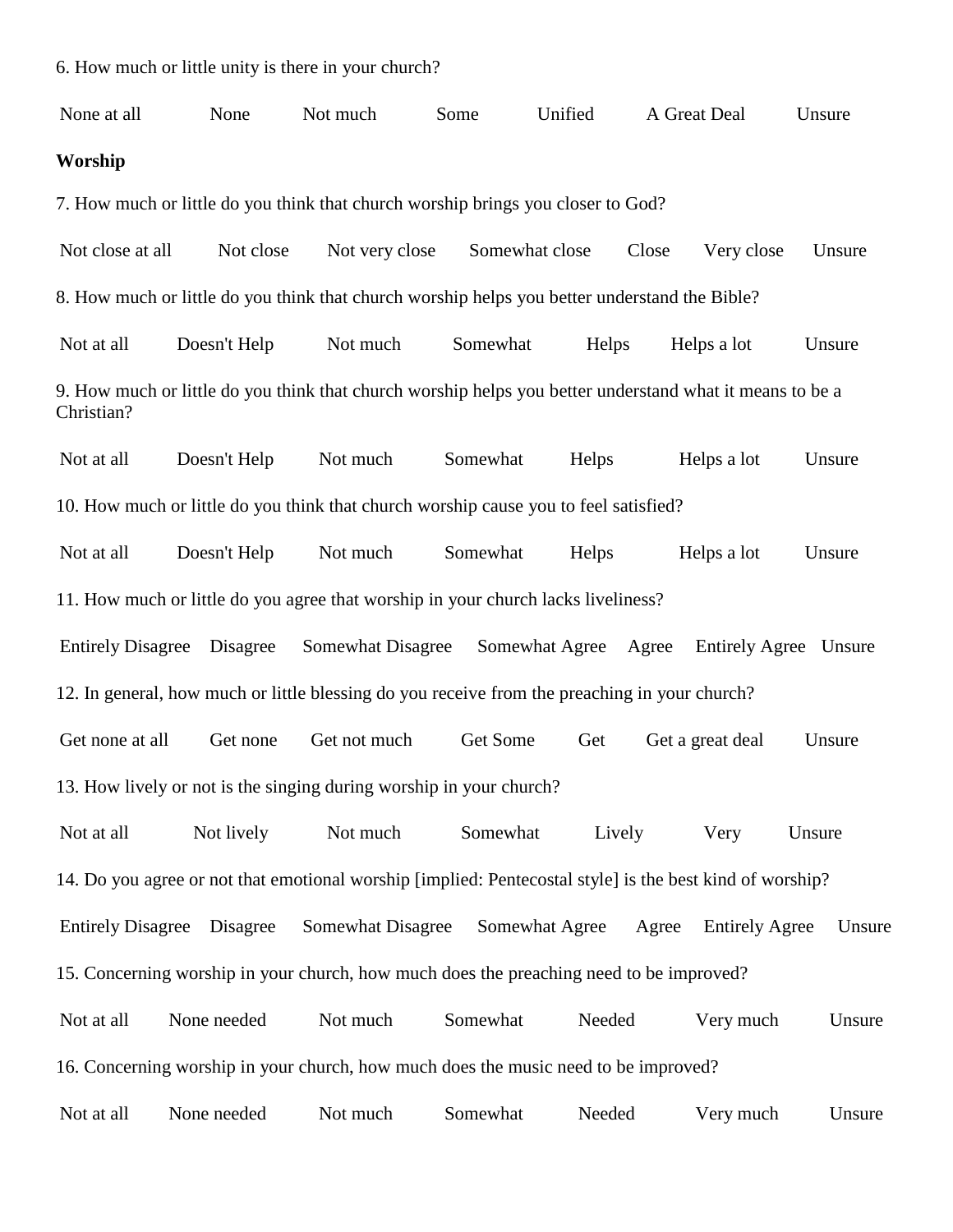6. How much or little unity is there in your church?

None at all None Not much Some Unified A Great Deal Unsure

**Worship**

7. How much or little do you think that church worship brings you closer to God?

Not close at all Not close Not very close Somewhat close Close Very close Unsure

8. How much or little do you think that church worship helps you better understand the Bible?

Not at all Doesn't Help Not much Somewhat Helps Helps a lot Unsure

9. How much or little do you think that church worship helps you better understand what it means to be a Christian?

Not at all Doesn't Help Not much Somewhat Helps Helps a lot Unsure

10. How much or little do you think that church worship cause you to feel satisfied?

Not at all Doesn't Help Not much Somewhat Helps Helps a lot Unsure

11. How much or little do you agree that worship in your church lacks liveliness?

Entirely Disagree Disagree Somewhat Disagree Somewhat Agree Agree Entirely Agree Unsure

12. In general, how much or little blessing do you receive from the preaching in your church?

Get none at all Get none Get not much Get Some Get Get a great deal Unsure

13. How lively or not is the singing during worship in your church?

Not at all Not lively Not much Somewhat Lively Very Unsure

14. Do you agree or not that emotional worship [implied: Pentecostal style] is the best kind of worship?

Entirely Disagree Disagree Somewhat Disagree Somewhat Agree Agree Entirely Agree Unsure

15. Concerning worship in your church, how much does the preaching need to be improved?

Not at all None needed Not much Somewhat Needed Very much Unsure

16. Concerning worship in your church, how much does the music need to be improved?

Not at all None needed Not much Somewhat Needed Very much Unsure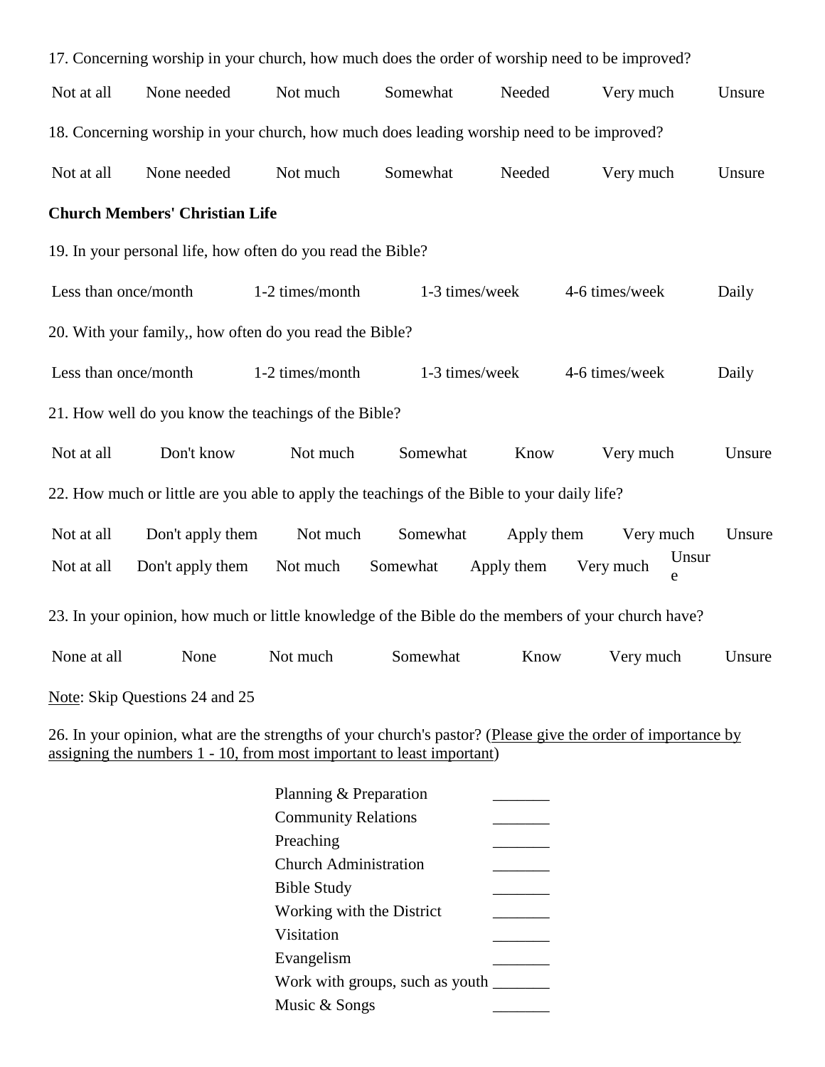17. Concerning worship in your church, how much does the order of worship need to be improved?

Not at all　　None needed　　Not much　　Somewhat　　Needed　　Very much　　Unsure

18. Concerning worship in your church, how much does leading worship need to be improved?

Not at all　　None needed　　Not much　　Somewhat　　Needed　　Very much　　Unsure

**Church Members' Christian Life**

19. In your personal life, how often do you read the Bible?

Less than once/month　　1-2 times/month　　1-3 times/week　　4-6 times/week　　Daily

20. With your family,, how often do you read the Bible?

Less than once/month　　1-2 times/month　　1-3 times/week　　4-6 times/week　　Daily

21. How well do you know the teachings of the Bible?

Not at all　　Don't know　　Not much　　Somewhat　　Know　　Very much　　Unsure

22. How much or little are you able to apply the teachings of the Bible to your daily life?

Not at all　　Don't apply them　　Not much　　Somewhat　　Apply them　　Very much　　Unsure

Not at all　　Don't apply them　　Not much　　Somewhat　　Apply them　　Very much　　Unsure

23. In your opinion, how much or little knowledge of the Bible do the members of your church have?

None at all　　None　　Not much　　Somewhat　　Know　　Very much　　Unsure

<u>Note</u>: Skip Questions 24 and 25

26. In your opinion, what are the strengths of your church's pastor? (<u>Please give the order of importance by assigning the numbers 1 - 10, from most important to least important</u>)

Planning & Preparation _______
Community Relations _______
Preaching _______
Church Administration _______
Bible Study _______
Working with the District _______
Visitation _______
Evangelism _______
Work with groups, such as youth _______
Music & Songs _______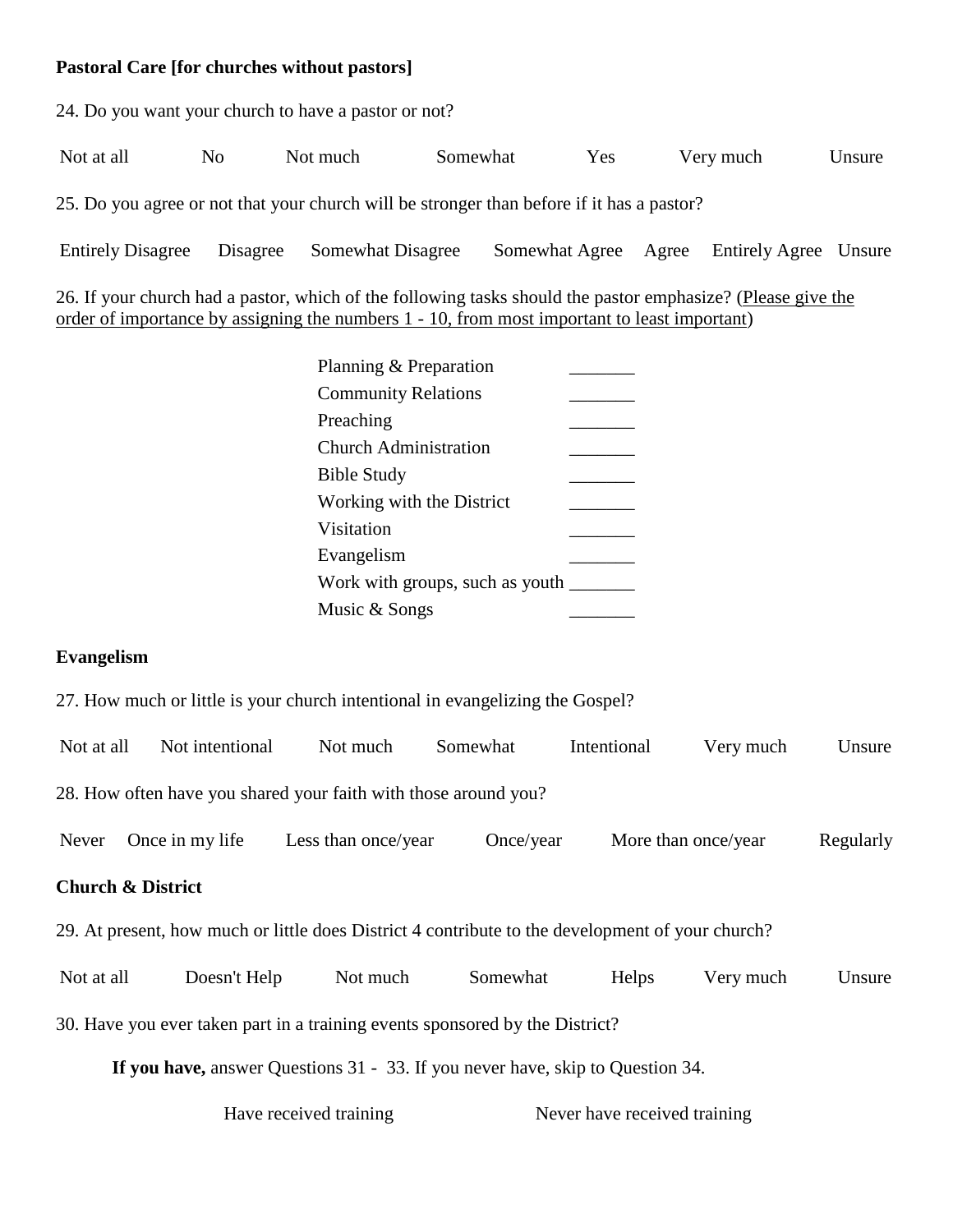**Pastoral Care [for churches without pastors]**

24. Do you want your church to have a pastor or not?

Not at all    No    Not much    Somewhat    Yes    Very much    Unsure

25. Do you agree or not that your church will be stronger than before if it has a pastor?

Entirely Disagree    Disagree    Somewhat Disagree    Somewhat Agree    Agree    Entirely Agree    Unsure

26. If your church had a pastor, which of the following tasks should the pastor emphasize? (Please give the order of importance by assigning the numbers 1 - 10, from most important to least important)

- Planning & Preparation _______
- Community Relations _______
- Preaching _______
- Church Administration _______
- Bible Study _______
- Working with the District _______
- Visitation _______
- Evangelism _______
- Work with groups, such as youth _______
- Music & Songs _______

**Evangelism**

27. How much or little is your church intentional in evangelizing the Gospel?

Not at all    Not intentional    Not much    Somewhat    Intentional    Very much    Unsure

28. How often have you shared your faith with those around you?

Never    Once in my life    Less than once/year    Once/year    More than once/year    Regularly

**Church & District**

29. At present, how much or little does District 4 contribute to the development of your church?

Not at all    Doesn't Help    Not much    Somewhat    Helps    Very much    Unsure

30. Have you ever taken part in a training events sponsored by the District?

**If you have,** answer Questions 31 - 33. If you never have, skip to Question 34.

Have received training    Never have received training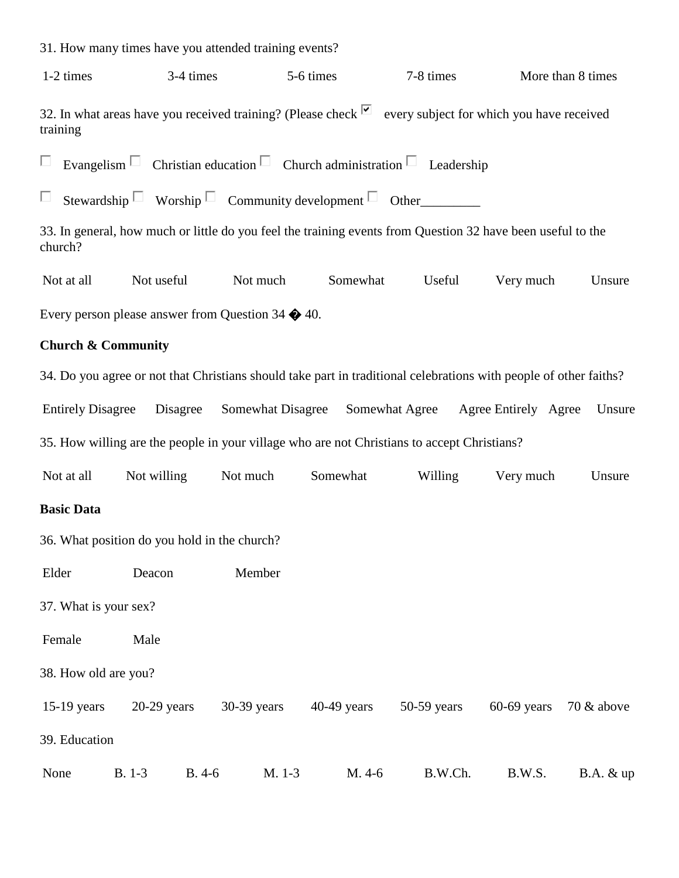31. How many times have you attended training events?

1-2 times    3-4 times    5-6 times    7-8 times    More than 8 times

32. In what areas have you received training? (Please check ☑ every subject for which you have received training

☐ Evangelism ☐ Christian education ☐ Church administration ☐ Leadership

☐ Stewardship ☐ Worship ☐ Community development ☐ Other_________

33. In general, how much or little do you feel the training events from Question 32 have been useful to the church?

Not at all    Not useful    Not much    Somewhat    Useful    Very much    Unsure

Every person please answer from Question 34 � 40.

**Church & Community**

34. Do you agree or not that Christians should take part in traditional celebrations with people of other faiths?

Entirely Disagree    Disagree    Somewhat Disagree    Somewhat Agree    Agree Entirely    Agree    Unsure

35. How willing are the people in your village who are not Christians to accept Christians?

Not at all    Not willing    Not much    Somewhat    Willing    Very much    Unsure

**Basic Data**

36. What position do you hold in the church?

Elder    Deacon    Member

37. What is your sex?

Female    Male

38. How old are you?

15-19 years    20-29 years    30-39 years    40-49 years    50-59 years    60-69 years    70 & above

39. Education

None    B. 1-3    B. 4-6    M. 1-3    M. 4-6    B.W.Ch.    B.W.S.    B.A. & up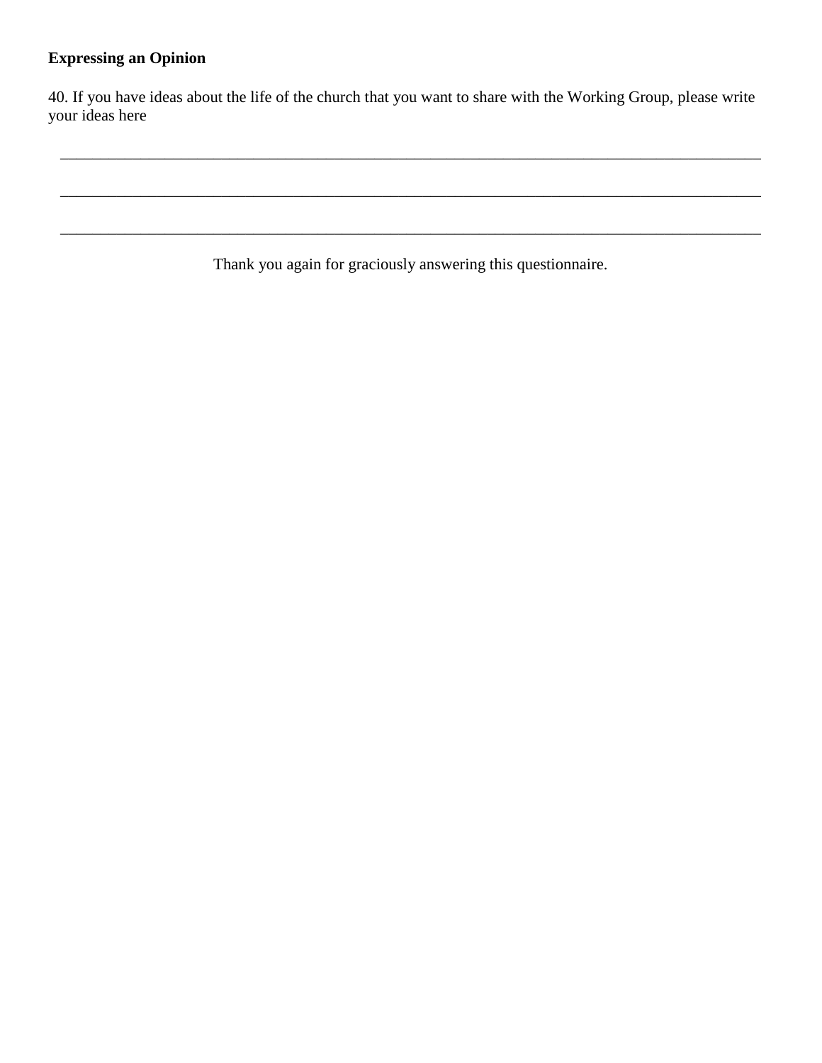**Expressing an Opinion**

40. If you have ideas about the life of the church that you want to share with the Working Group, please write your ideas here

______________________________________________________________________________

______________________________________________________________________________

______________________________________________________________________________

Thank you again for graciously answering this questionnaire.